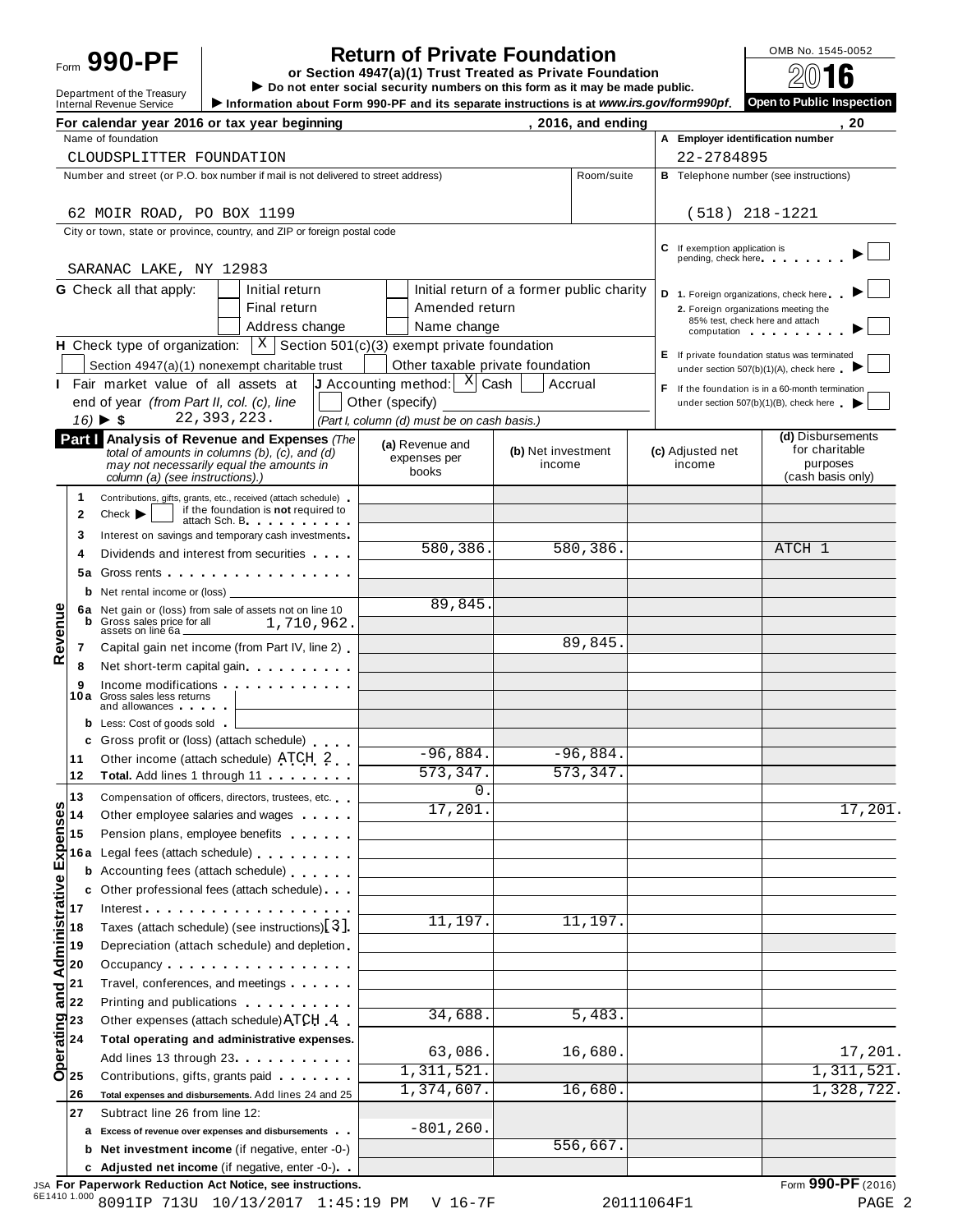Form **990-PF**

Department of the Treasury
Internal Revenue Service

# Return of Private Foundation

**or Section 4947(a)(1) Trust Treated as Private Foundation**

▶ Do not enter social security numbers on this form as it may be made public.

▶ Information about Form 990-PF and its separate instructions is at *www.irs.gov/form990pf*.

OMB No. 1545-0052

**2016**

**Open to Public Inspection**

For calendar year 2016 or tax year beginning , 2016, and ending , 20

Name of foundation: CLOUDSPLITTER FOUNDATION

A Employer identification number: 22-2784895

Number and street (or P.O. box number if mail is not delivered to street address): 62 MOIR ROAD, PO BOX 1199 | Room/suite:

B Telephone number (see instructions): (518) 218-1221

City or town, state or province, country, and ZIP or foreign postal code: SARANAC LAKE, NY 12983

C If exemption application is pending, check here ▶ ☐

G Check all that apply: ☐ Initial return ☐ Initial return of a former public charity ☐ Final return ☐ Amended return ☐ Address change ☐ Name change

D 1. Foreign organizations, check here ▶ ☐
2. Foreign organizations meeting the 85% test, check here and attach computation ▶ ☐

H Check type of organization: ☒ Section 501(c)(3) exempt private foundation ☐ Section 4947(a)(1) nonexempt charitable trust ☐ Other taxable private foundation

E If private foundation status was terminated under section 507(b)(1)(A), check here ▶ ☐

I Fair market value of all assets at end of year *(from Part II, col. (c), line 16)* ▶ $ 22,393,223.

J Accounting method: ☒ Cash ☐ Accrual ☐ Other (specify) *(Part I, column (d) must be on cash basis.)*

F If the foundation is in a 60-month termination under section 507(b)(1)(B), check here ▶ ☐

| **Part I** Analysis of Revenue and Expenses *(The total of amounts in columns (b), (c), and (d) may not necessarily equal the amounts in column (a) (see instructions).)* | (a) Revenue and expenses per books | (b) Net investment income | (c) Adjusted net income | (d) Disbursements for charitable purposes (cash basis only) |
|---|---|---|---|---|
| **Revenue** | | | | |
| 1 Contributions, gifts, grants, etc., received (attach schedule) | | | | |
| 2 Check ▶ ☐ if the foundation is **not** required to attach Sch. B | | | | |
| 3 Interest on savings and temporary cash investments | | | | |
| 4 Dividends and interest from securities | 580,386. | 580,386. | | ATCH 1 |
| 5a Gross rents | | | | |
| b Net rental income or (loss) | | | | |
| 6a Net gain or (loss) from sale of assets not on line 10 | 89,845. | | | |
| b Gross sales price for all assets on line 6a 1,710,962. | | | | |
| 7 Capital gain net income (from Part IV, line 2) | | 89,845. | | |
| 8 Net short-term capital gain | | | | |
| 9 Income modifications | | | | |
| 10a Gross sales less returns and allowances | | | | |
| b Less: Cost of goods sold | | | | |
| c Gross profit or (loss) (attach schedule) | | | | |
| 11 Other income (attach schedule) ATCH 2 | -96,884. | -96,884. | | |
| 12 **Total.** Add lines 1 through 11 | 573,347. | 573,347. | | |
| **Operating and Administrative Expenses** | | | | |
| 13 Compensation of officers, directors, trustees, etc. | 0. | | | |
| 14 Other employee salaries and wages | 17,201. | | | 17,201. |
| 15 Pension plans, employee benefits | | | | |
| 16a Legal fees (attach schedule) | | | | |
| b Accounting fees (attach schedule) | | | | |
| c Other professional fees (attach schedule) | | | | |
| 17 Interest | | | | |
| 18 Taxes (attach schedule) (see instructions) [3] | 11,197. | 11,197. | | |
| 19 Depreciation (attach schedule) and depletion | | | | |
| 20 Occupancy | | | | |
| 21 Travel, conferences, and meetings | | | | |
| 22 Printing and publications | | | | |
| 23 Other expenses (attach schedule) ATCH 4 | 34,688. | 5,483. | | |
| 24 **Total operating and administrative expenses.** Add lines 13 through 23 | 63,086. | 16,680. | | 17,201. |
| 25 Contributions, gifts, grants paid | 1,311,521. | | | 1,311,521. |
| 26 **Total expenses and disbursements.** Add lines 24 and 25 | 1,374,607. | 16,680. | | 1,328,722. |
| 27 Subtract line 26 from line 12: | | | | |
| a **Excess of revenue over expenses and disbursements** | -801,260. | | | |
| b **Net investment income** (if negative, enter -0-) | | 556,667. | | |
| c **Adjusted net income** (if negative, enter -0-) | | | | |

JSA **For Paperwork Reduction Act Notice, see instructions.** Form **990-PF** (2016)

6E1410 1.000 8091IP 713U 10/13/2017 1:45:19 PM V 16-7F 20111064F1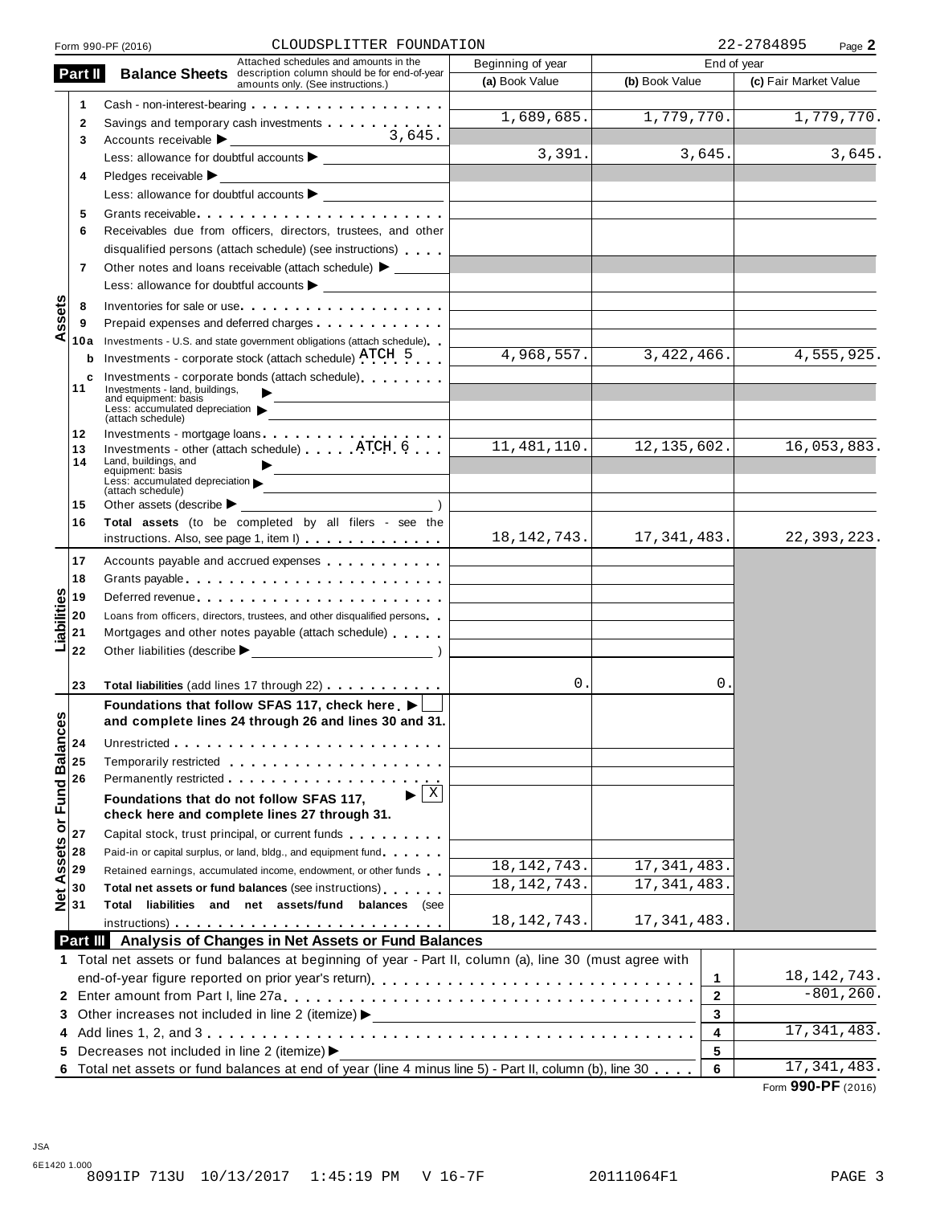Form 990-PF (2016) CLOUDSPLITTER FOUNDATION 22-2784895

## Part II Balance Sheets

Attached schedules and amounts in the description column should be for end-of-year amounts only. (See instructions.)

| | | | Beginning of year (a) Book Value | End of year (b) Book Value | End of year (c) Fair Market Value |
|---|---|---|---|---|---|
| **Assets** | 1 | Cash - non-interest-bearing | | | |
| | 2 | Savings and temporary cash investments | 1,689,685. | 1,779,770. | 1,779,770. |
| | 3 | Accounts receivable ▶ 3,645. Less: allowance for doubtful accounts ▶ | 3,391. | 3,645. | 3,645. |
| | 4 | Pledges receivable ▶ Less: allowance for doubtful accounts ▶ | | | |
| | 5 | Grants receivable | | | |
| | 6 | Receivables due from officers, directors, trustees, and other disqualified persons (attach schedule) (see instructions) | | | |
| | 7 | Other notes and loans receivable (attach schedule) ▶ Less: allowance for doubtful accounts ▶ | | | |
| | 8 | Inventories for sale or use | | | |
| | 9 | Prepaid expenses and deferred charges | | | |
| | 10a | Investments - U.S. and state government obligations (attach schedule) | | | |
| | b | Investments - corporate stock (attach schedule) ATCH 5 | 4,968,557. | 3,422,466. | 4,555,925. |
| | c | Investments - corporate bonds (attach schedule) | | | |
| | 11 | Investments - land, buildings, and equipment: basis ▶ Less: accumulated depreciation (attach schedule) ▶ | | | |
| | 12 | Investments - mortgage loans | | | |
| | 13 | Investments - other (attach schedule) ATCH 6 | 11,481,110. | 12,135,602. | 16,053,883. |
| | 14 | Land, buildings, and equipment: basis ▶ Less: accumulated depreciation (attach schedule) ▶ | | | |
| | 15 | Other assets (describe ▶ ) | | | |
| | 16 | **Total assets** (to be completed by all filers - see the instructions. Also, see page 1, item I) | 18,142,743. | 17,341,483. | 22,393,223. |
| **Liabilities** | 17 | Accounts payable and accrued expenses | | | |
| | 18 | Grants payable | | | |
| | 19 | Deferred revenue | | | |
| | 20 | Loans from officers, directors, trustees, and other disqualified persons | | | |
| | 21 | Mortgages and other notes payable (attach schedule) | | | |
| | 22 | Other liabilities (describe ▶ ) | | | |
| | 23 | **Total liabilities** (add lines 17 through 22) | 0. | 0. | |
| **Net Assets or Fund Balances** | | **Foundations that follow SFAS 117, check here ▶ ☐ and complete lines 24 through 26 and lines 30 and 31.** | | | |
| | 24 | Unrestricted | | | |
| | 25 | Temporarily restricted | | | |
| | 26 | Permanently restricted | | | |
| | | **Foundations that do not follow SFAS 117, check here and complete lines 27 through 31.** ▶ ☒ | | | |
| | 27 | Capital stock, trust principal, or current funds | | | |
| | 28 | Paid-in or capital surplus, or land, bldg., and equipment fund | | | |
| | 29 | Retained earnings, accumulated income, endowment, or other funds | 18,142,743. | 17,341,483. | |
| | 30 | **Total net assets or fund balances** (see instructions) | 18,142,743. | 17,341,483. | |
| | 31 | **Total liabilities and net assets/fund balances** (see instructions) | 18,142,743. | 17,341,483. | |

## Part III Analysis of Changes in Net Assets or Fund Balances

| | | | |
|---|---|---|---|
| 1 | Total net assets or fund balances at beginning of year - Part II, column (a), line 30 (must agree with end-of-year figure reported on prior year's return) | 1 | 18,142,743. |
| 2 | Enter amount from Part I, line 27a | 2 | -801,260. |
| 3 | Other increases not included in line 2 (itemize) ▶ | 3 | |
| 4 | Add lines 1, 2, and 3 | 4 | 17,341,483. |
| 5 | Decreases not included in line 2 (itemize) ▶ | 5 | |
| 6 | Total net assets or fund balances at end of year (line 4 minus line 5) - Part II, column (b), line 30 | 6 | 17,341,483. |

Form **990-PF** (2016)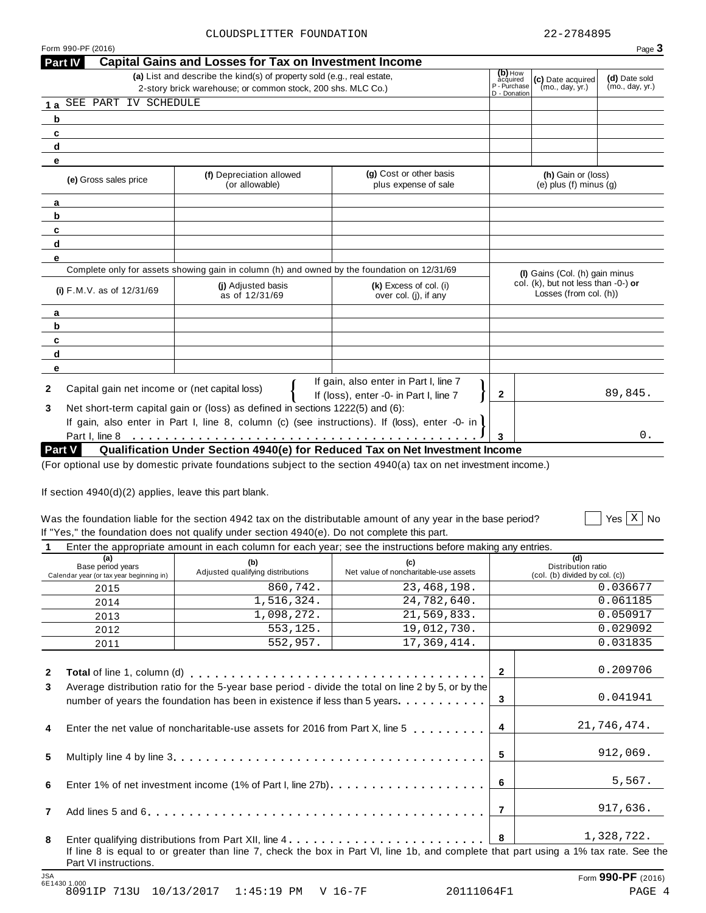CLOUDSPLITTER FOUNDATION 22-2784895

Form 990-PF (2016)

## Part IV Capital Gains and Losses for Tax on Investment Income

| | (a) List and describe the kind(s) of property sold (e.g., real estate, 2-story brick warehouse; or common stock, 200 shs. MLC Co.) | (b) How acquired P - Purchase D - Donation | (c) Date acquired (mo., day, yr.) | (d) Date sold (mo., day, yr.) |
|---|---|---|---|---|
| 1 a | SEE PART IV SCHEDULE | | | |
| b | | | | |
| c | | | | |
| d | | | | |
| e | | | | |

| | (e) Gross sales price | (f) Depreciation allowed (or allowable) | (g) Cost or other basis plus expense of sale | (h) Gain or (loss) (e) plus (f) minus (g) |
|---|---|---|---|---|
| a | | | | |
| b | | | | |
| c | | | | |
| d | | | | |
| e | | | | |

Complete only for assets showing gain in column (h) and owned by the foundation on 12/31/69

| | (i) F.M.V. as of 12/31/69 | (j) Adjusted basis as of 12/31/69 | (k) Excess of col. (i) over col. (j), if any | (l) Gains (Col. (h) gain minus col. (k), but not less than -0-) or Losses (from col. (h)) |
|---|---|---|---|---|
| a | | | | |
| b | | | | |
| c | | | | |
| d | | | | |
| e | | | | |

| | | | |
|---|---|---|---|
| 2 | Capital gain net income or (net capital loss) { If gain, also enter in Part I, line 7 / If (loss), enter -0- in Part I, line 7 } | 2 | 89,845. |
| 3 | Net short-term capital gain or (loss) as defined in sections 1222(5) and (6): If gain, also enter in Part I, line 8, column (c) (see instructions). If (loss), enter -0- in Part I, line 8 | 3 | 0. |

## Part V Qualification Under Section 4940(e) for Reduced Tax on Net Investment Income

(For optional use by domestic private foundations subject to the section 4940(a) tax on net investment income.)

If section 4940(d)(2) applies, leave this part blank.

Was the foundation liable for the section 4942 tax on the distributable amount of any year in the base period? ☐ Yes ☒ No

If "Yes," the foundation does not qualify under section 4940(e). Do not complete this part.

1 Enter the appropriate amount in each column for each year; see the instructions before making any entries.

| (a) Base period years Calendar year (or tax year beginning in) | (b) Adjusted qualifying distributions | (c) Net value of noncharitable-use assets | (d) Distribution ratio (col. (b) divided by col. (c)) |
|---|---|---|---|
| 2015 | 860,742. | 23,468,198. | 0.036677 |
| 2014 | 1,516,324. | 24,782,640. | 0.061185 |
| 2013 | 1,098,272. | 21,569,833. | 0.050917 |
| 2012 | 553,125. | 19,012,730. | 0.029092 |
| 2011 | 552,957. | 17,369,414. | 0.031835 |

| | | | |
|---|---|---|---|
| 2 | **Total** of line 1, column (d) | 2 | 0.209706 |
| 3 | Average distribution ratio for the 5-year base period - divide the total on line 2 by 5, or by the number of years the foundation has been in existence if less than 5 years | 3 | 0.041941 |
| 4 | Enter the net value of noncharitable-use assets for 2016 from Part X, line 5 | 4 | 21,746,474. |
| 5 | Multiply line 4 by line 3 | 5 | 912,069. |
| 6 | Enter 1% of net investment income (1% of Part I, line 27b) | 6 | 5,567. |
| 7 | Add lines 5 and 6 | 7 | 917,636. |
| 8 | Enter qualifying distributions from Part XII, line 4 | 8 | 1,328,722. |

If line 8 is equal to or greater than line 7, check the box in Part VI, line 1b, and complete that part using a 1% tax rate. See the Part VI instructions.

JSA 6E1430 1.000

Form **990-PF** (2016)

8091IP 713U 10/13/2017 1:45:19 PM V 16-7F 20111064F1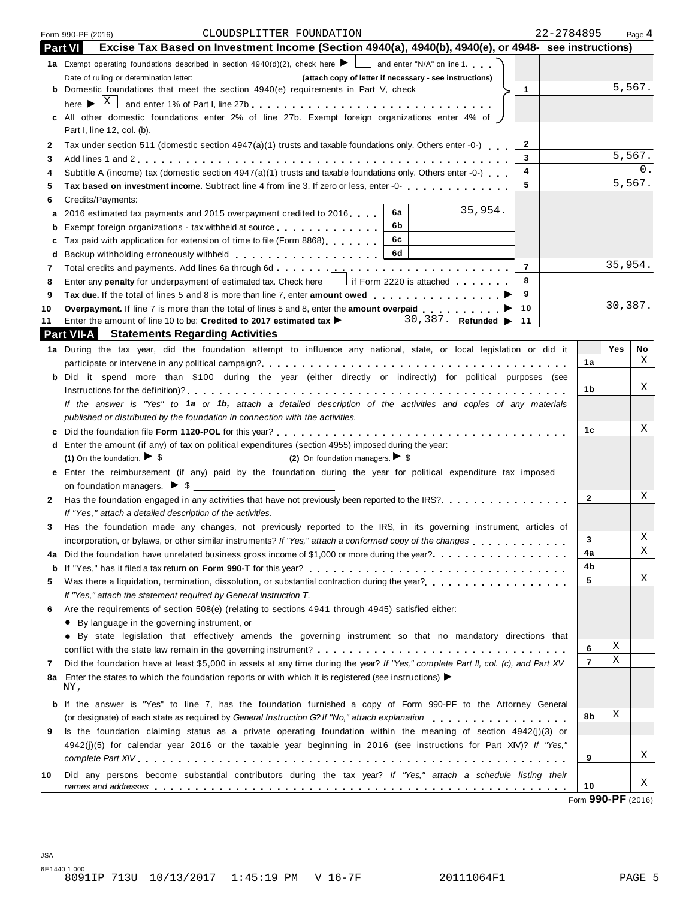Form 990-PF (2016) CLOUDSPLITTER FOUNDATION 22-2784895 Page **4**

## Part VI Excise Tax Based on Investment Income (Section 4940(a), 4940(b), 4940(e), or 4948- see instructions)

| | Description | | | Line | Amount |
|---|---|---|---|---|---|
| **1a** | Exempt operating foundations described in section 4940(d)(2), check here ▶ ☐ and enter "N/A" on line 1. Date of ruling or determination letter: ________ **(attach copy of letter if necessary - see instructions)** | | | | |
| **b** | Domestic foundations that meet the section 4940(e) requirements in Part V, check here ▶ ☒ and enter 1% of Part I, line 27b | | | 1 | 5,567. |
| **c** | All other domestic foundations enter 2% of line 27b. Exempt foreign organizations enter 4% of Part I, line 12, col. (b). | | | | |
| 2 | Tax under section 511 (domestic section 4947(a)(1) trusts and taxable foundations only. Others enter -0-) | | | 2 | |
| 3 | Add lines 1 and 2 | | | 3 | 5,567. |
| 4 | Subtitle A (income) tax (domestic section 4947(a)(1) trusts and taxable foundations only. Others enter -0-) | | | 4 | 0. |
| 5 | **Tax based on investment income.** Subtract line 4 from line 3. If zero or less, enter -0- | | | 5 | 5,567. |
| 6 | Credits/Payments: | | | | |
| a | 2016 estimated tax payments and 2015 overpayment credited to 2016 | 6a | 35,954. | | |
| b | Exempt foreign organizations - tax withheld at source | 6b | | | |
| c | Tax paid with application for extension of time to file (Form 8868) | 6c | | | |
| d | Backup withholding erroneously withheld | 6d | | | |
| 7 | Total credits and payments. Add lines 6a through 6d | | | 7 | 35,954. |
| 8 | Enter any **penalty** for underpayment of estimated tax. Check here ☐ if Form 2220 is attached | | | 8 | |
| 9 | **Tax due.** If the total of lines 5 and 8 is more than line 7, enter **amount owed** ▶ | | | 9 | |
| 10 | **Overpayment.** If line 7 is more than the total of lines 5 and 8, enter the **amount overpaid** ▶ | | | 10 | 30,387. |
| 11 | Enter the amount of line 10 to be: **Credited to 2017 estimated tax** ▶ 30,387. **Refunded** ▶ | | | 11 | |

## Part VII-A Statements Regarding Activities

| | Question | Line | Yes | No |
|---|---|---|---|---|
| **1a** | During the tax year, did the foundation attempt to influence any national, state, or local legislation or did it participate or intervene in any political campaign? | 1a | | X |
| **b** | Did it spend more than $100 during the year (either directly or indirectly) for political purposes (see Instructions for the definition)? | 1b | | X |
| | *If the answer is "Yes" to **1a** or **1b**, attach a detailed description of the activities and copies of any materials published or distributed by the foundation in connection with the activities.* | | | |
| **c** | Did the foundation file **Form 1120-POL** for this year? | 1c | | X |
| **d** | Enter the amount (if any) of tax on political expenditures (section 4955) imposed during the year: **(1)** On the foundation. ▶ $ ________ **(2)** On foundation managers. ▶ $ ________ | | | |
| **e** | Enter the reimbursement (if any) paid by the foundation during the year for political expenditure tax imposed on foundation managers. ▶ $ ________ | | | |
| 2 | Has the foundation engaged in any activities that have not previously been reported to the IRS? *If "Yes," attach a detailed description of the activities.* | 2 | | X |
| 3 | Has the foundation made any changes, not previously reported to the IRS, in its governing instrument, articles of incorporation, or bylaws, or other similar instruments? *If "Yes," attach a conformed copy of the changes* | 3 | | X |
| **4a** | Did the foundation have unrelated business gross income of $1,000 or more during the year? | 4a | | X |
| **b** | If "Yes," has it filed a tax return on **Form 990-T** for this year? | 4b | | |
| 5 | Was there a liquidation, termination, dissolution, or substantial contraction during the year? *If "Yes," attach the statement required by General Instruction T.* | 5 | | X |
| 6 | Are the requirements of section 508(e) (relating to sections 4941 through 4945) satisfied either: • By language in the governing instrument, or • By state legislation that effectively amends the governing instrument so that no mandatory directions that conflict with the state law remain in the governing instrument? | 6 | X | |
| 7 | Did the foundation have at least $5,000 in assets at any time during the year? *If "Yes," complete Part II, col. (c), and Part XV* | 7 | X | |
| **8a** | Enter the states to which the foundation reports or with which it is registered (see instructions) ▶ NY, | | | |
| **b** | If the answer is "Yes" to line 7, has the foundation furnished a copy of Form 990-PF to the Attorney General (or designate) of each state as required by *General Instruction G? If "No," attach explanation* | 8b | X | |
| 9 | Is the foundation claiming status as a private operating foundation within the meaning of section 4942(j)(3) or 4942(j)(5) for calendar year 2016 or the taxable year beginning in 2016 (see instructions for Part XIV)? *If "Yes," complete Part XIV* | 9 | | X |
| 10 | Did any persons become substantial contributors during the tax year? *If "Yes," attach a schedule listing their names and addresses* | 10 | | X |

Form **990-PF** (2016)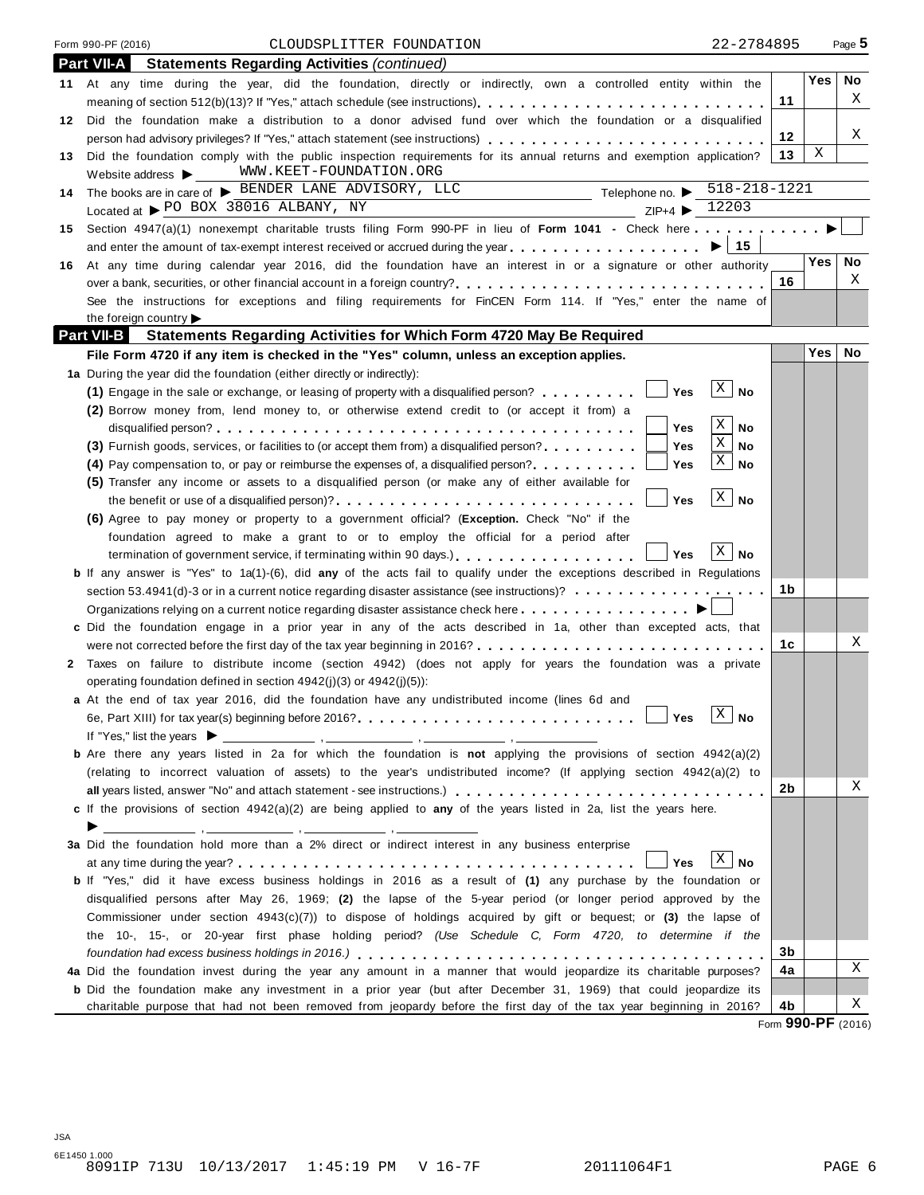Form 990-PF (2016) CLOUDSPLITTER FOUNDATION 22-2784895

## Part VII-A Statements Regarding Activities *(continued)*

| | | | Yes | No |
|---|---|---|---|---|
| **11** | At any time during the year, did the foundation, directly or indirectly, own a controlled entity within the meaning of section 512(b)(13)? If "Yes," attach schedule (see instructions) | 11 | | X |
| **12** | Did the foundation make a distribution to a donor advised fund over which the foundation or a disqualified person had advisory privileges? If "Yes," attach statement (see instructions) | 12 | | X |
| **13** | Did the foundation comply with the public inspection requirements for its annual returns and exemption application? | 13 | X | |

Website address ▶ WWW.KEET-FOUNDATION.ORG

**14** The books are in care of ▶ BENDER LANE ADVISORY, LLC Telephone no. ▶ 518-218-1221

Located at ▶ PO BOX 38016 ALBANY, NY ZIP+4 ▶ 12203

**15** Section 4947(a)(1) nonexempt charitable trusts filing Form 990-PF in lieu of **Form 1041** - Check here ▶ ☐

and enter the amount of tax-exempt interest received or accrued during the year ▶ 15

| | | | Yes | No |
|---|---|---|---|---|
| **16** | At any time during calendar year 2016, did the foundation have an interest in or a signature or other authority over a bank, securities, or other financial account in a foreign country? | 16 | | X |
| | See the instructions for exceptions and filing requirements for FinCEN Form 114. If "Yes," enter the name of the foreign country ▶ | | | |

## Part VII-B Statements Regarding Activities for Which Form 4720 May Be Required

**File Form 4720 if any item is checked in the "Yes" column, unless an exception applies.**

| | | | | | Yes | No |
|---|---|---|---|---|---|---|
| **1a** | During the year did the foundation (either directly or indirectly): | | | | | |
| | **(1)** Engage in the sale or exchange, or leasing of property with a disqualified person? | ☐ Yes | ☒ No | | | |
| | **(2)** Borrow money from, lend money to, or otherwise extend credit to (or accept it from) a disqualified person? | ☐ Yes | ☒ No | | | |
| | **(3)** Furnish goods, services, or facilities to (or accept them from) a disqualified person? | ☐ Yes | ☒ No | | | |
| | **(4)** Pay compensation to, or pay or reimburse the expenses of, a disqualified person? | ☐ Yes | ☒ No | | | |
| | **(5)** Transfer any income or assets to a disqualified person (or make any of either available for the benefit or use of a disqualified person)? | ☐ Yes | ☒ No | | | |
| | **(6)** Agree to pay money or property to a government official? (**Exception.** Check "No" if the foundation agreed to make a grant to or to employ the official for a period after termination of government service, if terminating within 90 days.) | ☐ Yes | ☒ No | | | |
| **b** | If any answer is "Yes" to 1a(1)-(6), did **any** of the acts fail to qualify under the exceptions described in Regulations section 53.4941(d)-3 or in a current notice regarding disaster assistance (see instructions)? | | | 1b | | |
| | Organizations relying on a current notice regarding disaster assistance check here ▶ ☐ | | | | | |
| **c** | Did the foundation engage in a prior year in any of the acts described in 1a, other than excepted acts, that were not corrected before the first day of the tax year beginning in 2016? | | | 1c | | X |
| **2** | Taxes on failure to distribute income (section 4942) (does not apply for years the foundation was a private operating foundation defined in section 4942(j)(3) or 4942(j)(5)): | | | | | |
| **a** | At the end of tax year 2016, did the foundation have any undistributed income (lines 6d and 6e, Part XIII) for tax year(s) beginning before 2016? | ☐ Yes | ☒ No | | | |
| | If "Yes," list the years ▶ ______, ______, ______, ______ | | | | | |
| **b** | Are there any years listed in 2a for which the foundation is **not** applying the provisions of section 4942(a)(2) (relating to incorrect valuation of assets) to the year's undistributed income? (If applying section 4942(a)(2) to **all** years listed, answer "No" and attach statement - see instructions.) | | | 2b | | X |
| **c** | If the provisions of section 4942(a)(2) are being applied to **any** of the years listed in 2a, list the years here. ▶ ______, ______, ______, ______ | | | | | |
| **3a** | Did the foundation hold more than a 2% direct or indirect interest in any business enterprise at any time during the year? | ☐ Yes | ☒ No | | | |
| **b** | If "Yes," did it have excess business holdings in 2016 as a result of **(1)** any purchase by the foundation or disqualified persons after May 26, 1969; **(2)** the lapse of the 5-year period (or longer period approved by the Commissioner under section 4943(c)(7)) to dispose of holdings acquired by gift or bequest; or **(3)** the lapse of the 10-, 15-, or 20-year first phase holding period? *(Use Schedule C, Form 4720, to determine if the foundation had excess business holdings in 2016.)* | | | 3b | | |
| **4a** | Did the foundation invest during the year any amount in a manner that would jeopardize its charitable purposes? | | | 4a | | X |
| **b** | Did the foundation make any investment in a prior year (but after December 31, 1969) that could jeopardize its charitable purpose that had not been removed from jeopardy before the first day of the tax year beginning in 2016? | | | 4b | | X |

Form **990-PF** (2016)

JSA
6E1450 1.000
8091IP 713U 10/13/2017 1:45:19 PM V 16-7F 20111064F1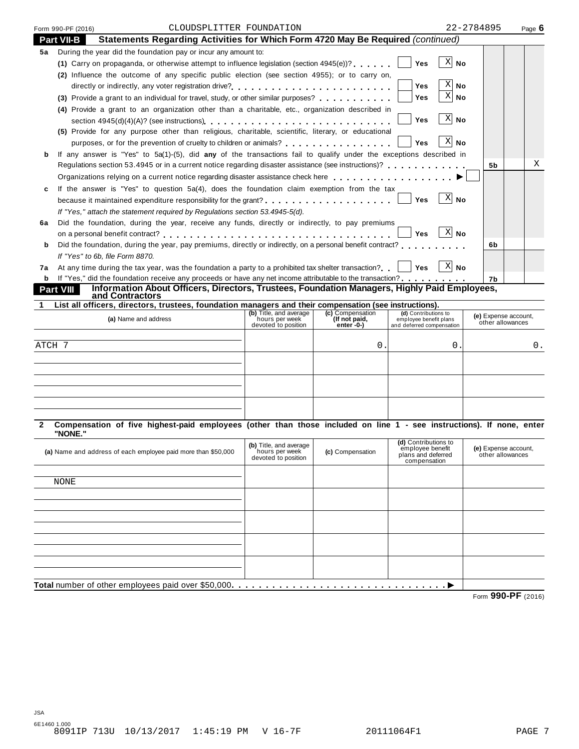Form 990-PF (2016) CLOUDSPLITTER FOUNDATION 22-2784895 Page 6

## Part VII-B Statements Regarding Activities for Which Form 4720 May Be Required *(continued)*

**5a** During the year did the foundation pay or incur any amount to:

**(1)** Carry on propaganda, or otherwise attempt to influence legislation (section 4945(e))? ☐ Yes ☒ No

**(2)** Influence the outcome of any specific public election (see section 4955); or to carry on, directly or indirectly, any voter registration drive? ☐ Yes ☒ No

**(3)** Provide a grant to an individual for travel, study, or other similar purposes? ☐ Yes ☒ No

**(4)** Provide a grant to an organization other than a charitable, etc., organization described in section 4945(d)(4)(A)? (see instructions) ☐ Yes ☒ No

**(5)** Provide for any purpose other than religious, charitable, scientific, literary, or educational purposes, or for the prevention of cruelty to children or animals? ☐ Yes ☒ No

**b** If any answer is "Yes" to 5a(1)-(5), did **any** of the transactions fail to qualify under the exceptions described in Regulations section 53.4945 or in a current notice regarding disaster assistance (see instructions)? **5b** X

Organizations relying on a current notice regarding disaster assistance check here ▶ ☐

**c** If the answer is "Yes" to question 5a(4), does the foundation claim exemption from the tax because it maintained expenditure responsibility for the grant? ☐ Yes ☒ No

*If "Yes," attach the statement required by Regulations section 53.4945-5(d).*

**6a** Did the foundation, during the year, receive any funds, directly or indirectly, to pay premiums on a personal benefit contract? ☐ Yes ☒ No

**b** Did the foundation, during the year, pay premiums, directly or indirectly, on a personal benefit contract? **6b**

*If "Yes" to 6b, file Form 8870.*

**7a** At any time during the tax year, was the foundation a party to a prohibited tax shelter transaction? ☐ Yes ☒ No

**b** If "Yes," did the foundation receive any proceeds or have any net income attributable to the transaction? **7b**

## Part VIII Information About Officers, Directors, Trustees, Foundation Managers, Highly Paid Employees, and Contractors

**1 List all officers, directors, trustees, foundation managers and their compensation (see instructions).**

| (a) Name and address | (b) Title, and average hours per week devoted to position | (c) Compensation (If not paid, enter -0-) | (d) Contributions to employee benefit plans and deferred compensation | (e) Expense account, other allowances |
|---|---|---|---|---|
| ATCH 7 | | 0. | 0. | 0. |
| | | | | |
| | | | | |
| | | | | |

**2 Compensation of five highest-paid employees (other than those included on line 1 - see instructions). If none, enter "NONE."**

| (a) Name and address of each employee paid more than $50,000 | (b) Title, and average hours per week devoted to position | (c) Compensation | (d) Contributions to employee benefit plans and deferred compensation | (e) Expense account, other allowances |
|---|---|---|---|---|
| NONE | | | | |
| | | | | |
| | | | | |
| | | | | |
| | | | | |

**Total** number of other employees paid over $50,000 ▶

Form **990-PF** (2016)

JSA
6E1460 1.000
8091IP 713U 10/13/2017 1:45:19 PM V 16-7F 20111064F1 PAGE 7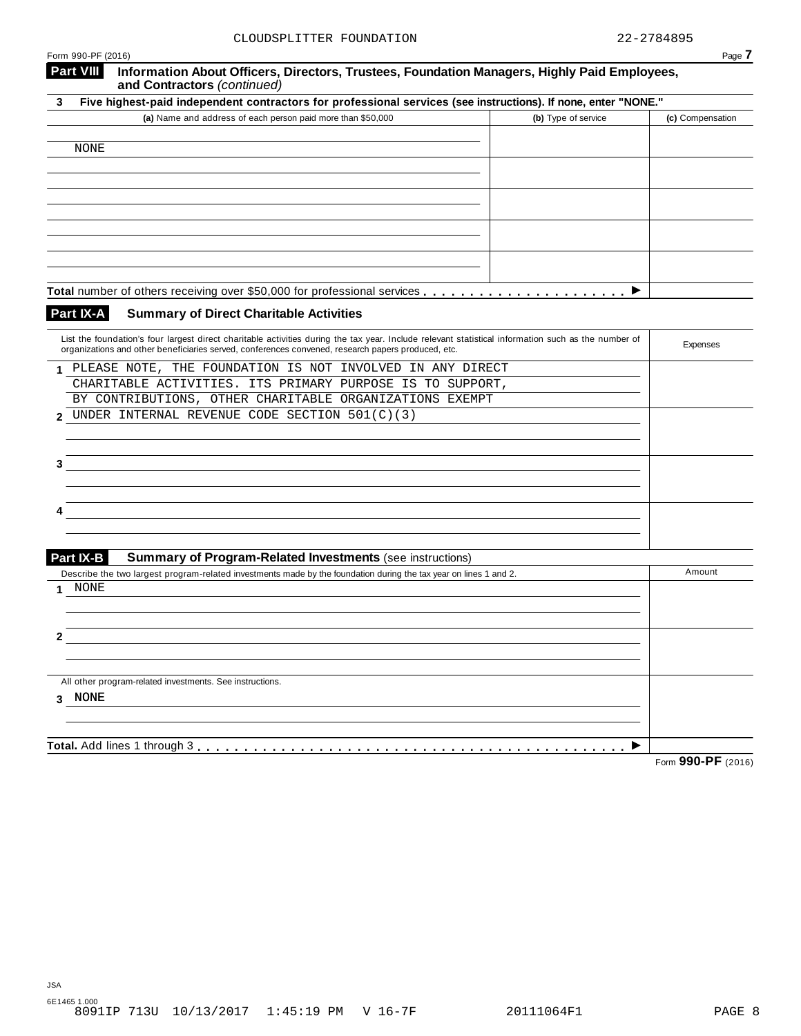CLOUDSPLITTER FOUNDATION 22-2784895

Form 990-PF (2016)

## Part VIII Information About Officers, Directors, Trustees, Foundation Managers, Highly Paid Employees, and Contractors *(continued)*

**3 Five highest-paid independent contractors for professional services (see instructions). If none, enter "NONE."**

| (a) Name and address of each person paid more than $50,000 | (b) Type of service | (c) Compensation |
|---|---|---|
| NONE | | |
| | | |
| | | |
| | | |
| | | |

**Total** number of others receiving over $50,000 for professional services . . . . . . . . . . . . . . . . . . . . . ▶

## Part IX-A Summary of Direct Charitable Activities

| List the foundation's four largest direct charitable activities during the tax year. Include relevant statistical information such as the number of organizations and other beneficiaries served, conferences convened, research papers produced, etc. | Expenses |
|---|---|
| 1 PLEASE NOTE, THE FOUNDATION IS NOT INVOLVED IN ANY DIRECT CHARITABLE ACTIVITIES. ITS PRIMARY PURPOSE IS TO SUPPORT, BY CONTRIBUTIONS, OTHER CHARITABLE ORGANIZATIONS EXEMPT | |
| 2 UNDER INTERNAL REVENUE CODE SECTION 501(C)(3) | |
| 3 | |
| 4 | |

## Part IX-B Summary of Program-Related Investments (see instructions)

| Describe the two largest program-related investments made by the foundation during the tax year on lines 1 and 2. | Amount |
|---|---|
| 1 NONE | |
| 2 | |
| All other program-related investments. See instructions. | |
| 3 NONE | |
| **Total.** Add lines 1 through 3 . . . . . . . . . . . . . . . . . . . . . . . . . . . . . . . . . . . . . . . . . . . . . ▶ | |

Form **990-PF** (2016)

JSA
6E1465 1.000
8091IP 713U 10/13/2017 1:45:19 PM V 16-7F 20111064F1 PAGE 8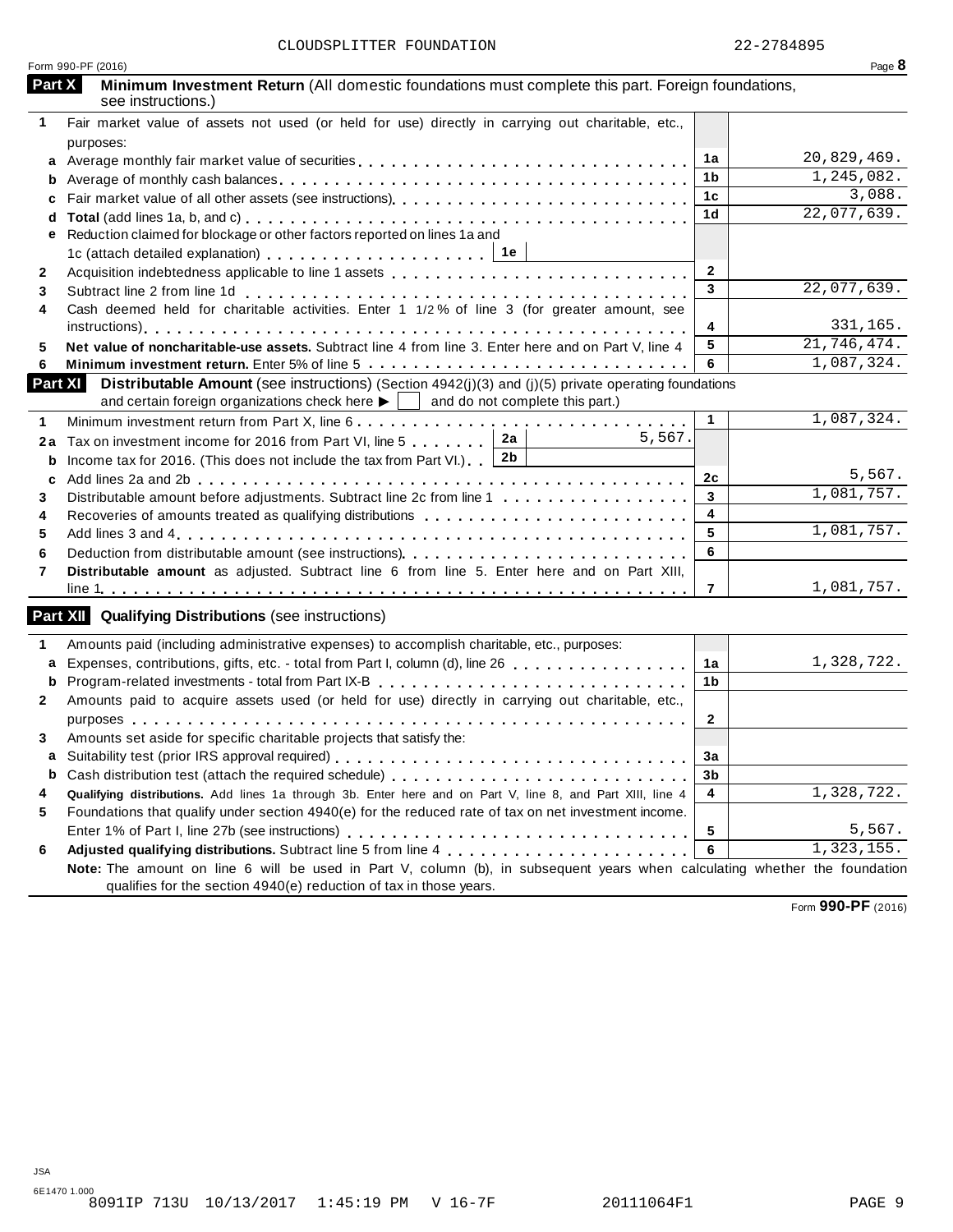CLOUDSPLITTER FOUNDATION 22-2784895

Form 990-PF (2016)

## Part X Minimum Investment Return (All domestic foundations must complete this part. Foreign foundations, see instructions.)

| | | | |
|---|---|---|---|
| 1 | Fair market value of assets not used (or held for use) directly in carrying out charitable, etc., purposes: | | |
| a | Average monthly fair market value of securities | 1a | 20,829,469. |
| b | Average of monthly cash balances | 1b | 1,245,082. |
| c | Fair market value of all other assets (see instructions) | 1c | 3,088. |
| d | **Total** (add lines 1a, b, and c) | 1d | 22,077,639. |
| e | Reduction claimed for blockage or other factors reported on lines 1a and 1c (attach detailed explanation) 1e | | |
| 2 | Acquisition indebtedness applicable to line 1 assets | 2 | |
| 3 | Subtract line 2 from line 1d | 3 | 22,077,639. |
| 4 | Cash deemed held for charitable activities. Enter 1 1/2 % of line 3 (for greater amount, see instructions) | 4 | 331,165. |
| 5 | **Net value of noncharitable-use assets.** Subtract line 4 from line 3. Enter here and on Part V, line 4 | 5 | 21,746,474. |
| 6 | **Minimum investment return.** Enter 5% of line 5 | 6 | 1,087,324. |

## Part XI Distributable Amount (see instructions) (Section 4942(j)(3) and (j)(5) private operating foundations and certain foreign organizations check here ▶ ☐ and do not complete this part.)

| | | | | | |
|---|---|---|---|---|---|
| 1 | Minimum investment return from Part X, line 6 | | | 1 | 1,087,324. |
| 2a | Tax on investment income for 2016 from Part VI, line 5 | 2a | 5,567. | | |
| b | Income tax for 2016. (This does not include the tax from Part VI.) | 2b | | | |
| c | Add lines 2a and 2b | | | 2c | 5,567. |
| 3 | Distributable amount before adjustments. Subtract line 2c from line 1 | | | 3 | 1,081,757. |
| 4 | Recoveries of amounts treated as qualifying distributions | | | 4 | |
| 5 | Add lines 3 and 4 | | | 5 | 1,081,757. |
| 6 | Deduction from distributable amount (see instructions) | | | 6 | |
| 7 | **Distributable amount** as adjusted. Subtract line 6 from line 5. Enter here and on Part XIII, line 1 | | | 7 | 1,081,757. |

## Part XII Qualifying Distributions (see instructions)

| | | | |
|---|---|---|---|
| 1 | Amounts paid (including administrative expenses) to accomplish charitable, etc., purposes: | | |
| a | Expenses, contributions, gifts, etc. - total from Part I, column (d), line 26 | 1a | 1,328,722. |
| b | Program-related investments - total from Part IX-B | 1b | |
| 2 | Amounts paid to acquire assets used (or held for use) directly in carrying out charitable, etc., purposes | 2 | |
| 3 | Amounts set aside for specific charitable projects that satisfy the: | | |
| a | Suitability test (prior IRS approval required) | 3a | |
| b | Cash distribution test (attach the required schedule) | 3b | |
| 4 | **Qualifying distributions.** Add lines 1a through 3b. Enter here and on Part V, line 8, and Part XIII, line 4 | 4 | 1,328,722. |
| 5 | Foundations that qualify under section 4940(e) for the reduced rate of tax on net investment income. Enter 1% of Part I, line 27b (see instructions) | 5 | 5,567. |
| 6 | **Adjusted qualifying distributions.** Subtract line 5 from line 4 | 6 | 1,323,155. |

**Note:** The amount on line 6 will be used in Part V, column (b), in subsequent years when calculating whether the foundation qualifies for the section 4940(e) reduction of tax in those years.

Form **990-PF** (2016)

JSA
6E1470 1.000
8091IP 713U 10/13/2017 1:45:19 PM V 16-7F 20111064F1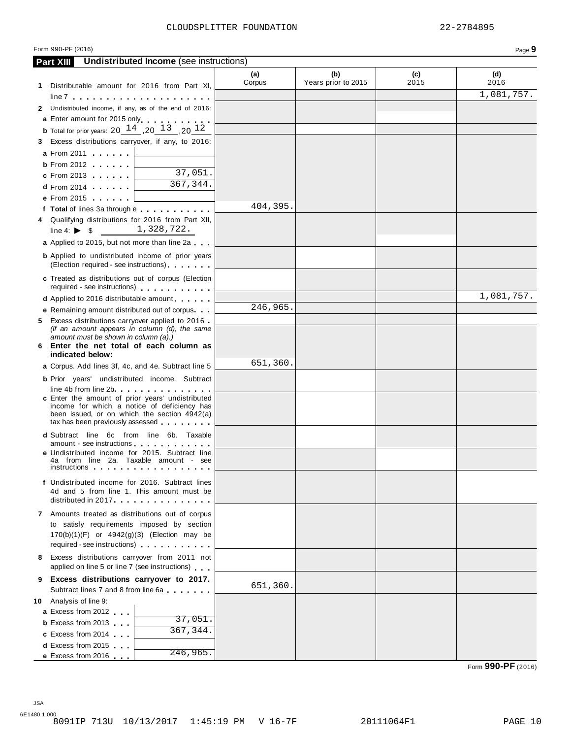CLOUDSPLITTER FOUNDATION 22-2784895

Form 990-PF (2016) Page **9**

## Part XIII Undistributed Income (see instructions)

| | (a) Corpus | (b) Years prior to 2015 | (c) 2015 | (d) 2016 |
|---|---|---|---|---|
| **1** Distributable amount for 2016 from Part XI, line 7 | | | | 1,081,757. |
| **2** Undistributed income, if any, as of the end of 2016: | | | | |
| **a** Enter amount for 2015 only | | | | |
| **b** Total for prior years: 20 14 ,20 13 ,20 12 | | | | |
| **3** Excess distributions carryover, if any, to 2016: | | | | |
| **a** From 2011 | | | | |
| **b** From 2012 | | | | |
| **c** From 2013 37,051. | | | | |
| **d** From 2014 367,344. | | | | |
| **e** From 2015 | | | | |
| **f Total** of lines 3a through e | 404,395. | | | |
| **4** Qualifying distributions for 2016 from Part XII, line 4: ▶ $ 1,328,722. | | | | |
| **a** Applied to 2015, but not more than line 2a | | | | |
| **b** Applied to undistributed income of prior years (Election required - see instructions) | | | | |
| **c** Treated as distributions out of corpus (Election required - see instructions) | | | | |
| **d** Applied to 2016 distributable amount | | | | 1,081,757. |
| **e** Remaining amount distributed out of corpus | 246,965. | | | |
| **5** Excess distributions carryover applied to 2016 *(If an amount appears in column (d), the same amount must be shown in column (a).)* | | | | |
| **6 Enter the net total of each column as indicated below:** | | | | |
| **a** Corpus. Add lines 3f, 4c, and 4e. Subtract line 5 | 651,360. | | | |
| **b** Prior years' undistributed income. Subtract line 4b from line 2b | | | | |
| **c** Enter the amount of prior years' undistributed income for which a notice of deficiency has been issued, or on which the section 4942(a) tax has been previously assessed | | | | |
| **d** Subtract line 6c from line 6b. Taxable amount - see instructions | | | | |
| **e** Undistributed income for 2015. Subtract line 4a from line 2a. Taxable amount - see instructions | | | | |
| **f** Undistributed income for 2016. Subtract lines 4d and 5 from line 1. This amount must be distributed in 2017 | | | | |
| **7** Amounts treated as distributions out of corpus to satisfy requirements imposed by section 170(b)(1)(F) or 4942(g)(3) (Election may be required - see instructions) | | | | |
| **8** Excess distributions carryover from 2011 not applied on line 5 or line 7 (see instructions) | | | | |
| **9 Excess distributions carryover to 2017.** Subtract lines 7 and 8 from line 6a | 651,360. | | | |
| **10** Analysis of line 9: | | | | |
| **a** Excess from 2012 | | | | |
| **b** Excess from 2013 37,051. | | | | |
| **c** Excess from 2014 367,344. | | | | |
| **d** Excess from 2015 | | | | |
| **e** Excess from 2016 246,965. | | | | |

Form **990-PF** (2016)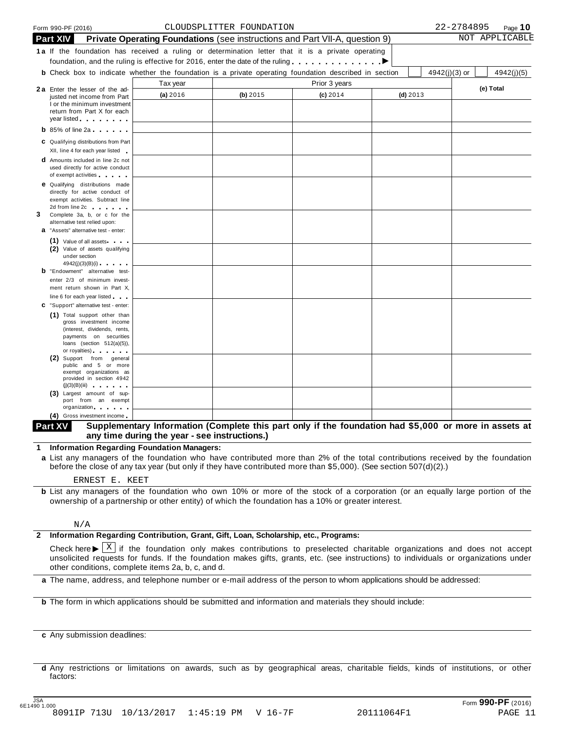Form 990-PF (2016) CLOUDSPLITTER FOUNDATION 22-2784895

## Part XIV Private Operating Foundations (see instructions and Part VII-A, question 9) NOT APPLICABLE

**1a** If the foundation has received a ruling or determination letter that it is a private operating foundation, and the ruling is effective for 2016, enter the date of the ruling ▶

**b** Check box to indicate whether the foundation is a private operating foundation described in section ☐ 4942(j)(3) or ☐ 4942(j)(5)

| | Tax year | Prior 3 years | | | (e) Total |
|---|---|---|---|---|---|
| | (a) 2016 | (b) 2015 | (c) 2014 | (d) 2013 | |
| **2a** Enter the lesser of the adjusted net income from Part I or the minimum investment return from Part X for each year listed | | | | | |
| **b** 85% of line 2a | | | | | |
| **c** Qualifying distributions from Part XII, line 4 for each year listed | | | | | |
| **d** Amounts included in line 2c not used directly for active conduct of exempt activities | | | | | |
| **e** Qualifying distributions made directly for active conduct of exempt activities. Subtract line 2d from line 2c | | | | | |
| **3** Complete 3a, b, or c for the alternative test relied upon: | | | | | |
| **a** "Assets" alternative test - enter: (1) Value of all assets | | | | | |
| (2) Value of assets qualifying under section 4942(j)(3)(B)(i) | | | | | |
| **b** "Endowment" alternative test- enter 2/3 of minimum investment return shown in Part X, line 6 for each year listed | | | | | |
| **c** "Support" alternative test - enter: (1) Total support other than gross investment income (interest, dividends, rents, payments on securities loans (section 512(a)(5)), or royalties) | | | | | |
| (2) Support from general public and 5 or more exempt organizations as provided in section 4942 (j)(3)(B)(iii) | | | | | |
| (3) Largest amount of support from an exempt organization | | | | | |
| (4) Gross investment income | | | | | |

## Part XV Supplementary Information (Complete this part only if the foundation had $5,000 or more in assets at any time during the year - see instructions.)

**1 Information Regarding Foundation Managers:**

**a** List any managers of the foundation who have contributed more than 2% of the total contributions received by the foundation before the close of any tax year (but only if they have contributed more than $5,000). (See section 507(d)(2).)

ERNEST E. KEET

**b** List any managers of the foundation who own 10% or more of the stock of a corporation (or an equally large portion of the ownership of a partnership or other entity) of which the foundation has a 10% or greater interest.

N/A

**2 Information Regarding Contribution, Grant, Gift, Loan, Scholarship, etc., Programs:**

Check here ▶ ☒ if the foundation only makes contributions to preselected charitable organizations and does not accept unsolicited requests for funds. If the foundation makes gifts, grants, etc. (see instructions) to individuals or organizations under other conditions, complete items 2a, b, c, and d.

**a** The name, address, and telephone number or e-mail address of the person to whom applications should be addressed:

**b** The form in which applications should be submitted and information and materials they should include:

**c** Any submission deadlines:

**d** Any restrictions or limitations on awards, such as by geographical areas, charitable fields, kinds of institutions, or other factors:

Form **990-PF** (2016)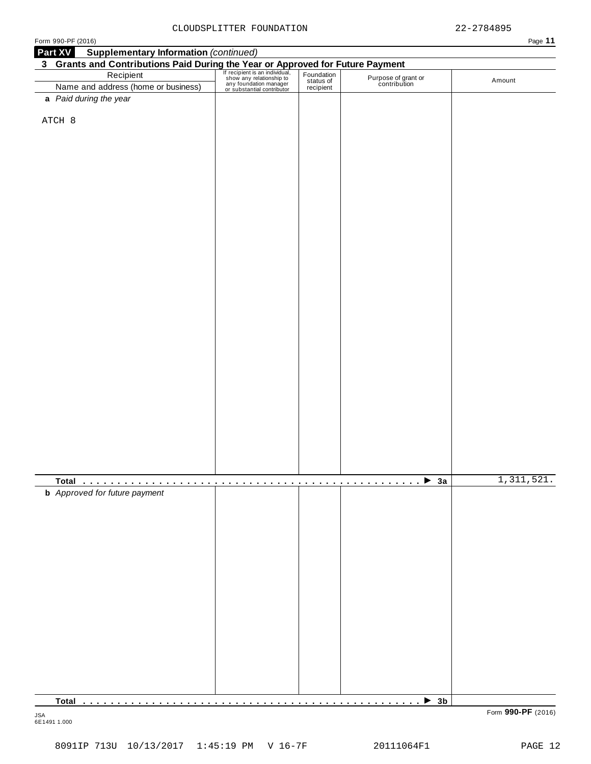CLOUDSPLITTER FOUNDATION 22-2784895

Form 990-PF (2016)

**Part XV Supplementary Information** *(continued)*

**3 Grants and Contributions Paid During the Year or Approved for Future Payment**

| Recipient<br>Name and address (home or business) | If recipient is an individual, show any relationship to any foundation manager or substantial contributor | Foundation status of recipient | Purpose of grant or contribution | Amount |
|---|---|---|---|---|
| **a** *Paid during the year* | | | | |
| ATCH 8 | | | | |
| **Total** . . . . . . . . . . . . . . . . . . . . . . . . . . . . . . . . . . . . . . . . . . . . . . . . . ▶ **3a** | | | | 1,311,521. |
| **b** *Approved for future payment* | | | | |
| **Total** . . . . . . . . . . . . . . . . . . . . . . . . . . . . . . . . . . . . . . . . . . . . . . . . . ▶ **3b** | | | | |

JSA
6E1491 1.000

Form **990-PF** (2016)

8091IP 713U 10/13/2017 1:45:19 PM V 16-7F 20111064F1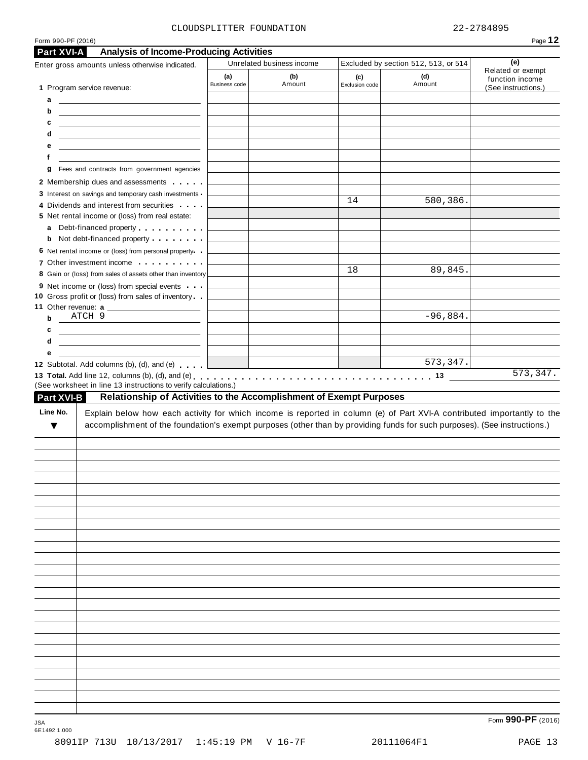CLOUDSPLITTER FOUNDATION 22-2784895

Form 990-PF (2016)

## Part XVI-A Analysis of Income-Producing Activities

| Enter gross amounts unless otherwise indicated. | Unrelated business income | | Excluded by section 512, 513, or 514 | | (e) Related or exempt function income (See instructions.) |
|---|---|---|---|---|---|
| | (a) Business code | (b) Amount | (c) Exclusion code | (d) Amount | |
| 1 Program service revenue: | | | | | |
| a | | | | | |
| b | | | | | |
| c | | | | | |
| d | | | | | |
| e | | | | | |
| f | | | | | |
| g Fees and contracts from government agencies | | | | | |
| 2 Membership dues and assessments | | | | | |
| 3 Interest on savings and temporary cash investments | | | | | |
| 4 Dividends and interest from securities | | | 14 | 580,386. | |
| 5 Net rental income or (loss) from real estate: | | | | | |
| a Debt-financed property | | | | | |
| b Not debt-financed property | | | | | |
| 6 Net rental income or (loss) from personal property | | | | | |
| 7 Other investment income | | | | | |
| 8 Gain or (loss) from sales of assets other than inventory | | | 18 | 89,845. | |
| 9 Net income or (loss) from special events | | | | | |
| 10 Gross profit or (loss) from sales of inventory | | | | | |
| 11 Other revenue: a | | | | | |
| b ATCH 9 | | | | -96,884. | |
| c | | | | | |
| d | | | | | |
| e | | | | | |
| 12 Subtotal. Add columns (b), (d), and (e) | | | | 573,347. | |

**13 Total.** Add line 12, columns (b), (d), and (e) . . . 13 573,347.

(See worksheet in line 13 instructions to verify calculations.)

## Part XVI-B Relationship of Activities to the Accomplishment of Exempt Purposes

| Line No. ▼ | Explain below how each activity for which income is reported in column (e) of Part XVI-A contributed importantly to the accomplishment of the foundation's exempt purposes (other than by providing funds for such purposes). (See instructions.) |
|---|---|
| | |

Form **990-PF** (2016)

JSA 6E1492 1.000

8091IP 713U 10/13/2017 1:45:19 PM V 16-7F 20111064F1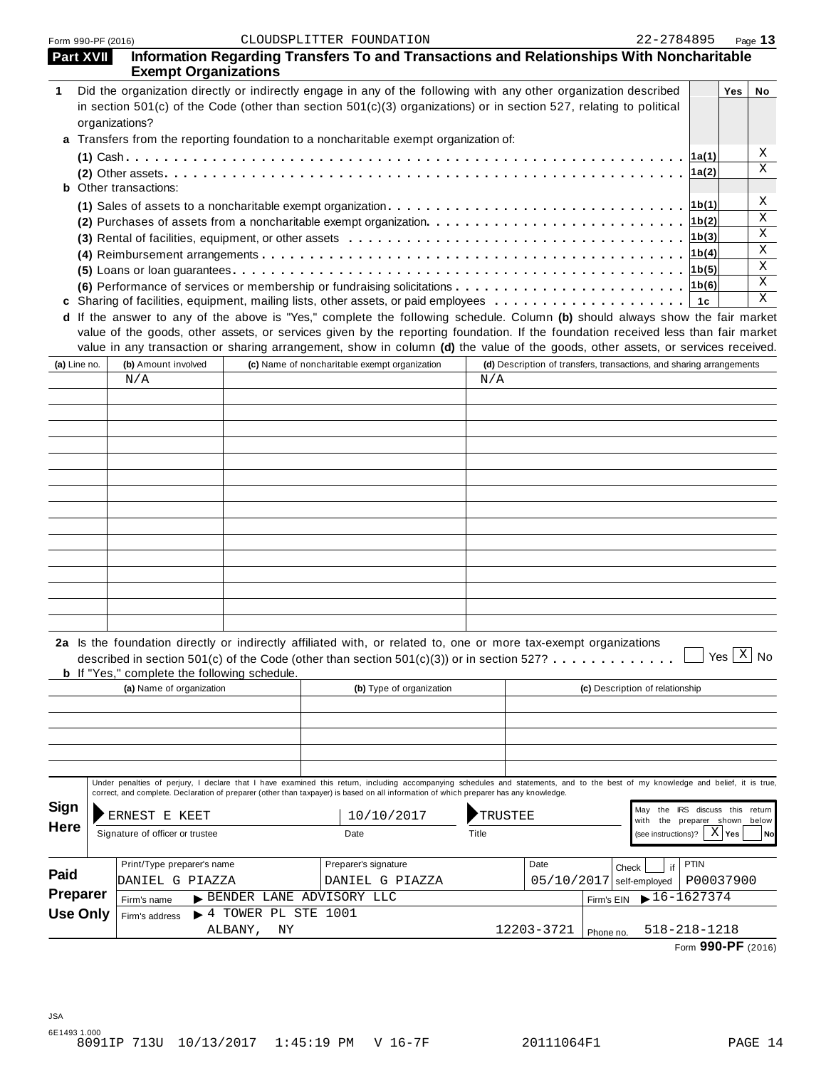Form 990-PF (2016) CLOUDSPLITTER FOUNDATION 22-2784895 Page 13

## Part XVII Information Regarding Transfers To and Transactions and Relationships With Noncharitable Exempt Organizations

| | | Yes | No |
|---|---|---|---|
| **1** Did the organization directly or indirectly engage in any of the following with any other organization described in section 501(c) of the Code (other than section 501(c)(3) organizations) or in section 527, relating to political organizations? | | | |
| **a** Transfers from the reporting foundation to a noncharitable exempt organization of: | | | |
| **(1)** Cash | 1a(1) | | X |
| **(2)** Other assets | 1a(2) | | X |
| **b** Other transactions: | | | |
| **(1)** Sales of assets to a noncharitable exempt organization | 1b(1) | | X |
| **(2)** Purchases of assets from a noncharitable exempt organization | 1b(2) | | X |
| **(3)** Rental of facilities, equipment, or other assets | 1b(3) | | X |
| **(4)** Reimbursement arrangements | 1b(4) | | X |
| **(5)** Loans or loan guarantees | 1b(5) | | X |
| **(6)** Performance of services or membership or fundraising solicitations | 1b(6) | | X |
| **c** Sharing of facilities, equipment, mailing lists, other assets, or paid employees | 1c | | X |

**d** If the answer to any of the above is "Yes," complete the following schedule. Column **(b)** should always show the fair market value of the goods, other assets, or services given by the reporting foundation. If the foundation received less than fair market value in any transaction or sharing arrangement, show in column **(d)** the value of the goods, other assets, or services received.

| (a) Line no. | (b) Amount involved | (c) Name of noncharitable exempt organization | (d) Description of transfers, transactions, and sharing arrangements |
|---|---|---|---|
| | N/A | | N/A |

**2a** Is the foundation directly or indirectly affiliated with, or related to, one or more tax-exempt organizations described in section 501(c) of the Code (other than section 501(c)(3)) or in section 527? ☐ Yes ☒ No

**b** If "Yes," complete the following schedule.

| (a) Name of organization | (b) Type of organization | (c) Description of relationship |
|---|---|---|
| | | |

**Sign Here**

Under penalties of perjury, I declare that I have examined this return, including accompanying schedules and statements, and to the best of my knowledge and belief, it is true, correct, and complete. Declaration of preparer (other than taxpayer) is based on all information of which preparer has any knowledge.

| Signature of officer or trustee | Date | Title | May the IRS discuss this return with the preparer shown below (see instructions)? |
|---|---|---|---|
| ERNEST E KEET | 10/10/2017 | TRUSTEE | X Yes ☐ No |

**Paid Preparer Use Only**

| Print/Type preparer's name | Preparer's signature | Date | Check ☐ if self-employed | PTIN |
|---|---|---|---|---|
| DANIEL G PIAZZA | DANIEL G PIAZZA | 05/10/2017 | | P00037900 |

| | | | |
|---|---|---|---|
| Firm's name | BENDER LANE ADVISORY LLC | Firm's EIN | 16-1627374 |
| Firm's address | 4 TOWER PL STE 1001<br>ALBANY, NY 12203-3721 | Phone no. | 518-218-1218 |

Form **990-PF** (2016)

JSA
6E1493 1.000
8091IP 713U 10/13/2017 1:45:19 PM V 16-7F 20111064F1 PAGE 14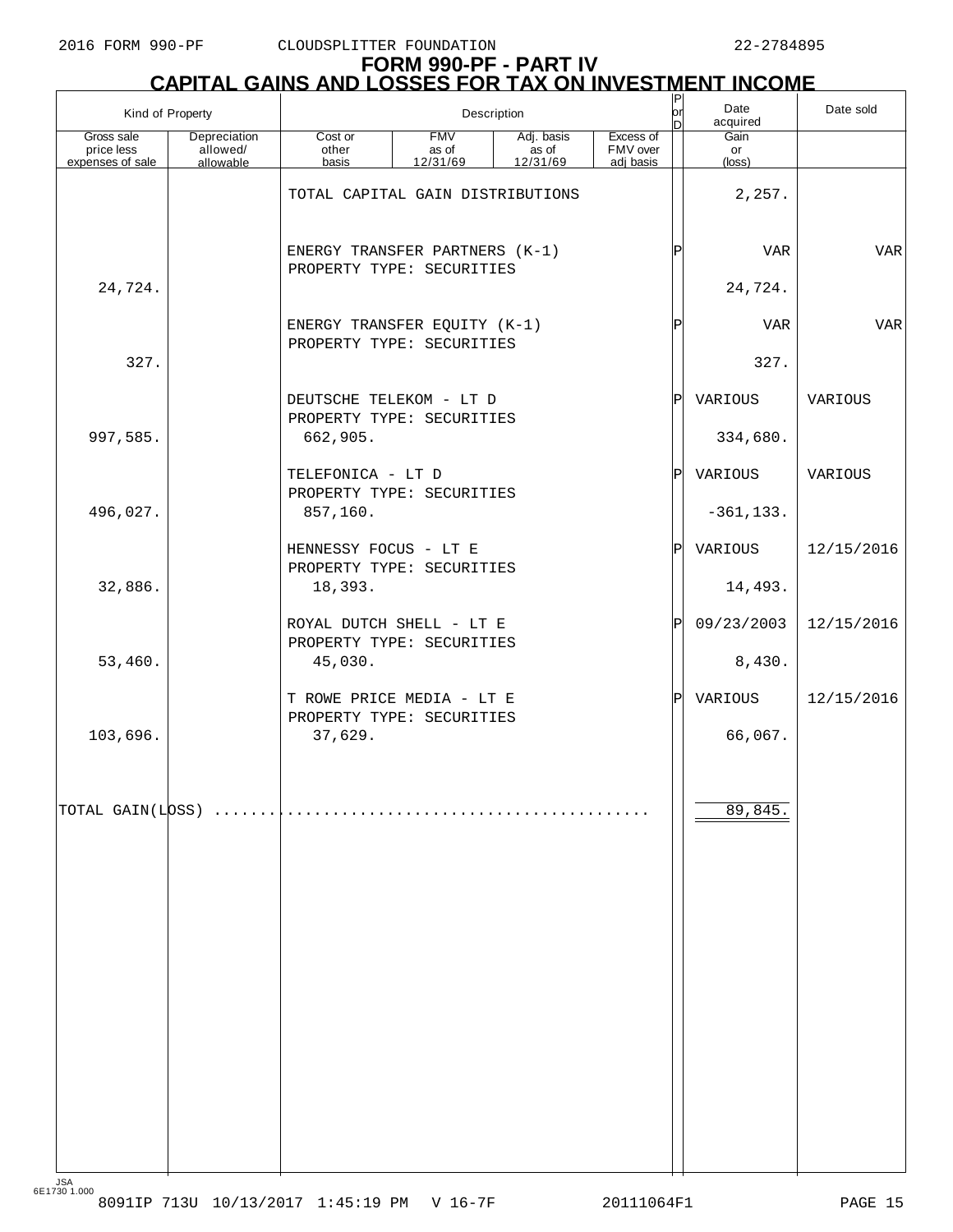# FORM 990-PF - PART IV
## CAPITAL GAINS AND LOSSES FOR TAX ON INVESTMENT INCOME

| Kind of Property | | Description | | | | P or D | Date acquired | Date sold |
|---|---|---|---|---|---|---|---|---|
| Gross sale price less expenses of sale | Depreciation allowed/ allowable | Cost or other basis | FMV as of 12/31/69 | Adj. basis as of 12/31/69 | Excess of FMV over adj basis | | Gain or (loss) | |
| | | TOTAL CAPITAL GAIN DISTRIBUTIONS | | | | | 2,257. | |
| | | ENERGY TRANSFER PARTNERS (K-1) PROPERTY TYPE: SECURITIES | | | | P | VAR | VAR |
| 24,724. | | | | | | | 24,724. | |
| | | ENERGY TRANSFER EQUITY (K-1) PROPERTY TYPE: SECURITIES | | | | P | VAR | VAR |
| 327. | | | | | | | 327. | |
| | | DEUTSCHE TELEKOM - LT D PROPERTY TYPE: SECURITIES | | | | P | VARIOUS | VARIOUS |
| 997,585. | | 662,905. | | | | | 334,680. | |
| | | TELEFONICA - LT D PROPERTY TYPE: SECURITIES | | | | P | VARIOUS | VARIOUS |
| 496,027. | | 857,160. | | | | | -361,133. | |
| | | HENNESSY FOCUS - LT E PROPERTY TYPE: SECURITIES | | | | P | VARIOUS | 12/15/2016 |
| 32,886. | | 18,393. | | | | | 14,493. | |
| | | ROYAL DUTCH SHELL - LT E PROPERTY TYPE: SECURITIES | | | | P | 09/23/2003 | 12/15/2016 |
| 53,460. | | 45,030. | | | | | 8,430. | |
| | | T ROWE PRICE MEDIA - LT E PROPERTY TYPE: SECURITIES | | | | P | VARIOUS | 12/15/2016 |
| 103,696. | | 37,629. | | | | | 66,067. | |
| TOTAL GAIN(LOSS) | | | | | | | 89,845. | |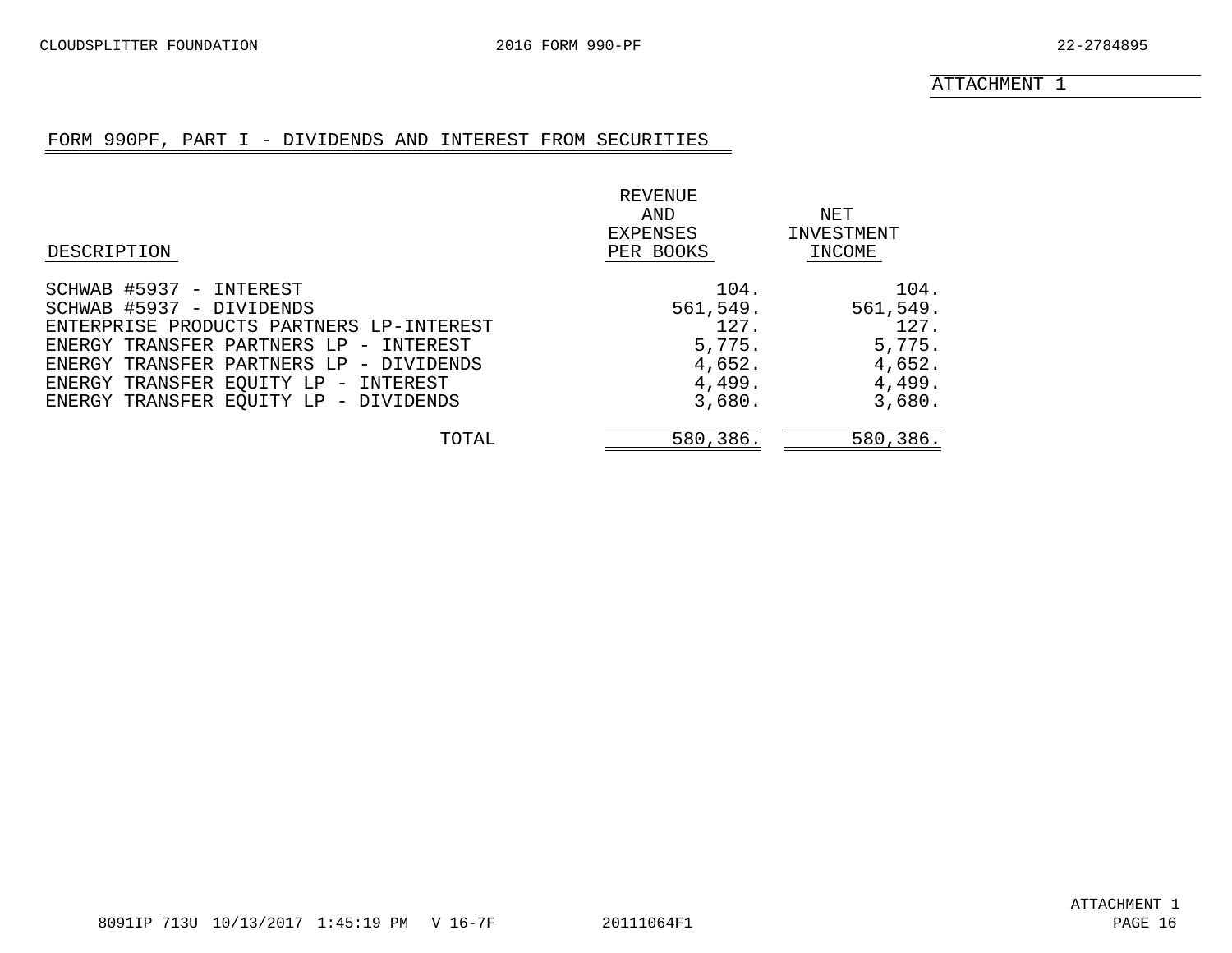ATTACHMENT 1

## FORM 990PF, PART I - DIVIDENDS AND INTEREST FROM SECURITIES

| DESCRIPTION | REVENUE AND EXPENSES PER BOOKS | NET INVESTMENT INCOME |
|---|---|---|
| SCHWAB #5937 - INTEREST | 104. | 104. |
| SCHWAB #5937 - DIVIDENDS | 561,549. | 561,549. |
| ENTERPRISE PRODUCTS PARTNERS LP-INTEREST | 127. | 127. |
| ENERGY TRANSFER PARTNERS LP - INTEREST | 5,775. | 5,775. |
| ENERGY TRANSFER PARTNERS LP - DIVIDENDS | 4,652. | 4,652. |
| ENERGY TRANSFER EQUITY LP - INTEREST | 4,499. | 4,499. |
| ENERGY TRANSFER EQUITY LP - DIVIDENDS | 3,680. | 3,680. |
| TOTAL | 580,386. | 580,386. |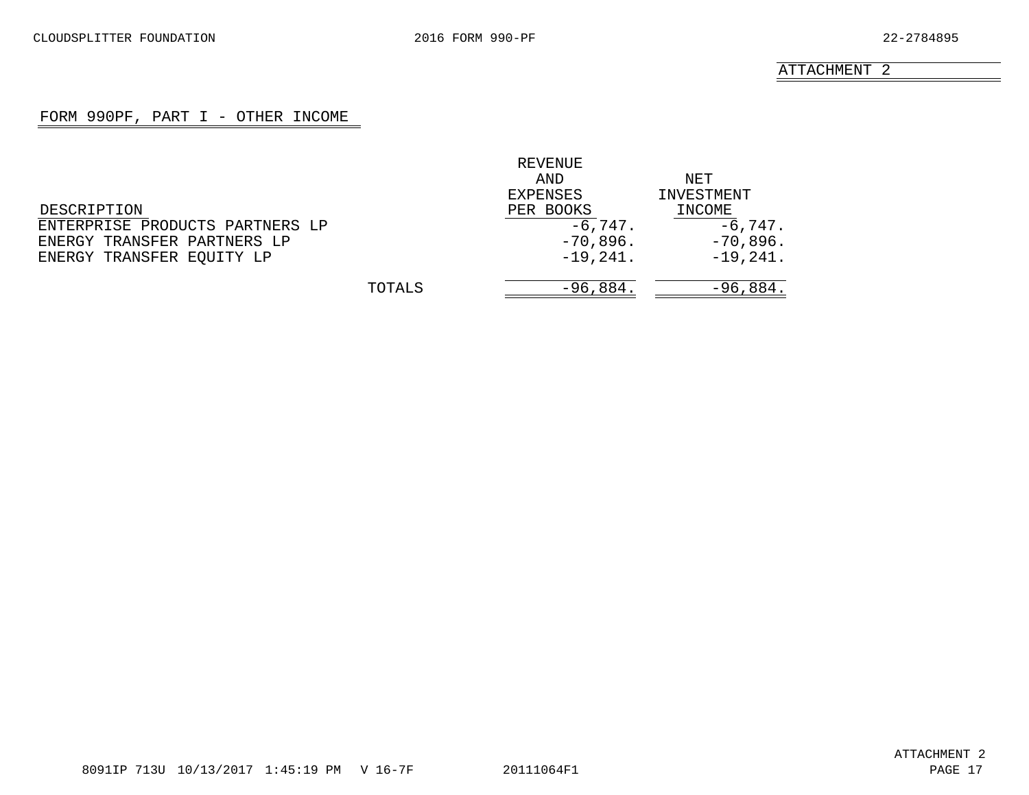ATTACHMENT 2

## FORM 990PF, PART I - OTHER INCOME

| DESCRIPTION | REVENUE AND EXPENSES PER BOOKS | NET INVESTMENT INCOME |
|---|---|---|
| ENTERPRISE PRODUCTS PARTNERS LP | -6,747. | -6,747. |
| ENERGY TRANSFER PARTNERS LP | -70,896. | -70,896. |
| ENERGY TRANSFER EQUITY LP | -19,241. | -19,241. |
| TOTALS | -96,884. | -96,884. |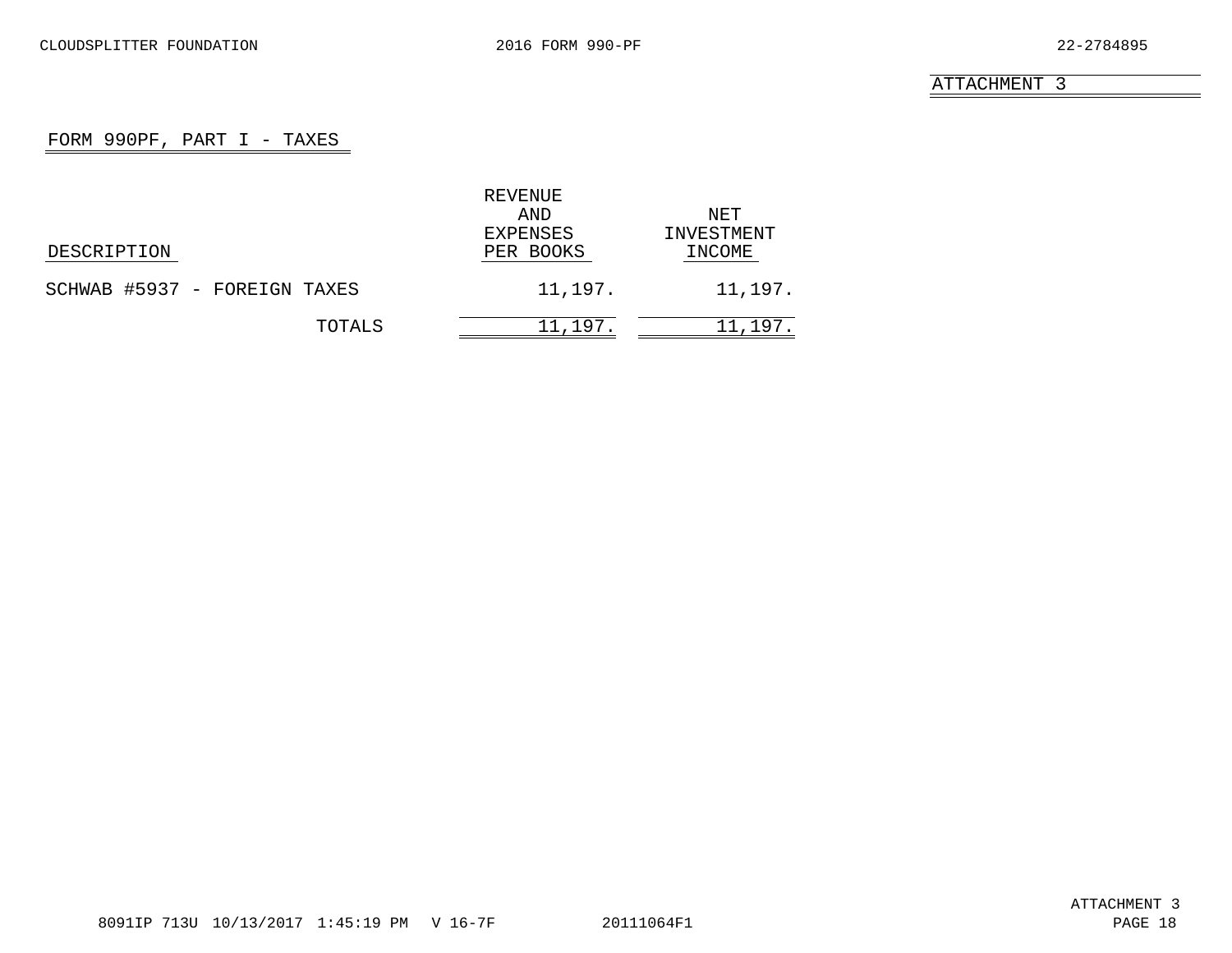ATTACHMENT 3

## FORM 990PF, PART I - TAXES

| DESCRIPTION | REVENUE AND EXPENSES PER BOOKS | NET INVESTMENT INCOME |
|---|---|---|
| SCHWAB #5937 - FOREIGN TAXES | 11,197. | 11,197. |
| TOTALS | 11,197. | 11,197. |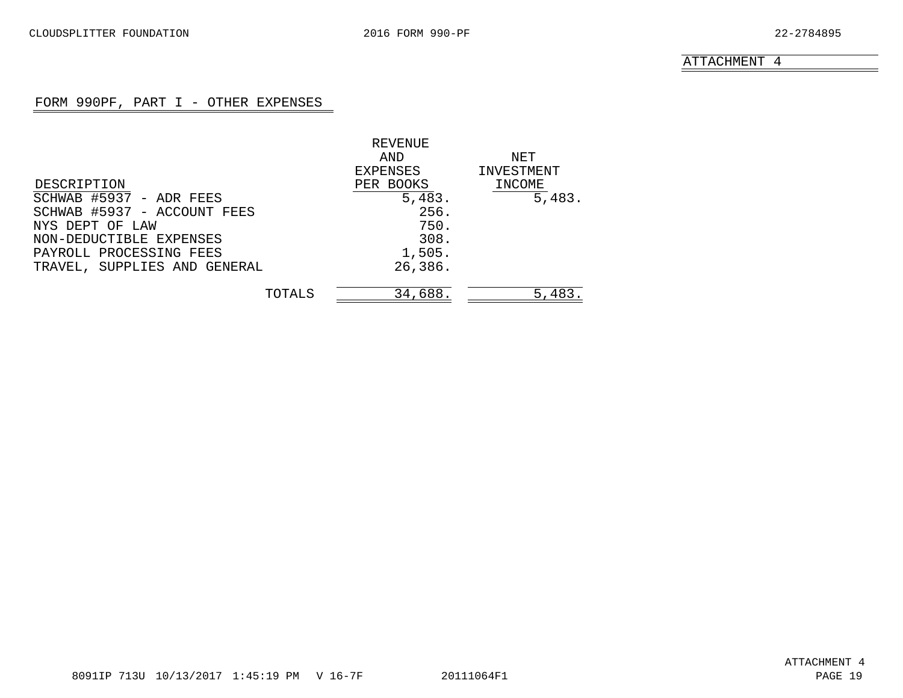ATTACHMENT 4

## FORM 990PF, PART I - OTHER EXPENSES

| DESCRIPTION | REVENUE AND EXPENSES PER BOOKS | NET INVESTMENT INCOME |
|---|---|---|
| SCHWAB #5937 - ADR FEES | 5,483. | 5,483. |
| SCHWAB #5937 - ACCOUNT FEES | 256. | |
| NYS DEPT OF LAW | 750. | |
| NON-DEDUCTIBLE EXPENSES | 308. | |
| PAYROLL PROCESSING FEES | 1,505. | |
| TRAVEL, SUPPLIES AND GENERAL | 26,386. | |
| TOTALS | 34,688. | 5,483. |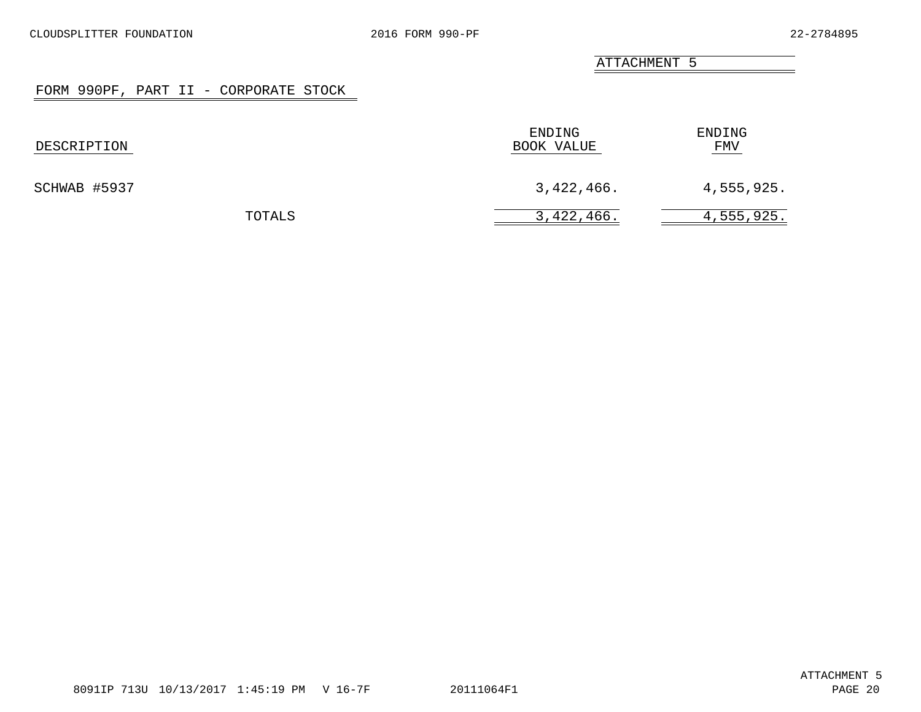ATTACHMENT 5

## FORM 990PF, PART II - CORPORATE STOCK

| DESCRIPTION | ENDING BOOK VALUE | ENDING FMV |
|---|---|---|
| SCHWAB #5937 | 3,422,466. | 4,555,925. |
| TOTALS | 3,422,466. | 4,555,925. |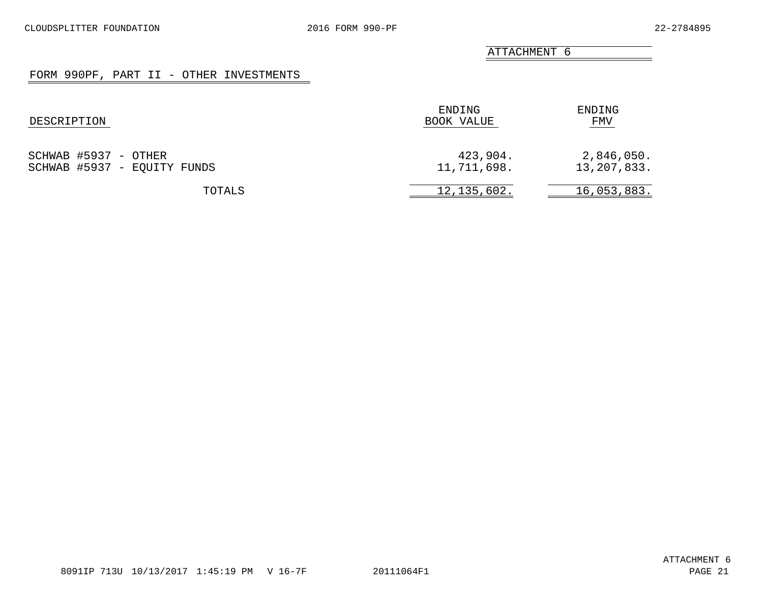ATTACHMENT 6

## FORM 990PF, PART II - OTHER INVESTMENTS

| DESCRIPTION | ENDING BOOK VALUE | ENDING FMV |
|---|---|---|
| SCHWAB #5937 - OTHER | 423,904. | 2,846,050. |
| SCHWAB #5937 - EQUITY FUNDS | 11,711,698. | 13,207,833. |
| TOTALS | 12,135,602. | 16,053,883. |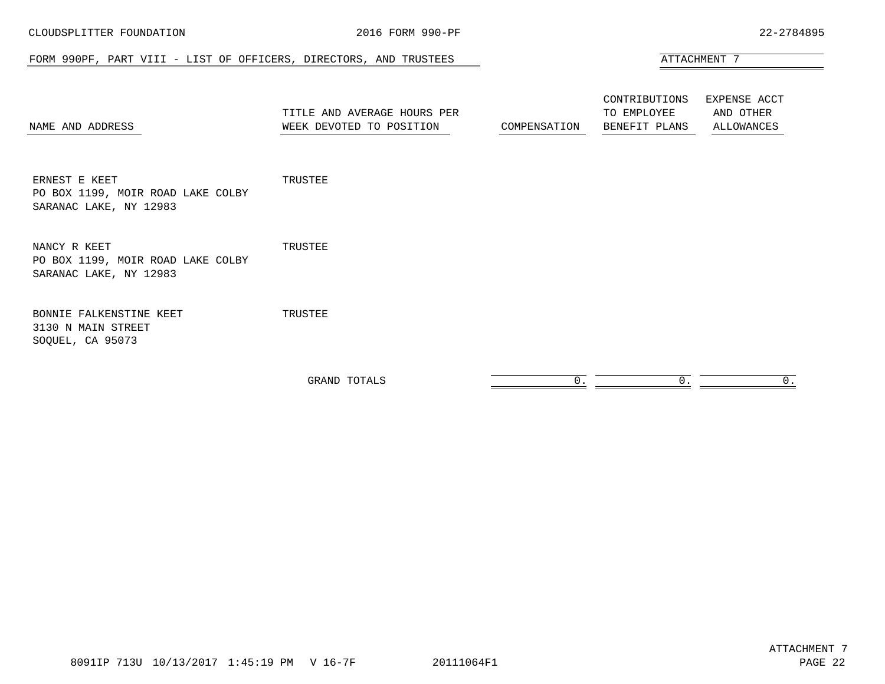CLOUDSPLITTER FOUNDATION — 2016 FORM 990-PF — 22-2784895

## FORM 990PF, PART VIII - LIST OF OFFICERS, DIRECTORS, AND TRUSTEES

ATTACHMENT 7

| NAME AND ADDRESS | TITLE AND AVERAGE HOURS PER WEEK DEVOTED TO POSITION | COMPENSATION | CONTRIBUTIONS TO EMPLOYEE BENEFIT PLANS | EXPENSE ACCT AND OTHER ALLOWANCES |
|---|---|---|---|---|
| ERNEST E KEET<br>PO BOX 1199, MOIR ROAD LAKE COLBY<br>SARANAC LAKE, NY 12983 | TRUSTEE | | | |
| NANCY R KEET<br>PO BOX 1199, MOIR ROAD LAKE COLBY<br>SARANAC LAKE, NY 12983 | TRUSTEE | | | |
| BONNIE FALKENSTINE KEET<br>3130 N MAIN STREET<br>SOQUEL, CA 95073 | TRUSTEE | | | |
| | GRAND TOTALS | 0. | 0. | 0. |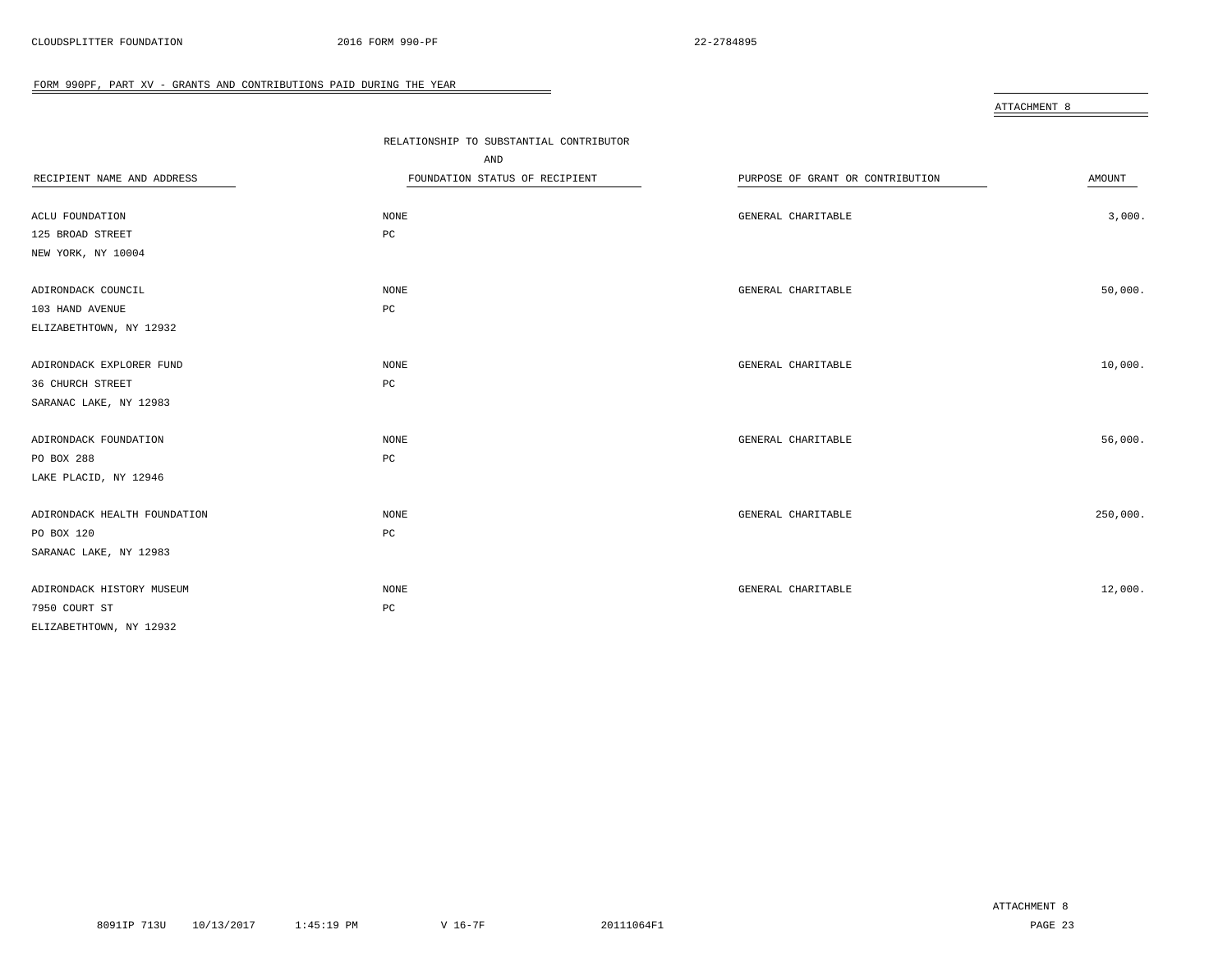## FORM 990PF, PART XV - GRANTS AND CONTRIBUTIONS PAID DURING THE YEAR

ATTACHMENT 8

| RECIPIENT NAME AND ADDRESS | RELATIONSHIP TO SUBSTANTIAL CONTRIBUTOR AND FOUNDATION STATUS OF RECIPIENT | PURPOSE OF GRANT OR CONTRIBUTION | AMOUNT |
|---|---|---|---|
| ACLU FOUNDATION<br>125 BROAD STREET<br>NEW YORK, NY 10004 | NONE<br>PC | GENERAL CHARITABLE | 3,000. |
| ADIRONDACK COUNCIL<br>103 HAND AVENUE<br>ELIZABETHTOWN, NY 12932 | NONE<br>PC | GENERAL CHARITABLE | 50,000. |
| ADIRONDACK EXPLORER FUND<br>36 CHURCH STREET<br>SARANAC LAKE, NY 12983 | NONE<br>PC | GENERAL CHARITABLE | 10,000. |
| ADIRONDACK FOUNDATION<br>PO BOX 288<br>LAKE PLACID, NY 12946 | NONE<br>PC | GENERAL CHARITABLE | 56,000. |
| ADIRONDACK HEALTH FOUNDATION<br>PO BOX 120<br>SARANAC LAKE, NY 12983 | NONE<br>PC | GENERAL CHARITABLE | 250,000. |
| ADIRONDACK HISTORY MUSEUM<br>7950 COURT ST<br>ELIZABETHTOWN, NY 12932 | NONE<br>PC | GENERAL CHARITABLE | 12,000. |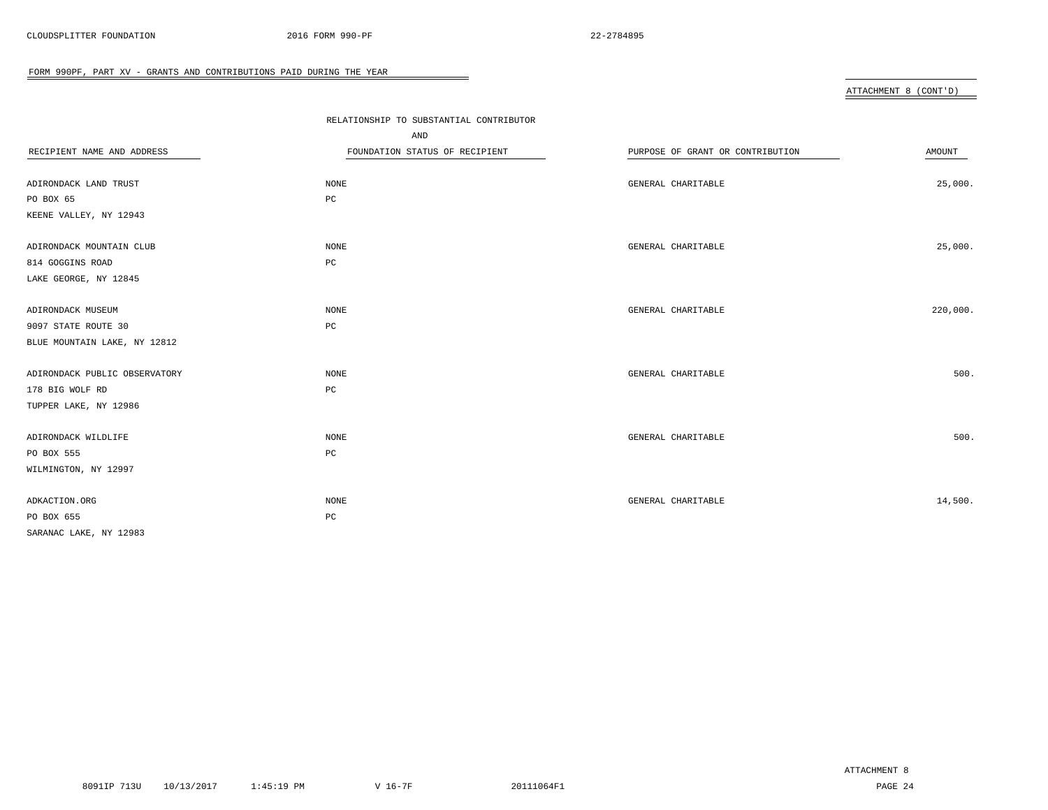FORM 990PF, PART XV - GRANTS AND CONTRIBUTIONS PAID DURING THE YEAR

ATTACHMENT 8 (CONT'D)

| RECIPIENT NAME AND ADDRESS | RELATIONSHIP TO SUBSTANTIAL CONTRIBUTOR AND FOUNDATION STATUS OF RECIPIENT | PURPOSE OF GRANT OR CONTRIBUTION | AMOUNT |
|---|---|---|---|
| ADIRONDACK LAND TRUST<br>PO BOX 65<br>KEENE VALLEY, NY 12943 | NONE<br>PC | GENERAL CHARITABLE | 25,000. |
| ADIRONDACK MOUNTAIN CLUB<br>814 GOGGINS ROAD<br>LAKE GEORGE, NY 12845 | NONE<br>PC | GENERAL CHARITABLE | 25,000. |
| ADIRONDACK MUSEUM<br>9097 STATE ROUTE 30<br>BLUE MOUNTAIN LAKE, NY 12812 | NONE<br>PC | GENERAL CHARITABLE | 220,000. |
| ADIRONDACK PUBLIC OBSERVATORY<br>178 BIG WOLF RD<br>TUPPER LAKE, NY 12986 | NONE<br>PC | GENERAL CHARITABLE | 500. |
| ADIRONDACK WILDLIFE<br>PO BOX 555<br>WILMINGTON, NY 12997 | NONE<br>PC | GENERAL CHARITABLE | 500. |
| ADKACTION.ORG<br>PO BOX 655<br>SARANAC LAKE, NY 12983 | NONE<br>PC | GENERAL CHARITABLE | 14,500. |

ATTACHMENT 8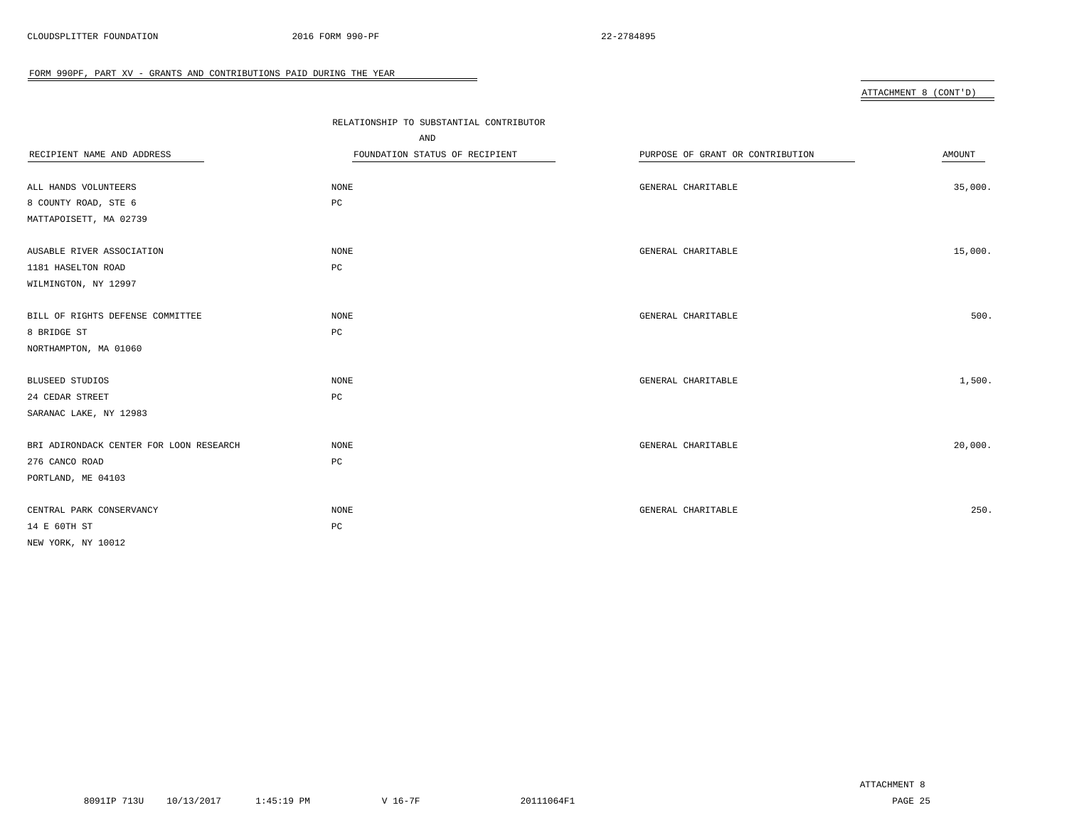FORM 990PF, PART XV - GRANTS AND CONTRIBUTIONS PAID DURING THE YEAR

ATTACHMENT 8 (CONT'D)

| RECIPIENT NAME AND ADDRESS | RELATIONSHIP TO SUBSTANTIAL CONTRIBUTOR AND FOUNDATION STATUS OF RECIPIENT | PURPOSE OF GRANT OR CONTRIBUTION | AMOUNT |
|---|---|---|---|
| ALL HANDS VOLUNTEERS<br>8 COUNTY ROAD, STE 6<br>MATTAPOISETT, MA 02739 | NONE<br>PC | GENERAL CHARITABLE | 35,000. |
| AUSABLE RIVER ASSOCIATION<br>1181 HASELTON ROAD<br>WILMINGTON, NY 12997 | NONE<br>PC | GENERAL CHARITABLE | 15,000. |
| BILL OF RIGHTS DEFENSE COMMITTEE<br>8 BRIDGE ST<br>NORTHAMPTON, MA 01060 | NONE<br>PC | GENERAL CHARITABLE | 500. |
| BLUSEED STUDIOS<br>24 CEDAR STREET<br>SARANAC LAKE, NY 12983 | NONE<br>PC | GENERAL CHARITABLE | 1,500. |
| BRI ADIRONDACK CENTER FOR LOON RESEARCH<br>276 CANCO ROAD<br>PORTLAND, ME 04103 | NONE<br>PC | GENERAL CHARITABLE | 20,000. |
| CENTRAL PARK CONSERVANCY<br>14 E 60TH ST<br>NEW YORK, NY 10012 | NONE<br>PC | GENERAL CHARITABLE | 250. |

ATTACHMENT 8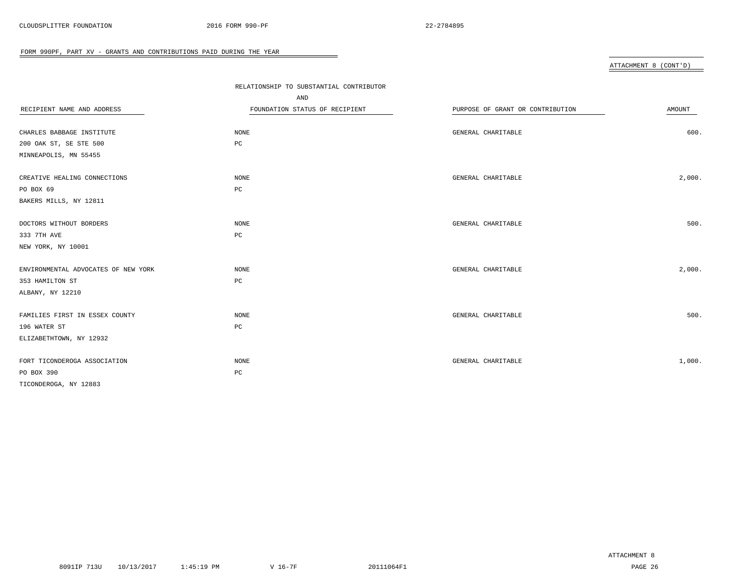FORM 990PF, PART XV - GRANTS AND CONTRIBUTIONS PAID DURING THE YEAR

ATTACHMENT 8 (CONT'D)

| RECIPIENT NAME AND ADDRESS | RELATIONSHIP TO SUBSTANTIAL CONTRIBUTOR AND FOUNDATION STATUS OF RECIPIENT | PURPOSE OF GRANT OR CONTRIBUTION | AMOUNT |
|---|---|---|---|
| CHARLES BABBAGE INSTITUTE<br>200 OAK ST, SE STE 500<br>MINNEAPOLIS, MN 55455 | NONE<br>PC | GENERAL CHARITABLE | 600. |
| CREATIVE HEALING CONNECTIONS<br>PO BOX 69<br>BAKERS MILLS, NY 12811 | NONE<br>PC | GENERAL CHARITABLE | 2,000. |
| DOCTORS WITHOUT BORDERS<br>333 7TH AVE<br>NEW YORK, NY 10001 | NONE<br>PC | GENERAL CHARITABLE | 500. |
| ENVIRONMENTAL ADVOCATES OF NEW YORK<br>353 HAMILTON ST<br>ALBANY, NY 12210 | NONE<br>PC | GENERAL CHARITABLE | 2,000. |
| FAMILIES FIRST IN ESSEX COUNTY<br>196 WATER ST<br>ELIZABETHTOWN, NY 12932 | NONE<br>PC | GENERAL CHARITABLE | 500. |
| FORT TICONDEROGA ASSOCIATION<br>PO BOX 390<br>TICONDEROGA, NY 12883 | NONE<br>PC | GENERAL CHARITABLE | 1,000. |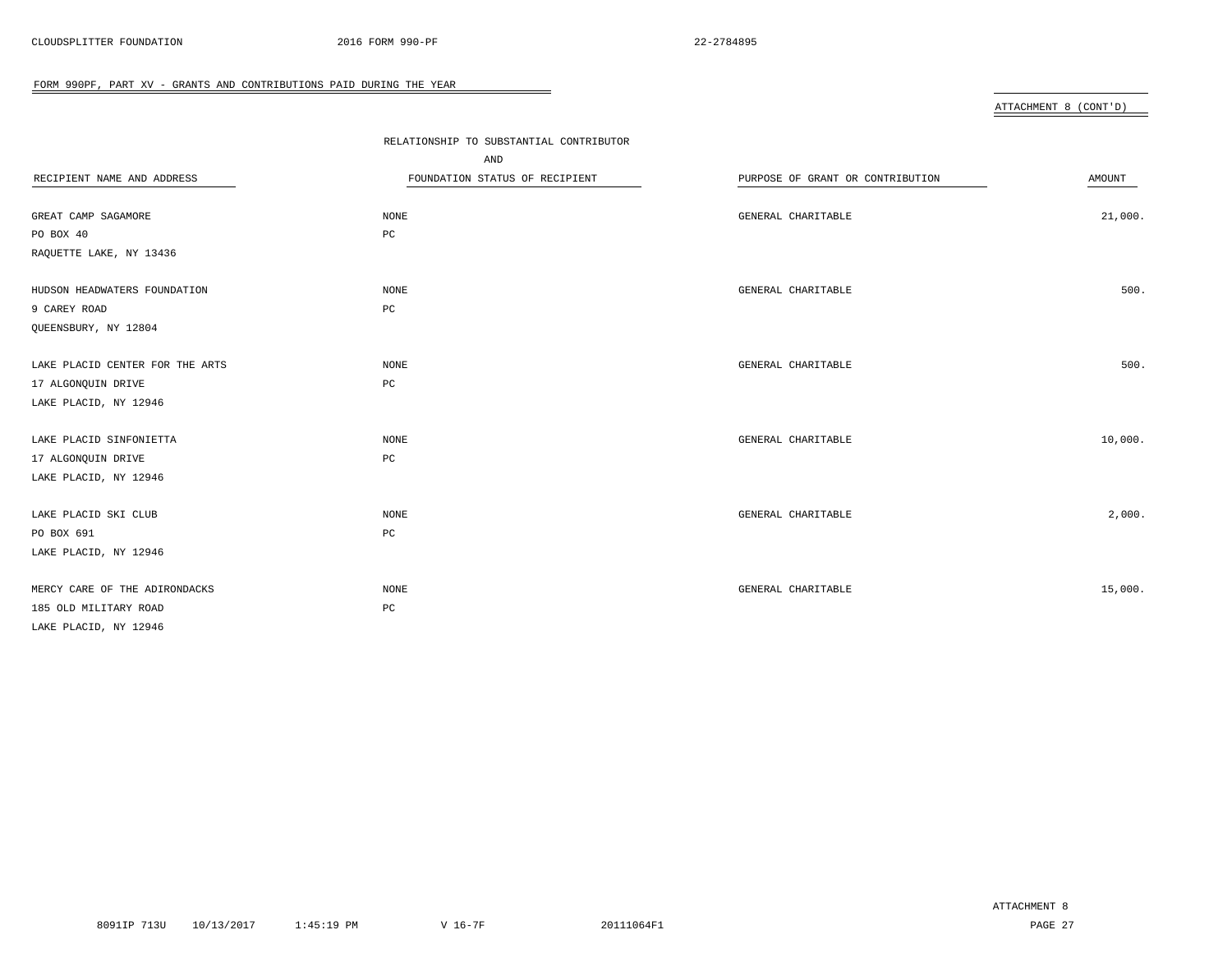## FORM 990PF, PART XV - GRANTS AND CONTRIBUTIONS PAID DURING THE YEAR

ATTACHMENT 8 (CONT'D)

| RECIPIENT NAME AND ADDRESS | RELATIONSHIP TO SUBSTANTIAL CONTRIBUTOR AND FOUNDATION STATUS OF RECIPIENT | PURPOSE OF GRANT OR CONTRIBUTION | AMOUNT |
|---|---|---|---|
| GREAT CAMP SAGAMORE<br>PO BOX 40<br>RAQUETTE LAKE, NY 13436 | NONE<br>PC | GENERAL CHARITABLE | 21,000. |
| HUDSON HEADWATERS FOUNDATION<br>9 CAREY ROAD<br>QUEENSBURY, NY 12804 | NONE<br>PC | GENERAL CHARITABLE | 500. |
| LAKE PLACID CENTER FOR THE ARTS<br>17 ALGONQUIN DRIVE<br>LAKE PLACID, NY 12946 | NONE<br>PC | GENERAL CHARITABLE | 500. |
| LAKE PLACID SINFONIETTA<br>17 ALGONQUIN DRIVE<br>LAKE PLACID, NY 12946 | NONE<br>PC | GENERAL CHARITABLE | 10,000. |
| LAKE PLACID SKI CLUB<br>PO BOX 691<br>LAKE PLACID, NY 12946 | NONE<br>PC | GENERAL CHARITABLE | 2,000. |
| MERCY CARE OF THE ADIRONDACKS<br>185 OLD MILITARY ROAD<br>LAKE PLACID, NY 12946 | NONE<br>PC | GENERAL CHARITABLE | 15,000. |

ATTACHMENT 8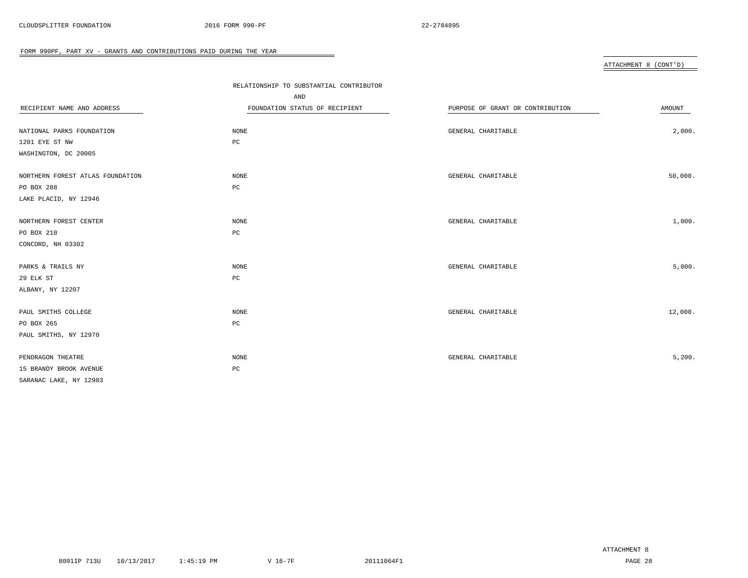FORM 990PF, PART XV - GRANTS AND CONTRIBUTIONS PAID DURING THE YEAR

ATTACHMENT 8 (CONT'D)

| RECIPIENT NAME AND ADDRESS | RELATIONSHIP TO SUBSTANTIAL CONTRIBUTOR AND FOUNDATION STATUS OF RECIPIENT | PURPOSE OF GRANT OR CONTRIBUTION | AMOUNT |
|---|---|---|---|
| NATIONAL PARKS FOUNDATION<br>1201 EYE ST NW<br>WASHINGTON, DC 20005 | NONE<br>PC | GENERAL CHARITABLE | 2,000. |
| NORTHERN FOREST ATLAS FOUNDATION<br>PO BOX 288<br>LAKE PLACID, NY 12946 | NONE<br>PC | GENERAL CHARITABLE | 50,000. |
| NORTHERN FOREST CENTER<br>PO BOX 210<br>CONCORD, NH 03302 | NONE<br>PC | GENERAL CHARITABLE | 1,000. |
| PARKS & TRAILS NY<br>29 ELK ST<br>ALBANY, NY 12207 | NONE<br>PC | GENERAL CHARITABLE | 5,000. |
| PAUL SMITHS COLLEGE<br>PO BOX 265<br>PAUL SMITHS, NY 12970 | NONE<br>PC | GENERAL CHARITABLE | 12,000. |
| PENDRAGON THEATRE<br>15 BRANDY BROOK AVENUE<br>SARANAC LAKE, NY 12983 | NONE<br>PC | GENERAL CHARITABLE | 5,200. |

ATTACHMENT 8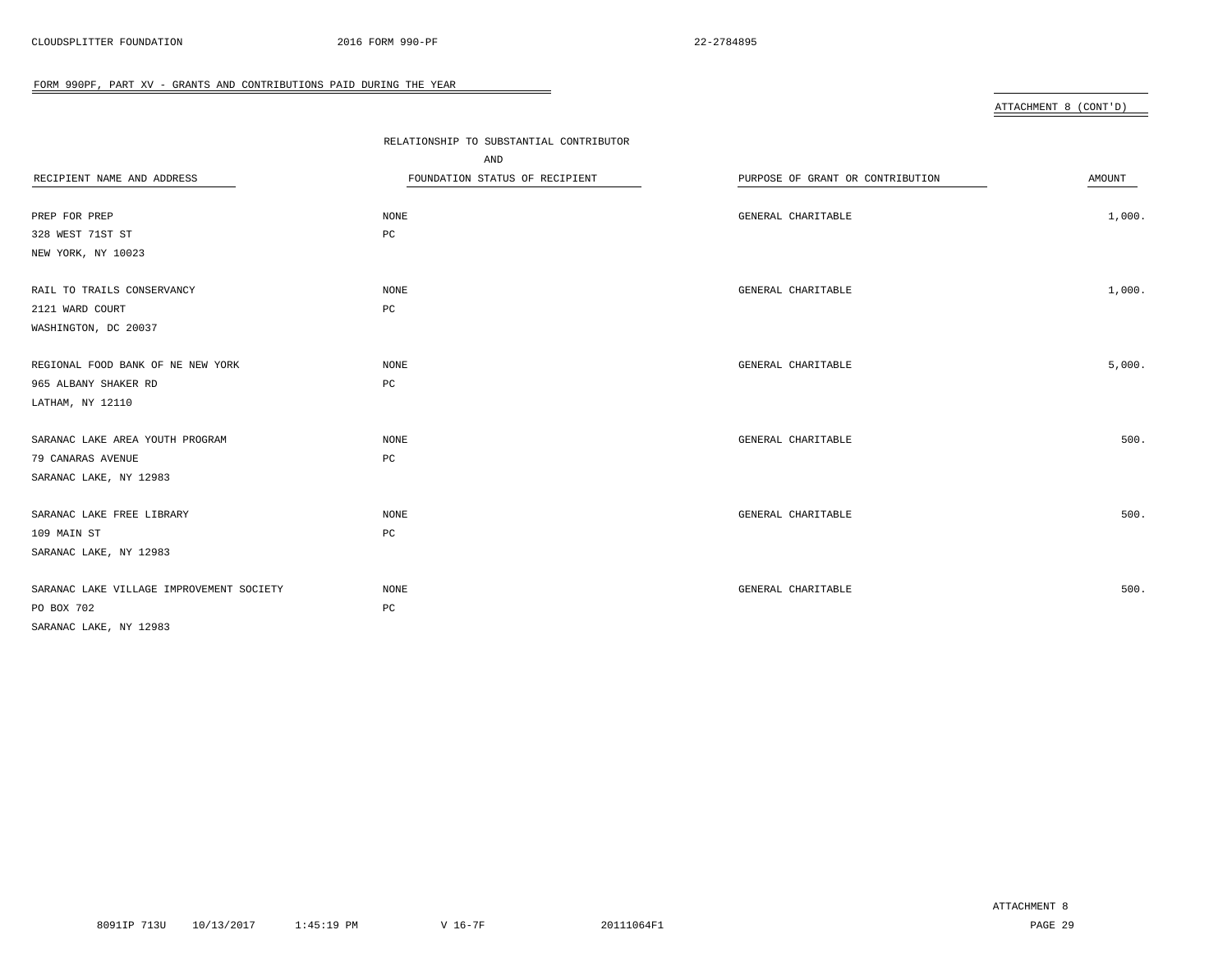## FORM 990PF, PART XV - GRANTS AND CONTRIBUTIONS PAID DURING THE YEAR

ATTACHMENT 8 (CONT'D)

| RECIPIENT NAME AND ADDRESS | RELATIONSHIP TO SUBSTANTIAL CONTRIBUTOR AND FOUNDATION STATUS OF RECIPIENT | PURPOSE OF GRANT OR CONTRIBUTION | AMOUNT |
|---|---|---|---|
| PREP FOR PREP<br>328 WEST 71ST ST<br>NEW YORK, NY 10023 | NONE<br>PC | GENERAL CHARITABLE | 1,000. |
| RAIL TO TRAILS CONSERVANCY<br>2121 WARD COURT<br>WASHINGTON, DC 20037 | NONE<br>PC | GENERAL CHARITABLE | 1,000. |
| REGIONAL FOOD BANK OF NE NEW YORK<br>965 ALBANY SHAKER RD<br>LATHAM, NY 12110 | NONE<br>PC | GENERAL CHARITABLE | 5,000. |
| SARANAC LAKE AREA YOUTH PROGRAM<br>79 CANARAS AVENUE<br>SARANAC LAKE, NY 12983 | NONE<br>PC | GENERAL CHARITABLE | 500. |
| SARANAC LAKE FREE LIBRARY<br>109 MAIN ST<br>SARANAC LAKE, NY 12983 | NONE<br>PC | GENERAL CHARITABLE | 500. |
| SARANAC LAKE VILLAGE IMPROVEMENT SOCIETY<br>PO BOX 702<br>SARANAC LAKE, NY 12983 | NONE<br>PC | GENERAL CHARITABLE | 500. |

ATTACHMENT 8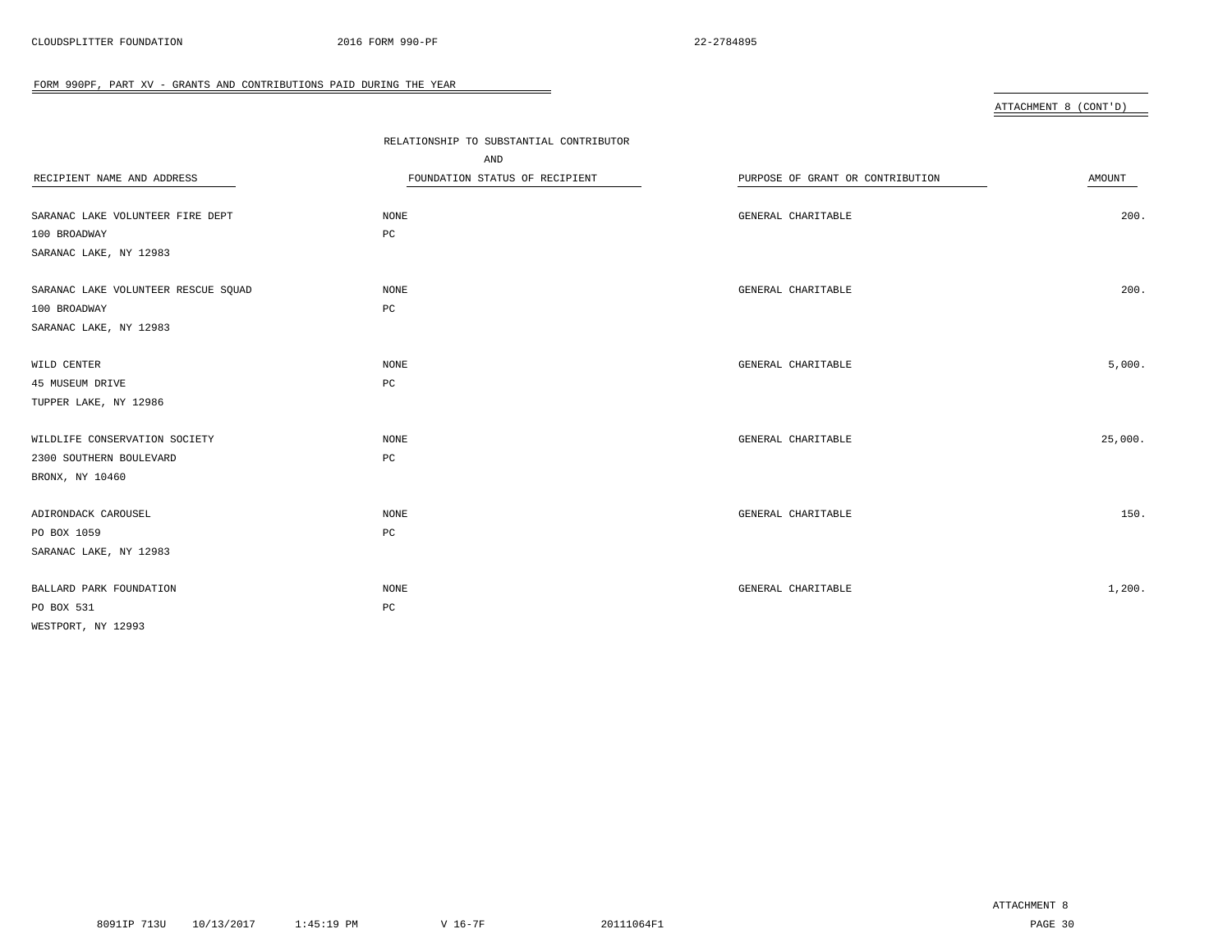FORM 990PF, PART XV - GRANTS AND CONTRIBUTIONS PAID DURING THE YEAR

ATTACHMENT 8 (CONT'D)

| RECIPIENT NAME AND ADDRESS | RELATIONSHIP TO SUBSTANTIAL CONTRIBUTOR AND FOUNDATION STATUS OF RECIPIENT | PURPOSE OF GRANT OR CONTRIBUTION | AMOUNT |
|---|---|---|---|
| SARANAC LAKE VOLUNTEER FIRE DEPT<br>100 BROADWAY<br>SARANAC LAKE, NY 12983 | NONE<br>PC | GENERAL CHARITABLE | 200. |
| SARANAC LAKE VOLUNTEER RESCUE SQUAD<br>100 BROADWAY<br>SARANAC LAKE, NY 12983 | NONE<br>PC | GENERAL CHARITABLE | 200. |
| WILD CENTER<br>45 MUSEUM DRIVE<br>TUPPER LAKE, NY 12986 | NONE<br>PC | GENERAL CHARITABLE | 5,000. |
| WILDLIFE CONSERVATION SOCIETY<br>2300 SOUTHERN BOULEVARD<br>BRONX, NY 10460 | NONE<br>PC | GENERAL CHARITABLE | 25,000. |
| ADIRONDACK CAROUSEL<br>PO BOX 1059<br>SARANAC LAKE, NY 12983 | NONE<br>PC | GENERAL CHARITABLE | 150. |
| BALLARD PARK FOUNDATION<br>PO BOX 531<br>WESTPORT, NY 12993 | NONE<br>PC | GENERAL CHARITABLE | 1,200. |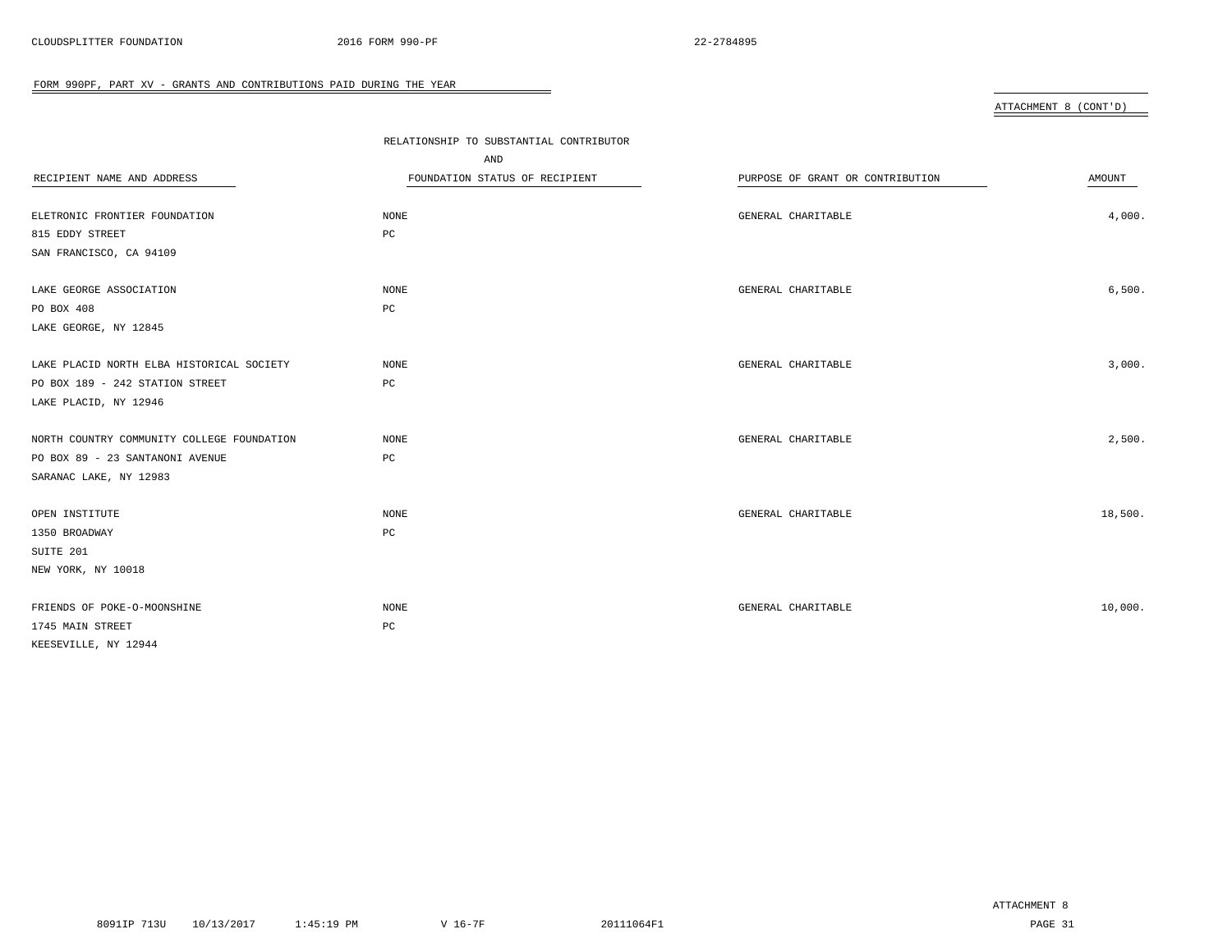## FORM 990PF, PART XV - GRANTS AND CONTRIBUTIONS PAID DURING THE YEAR

ATTACHMENT 8 (CONT'D)

| RECIPIENT NAME AND ADDRESS | RELATIONSHIP TO SUBSTANTIAL CONTRIBUTOR AND FOUNDATION STATUS OF RECIPIENT | PURPOSE OF GRANT OR CONTRIBUTION | AMOUNT |
|---|---|---|---|
| ELETRONIC FRONTIER FOUNDATION<br>815 EDDY STREET<br>SAN FRANCISCO, CA 94109 | NONE<br>PC | GENERAL CHARITABLE | 4,000. |
| LAKE GEORGE ASSOCIATION<br>PO BOX 408<br>LAKE GEORGE, NY 12845 | NONE<br>PC | GENERAL CHARITABLE | 6,500. |
| LAKE PLACID NORTH ELBA HISTORICAL SOCIETY<br>PO BOX 189 - 242 STATION STREET<br>LAKE PLACID, NY 12946 | NONE<br>PC | GENERAL CHARITABLE | 3,000. |
| NORTH COUNTRY COMMUNITY COLLEGE FOUNDATION<br>PO BOX 89 - 23 SANTANONI AVENUE<br>SARANAC LAKE, NY 12983 | NONE<br>PC | GENERAL CHARITABLE | 2,500. |
| OPEN INSTITUTE<br>1350 BROADWAY<br>SUITE 201<br>NEW YORK, NY 10018 | NONE<br>PC | GENERAL CHARITABLE | 18,500. |
| FRIENDS OF POKE-O-MOONSHINE<br>1745 MAIN STREET<br>KEESEVILLE, NY 12944 | NONE<br>PC | GENERAL CHARITABLE | 10,000. |

ATTACHMENT 8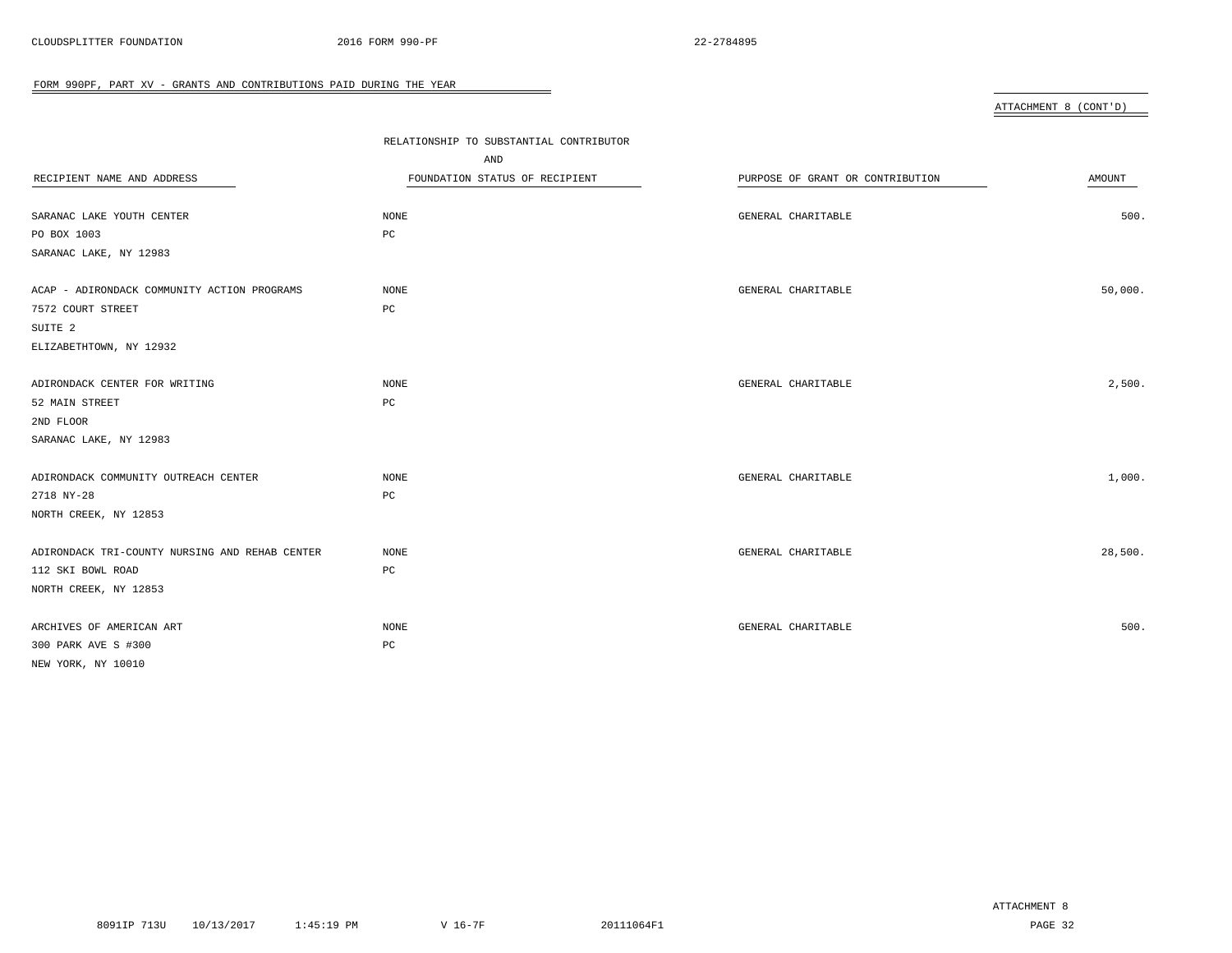## FORM 990PF, PART XV - GRANTS AND CONTRIBUTIONS PAID DURING THE YEAR

ATTACHMENT 8 (CONT'D)

| RECIPIENT NAME AND ADDRESS | RELATIONSHIP TO SUBSTANTIAL CONTRIBUTOR AND FOUNDATION STATUS OF RECIPIENT | PURPOSE OF GRANT OR CONTRIBUTION | AMOUNT |
|---|---|---|---|
| SARANAC LAKE YOUTH CENTER<br>PO BOX 1003<br>SARANAC LAKE, NY 12983 | NONE<br>PC | GENERAL CHARITABLE | 500. |
| ACAP - ADIRONDACK COMMUNITY ACTION PROGRAMS<br>7572 COURT STREET<br>SUITE 2<br>ELIZABETHTOWN, NY 12932 | NONE<br>PC | GENERAL CHARITABLE | 50,000. |
| ADIRONDACK CENTER FOR WRITING<br>52 MAIN STREET<br>2ND FLOOR<br>SARANAC LAKE, NY 12983 | NONE<br>PC | GENERAL CHARITABLE | 2,500. |
| ADIRONDACK COMMUNITY OUTREACH CENTER<br>2718 NY-28<br>NORTH CREEK, NY 12853 | NONE<br>PC | GENERAL CHARITABLE | 1,000. |
| ADIRONDACK TRI-COUNTY NURSING AND REHAB CENTER<br>112 SKI BOWL ROAD<br>NORTH CREEK, NY 12853 | NONE<br>PC | GENERAL CHARITABLE | 28,500. |
| ARCHIVES OF AMERICAN ART<br>300 PARK AVE S #300<br>NEW YORK, NY 10010 | NONE<br>PC | GENERAL CHARITABLE | 500. |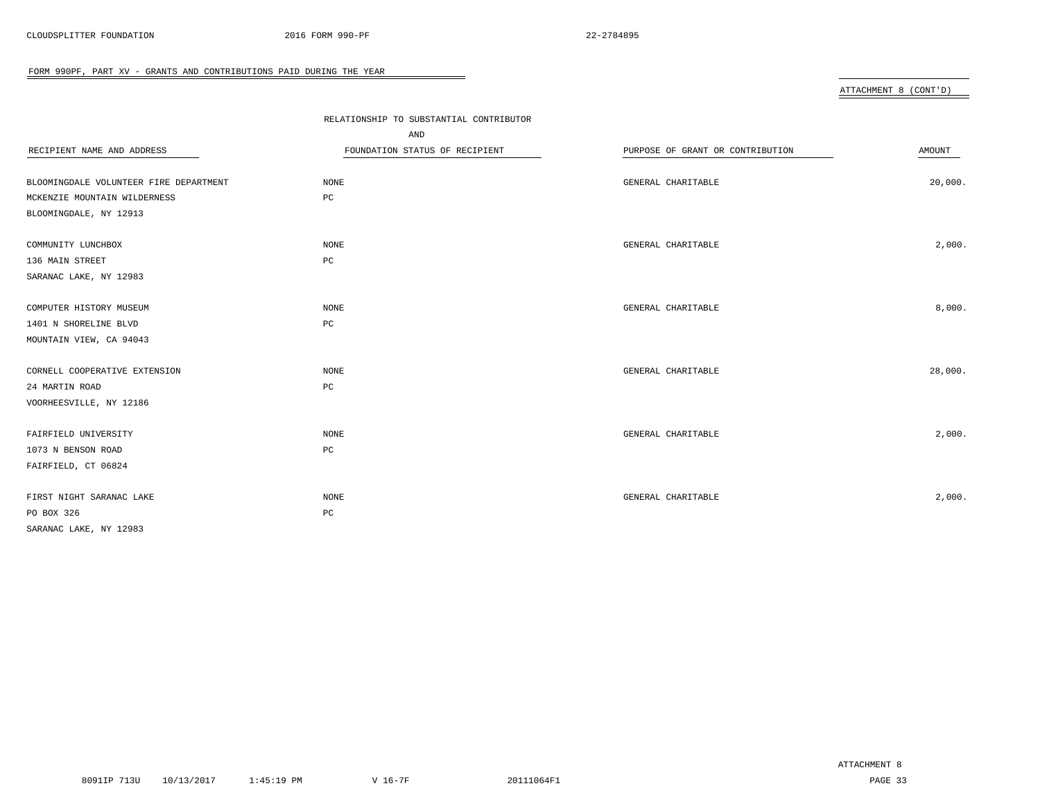## FORM 990PF, PART XV - GRANTS AND CONTRIBUTIONS PAID DURING THE YEAR

ATTACHMENT 8 (CONT'D)

| RECIPIENT NAME AND ADDRESS | RELATIONSHIP TO SUBSTANTIAL CONTRIBUTOR AND FOUNDATION STATUS OF RECIPIENT | PURPOSE OF GRANT OR CONTRIBUTION | AMOUNT |
|---|---|---|---|
| BLOOMINGDALE VOLUNTEER FIRE DEPARTMENT<br>MCKENZIE MOUNTAIN WILDERNESS<br>BLOOMINGDALE, NY 12913 | NONE<br>PC | GENERAL CHARITABLE | 20,000. |
| COMMUNITY LUNCHBOX<br>136 MAIN STREET<br>SARANAC LAKE, NY 12983 | NONE<br>PC | GENERAL CHARITABLE | 2,000. |
| COMPUTER HISTORY MUSEUM<br>1401 N SHORELINE BLVD<br>MOUNTAIN VIEW, CA 94043 | NONE<br>PC | GENERAL CHARITABLE | 8,000. |
| CORNELL COOPERATIVE EXTENSION<br>24 MARTIN ROAD<br>VOORHEESVILLE, NY 12186 | NONE<br>PC | GENERAL CHARITABLE | 28,000. |
| FAIRFIELD UNIVERSITY<br>1073 N BENSON ROAD<br>FAIRFIELD, CT 06824 | NONE<br>PC | GENERAL CHARITABLE | 2,000. |
| FIRST NIGHT SARANAC LAKE<br>PO BOX 326<br>SARANAC LAKE, NY 12983 | NONE<br>PC | GENERAL CHARITABLE | 2,000. |

ATTACHMENT 8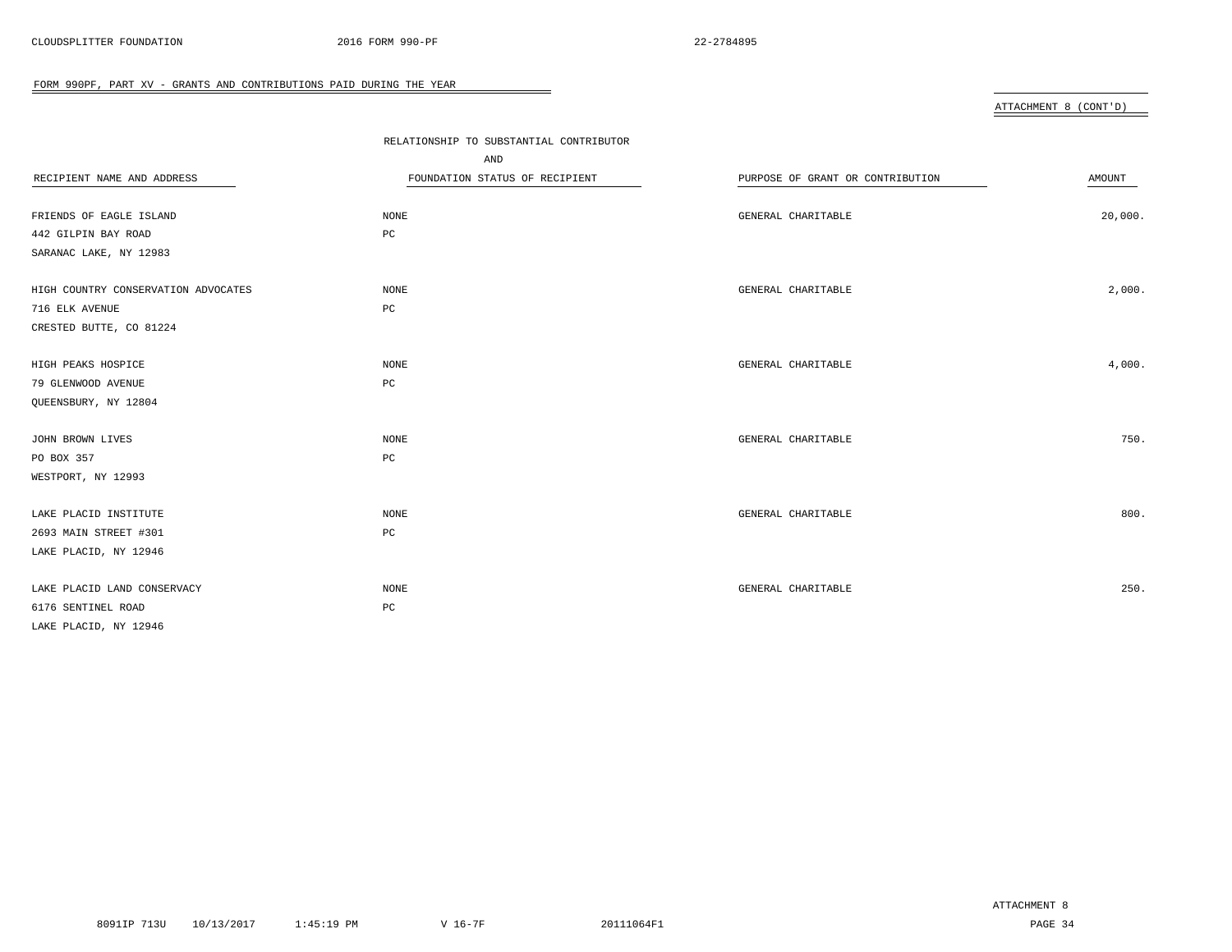## FORM 990PF, PART XV - GRANTS AND CONTRIBUTIONS PAID DURING THE YEAR

ATTACHMENT 8 (CONT'D)

| RECIPIENT NAME AND ADDRESS | RELATIONSHIP TO SUBSTANTIAL CONTRIBUTOR AND FOUNDATION STATUS OF RECIPIENT | PURPOSE OF GRANT OR CONTRIBUTION | AMOUNT |
|---|---|---|---|
| FRIENDS OF EAGLE ISLAND<br>442 GILPIN BAY ROAD<br>SARANAC LAKE, NY 12983 | NONE<br>PC | GENERAL CHARITABLE | 20,000. |
| HIGH COUNTRY CONSERVATION ADVOCATES<br>716 ELK AVENUE<br>CRESTED BUTTE, CO 81224 | NONE<br>PC | GENERAL CHARITABLE | 2,000. |
| HIGH PEAKS HOSPICE<br>79 GLENWOOD AVENUE<br>QUEENSBURY, NY 12804 | NONE<br>PC | GENERAL CHARITABLE | 4,000. |
| JOHN BROWN LIVES<br>PO BOX 357<br>WESTPORT, NY 12993 | NONE<br>PC | GENERAL CHARITABLE | 750. |
| LAKE PLACID INSTITUTE<br>2693 MAIN STREET #301<br>LAKE PLACID, NY 12946 | NONE<br>PC | GENERAL CHARITABLE | 800. |
| LAKE PLACID LAND CONSERVACY<br>6176 SENTINEL ROAD<br>LAKE PLACID, NY 12946 | NONE<br>PC | GENERAL CHARITABLE | 250. |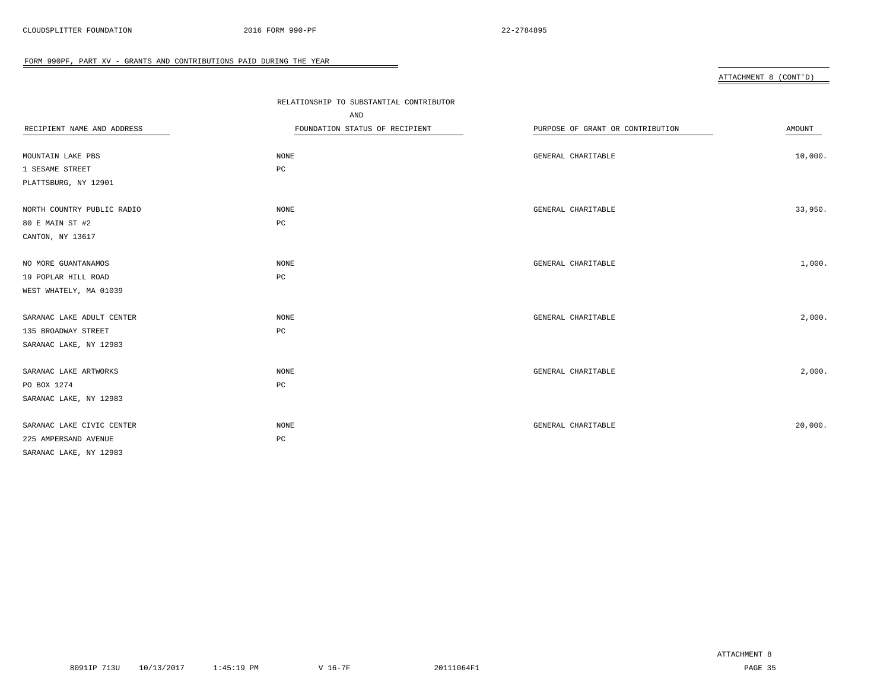FORM 990PF, PART XV - GRANTS AND CONTRIBUTIONS PAID DURING THE YEAR

ATTACHMENT 8 (CONT'D)

| RECIPIENT NAME AND ADDRESS | RELATIONSHIP TO SUBSTANTIAL CONTRIBUTOR AND FOUNDATION STATUS OF RECIPIENT | PURPOSE OF GRANT OR CONTRIBUTION | AMOUNT |
|---|---|---|---|
| MOUNTAIN LAKE PBS<br>1 SESAME STREET<br>PLATTSBURG, NY 12901 | NONE<br>PC | GENERAL CHARITABLE | 10,000. |
| NORTH COUNTRY PUBLIC RADIO<br>80 E MAIN ST #2<br>CANTON, NY 13617 | NONE<br>PC | GENERAL CHARITABLE | 33,950. |
| NO MORE GUANTANAMOS<br>19 POPLAR HILL ROAD<br>WEST WHATELY, MA 01039 | NONE<br>PC | GENERAL CHARITABLE | 1,000. |
| SARANAC LAKE ADULT CENTER<br>135 BROADWAY STREET<br>SARANAC LAKE, NY 12983 | NONE<br>PC | GENERAL CHARITABLE | 2,000. |
| SARANAC LAKE ARTWORKS<br>PO BOX 1274<br>SARANAC LAKE, NY 12983 | NONE<br>PC | GENERAL CHARITABLE | 2,000. |
| SARANAC LAKE CIVIC CENTER<br>225 AMPERSAND AVENUE<br>SARANAC LAKE, NY 12983 | NONE<br>PC | GENERAL CHARITABLE | 20,000. |

ATTACHMENT 8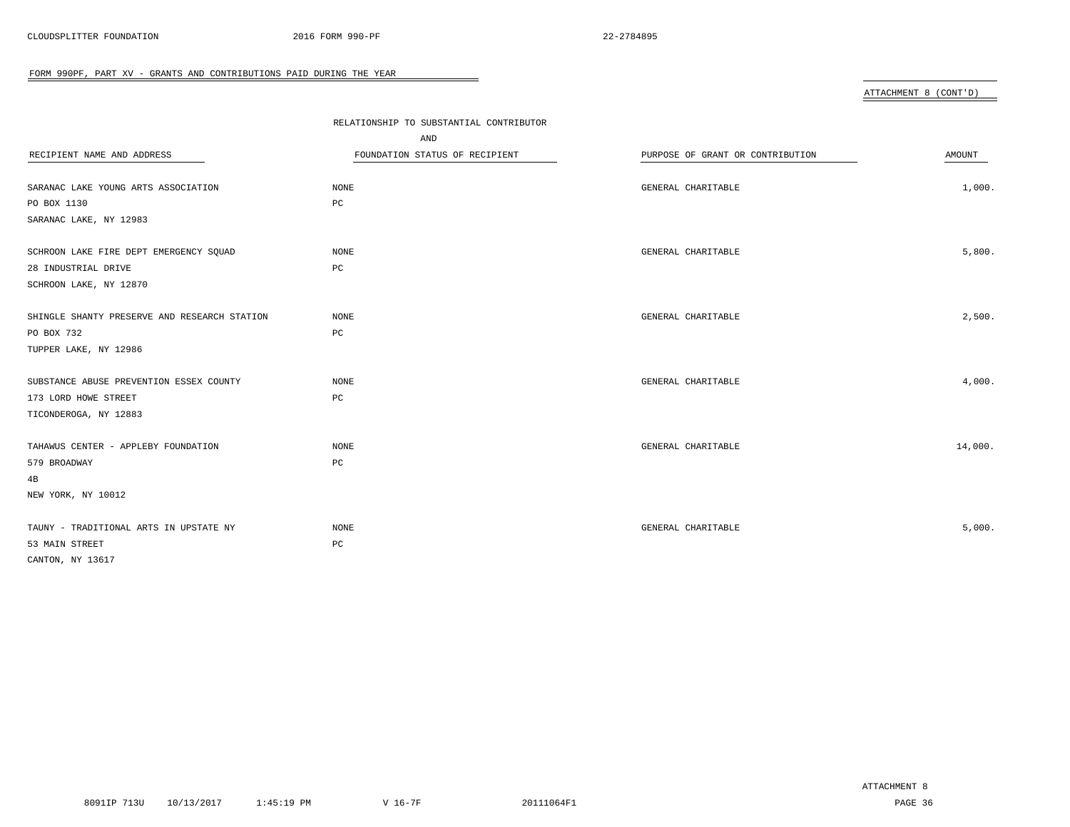## FORM 990PF, PART XV - GRANTS AND CONTRIBUTIONS PAID DURING THE YEAR

ATTACHMENT 8 (CONT'D)

| RECIPIENT NAME AND ADDRESS | RELATIONSHIP TO SUBSTANTIAL CONTRIBUTOR AND FOUNDATION STATUS OF RECIPIENT | PURPOSE OF GRANT OR CONTRIBUTION | AMOUNT |
|---|---|---|---|
| SARANAC LAKE YOUNG ARTS ASSOCIATION<br>PO BOX 1130<br>SARANAC LAKE, NY 12983 | NONE<br>PC | GENERAL CHARITABLE | 1,000. |
| SCHROON LAKE FIRE DEPT EMERGENCY SQUAD<br>28 INDUSTRIAL DRIVE<br>SCHROON LAKE, NY 12870 | NONE<br>PC | GENERAL CHARITABLE | 5,800. |
| SHINGLE SHANTY PRESERVE AND RESEARCH STATION<br>PO BOX 732<br>TUPPER LAKE, NY 12986 | NONE<br>PC | GENERAL CHARITABLE | 2,500. |
| SUBSTANCE ABUSE PREVENTION ESSEX COUNTY<br>173 LORD HOWE STREET<br>TICONDEROGA, NY 12883 | NONE<br>PC | GENERAL CHARITABLE | 4,000. |
| TAHAWUS CENTER - APPLEBY FOUNDATION<br>579 BROADWAY<br>4B<br>NEW YORK, NY 10012 | NONE<br>PC | GENERAL CHARITABLE | 14,000. |
| TAUNY - TRADITIONAL ARTS IN UPSTATE NY<br>53 MAIN STREET<br>CANTON, NY 13617 | NONE<br>PC | GENERAL CHARITABLE | 5,000. |

ATTACHMENT 8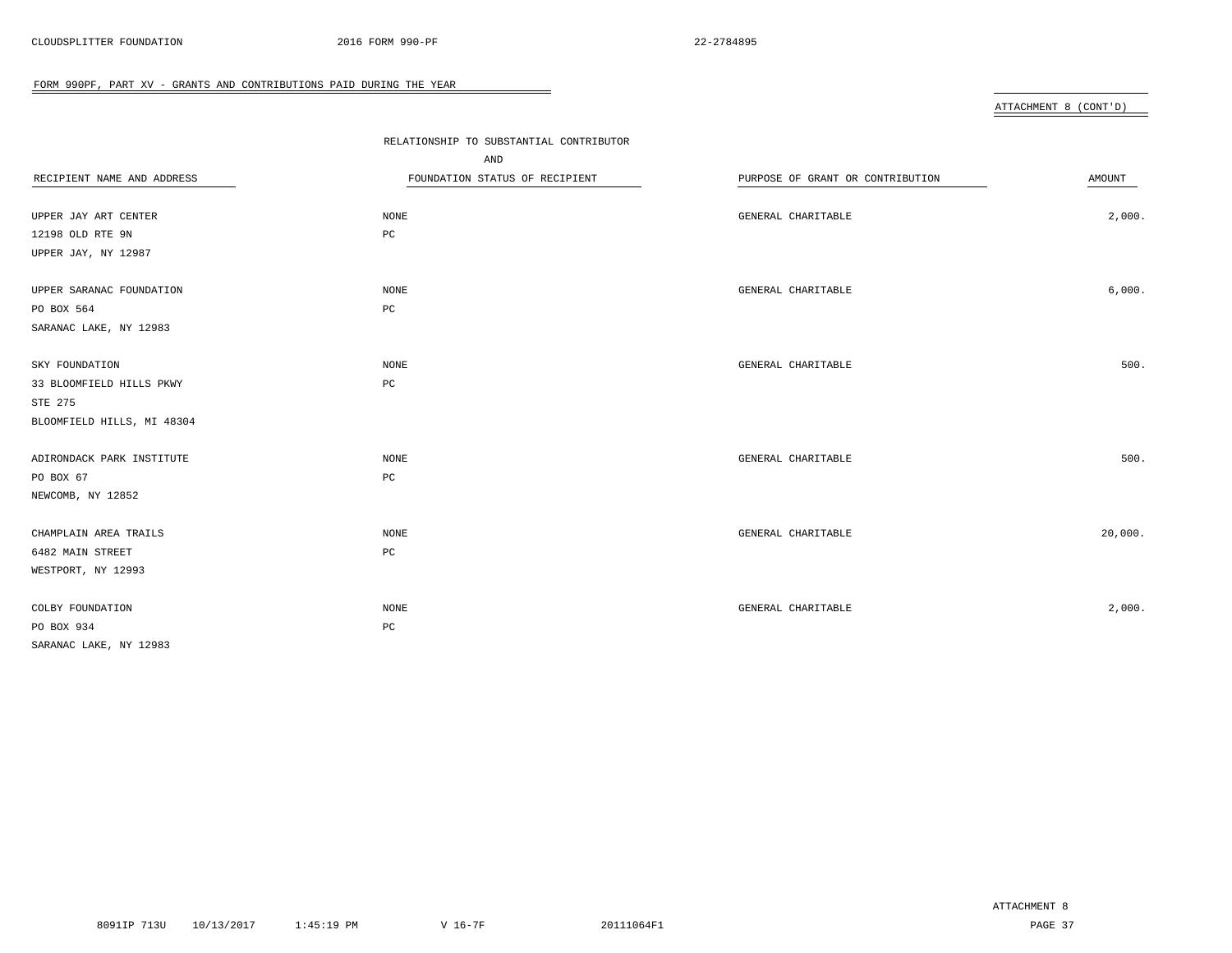## FORM 990PF, PART XV - GRANTS AND CONTRIBUTIONS PAID DURING THE YEAR

ATTACHMENT 8 (CONT'D)

| RECIPIENT NAME AND ADDRESS | RELATIONSHIP TO SUBSTANTIAL CONTRIBUTOR AND FOUNDATION STATUS OF RECIPIENT | PURPOSE OF GRANT OR CONTRIBUTION | AMOUNT |
|---|---|---|---|
| UPPER JAY ART CENTER<br>12198 OLD RTE 9N<br>UPPER JAY, NY 12987 | NONE<br>PC | GENERAL CHARITABLE | 2,000. |
| UPPER SARANAC FOUNDATION<br>PO BOX 564<br>SARANAC LAKE, NY 12983 | NONE<br>PC | GENERAL CHARITABLE | 6,000. |
| SKY FOUNDATION<br>33 BLOOMFIELD HILLS PKWY<br>STE 275<br>BLOOMFIELD HILLS, MI 48304 | NONE<br>PC | GENERAL CHARITABLE | 500. |
| ADIRONDACK PARK INSTITUTE<br>PO BOX 67<br>NEWCOMB, NY 12852 | NONE<br>PC | GENERAL CHARITABLE | 500. |
| CHAMPLAIN AREA TRAILS<br>6482 MAIN STREET<br>WESTPORT, NY 12993 | NONE<br>PC | GENERAL CHARITABLE | 20,000. |
| COLBY FOUNDATION<br>PO BOX 934<br>SARANAC LAKE, NY 12983 | NONE<br>PC | GENERAL CHARITABLE | 2,000. |

ATTACHMENT 8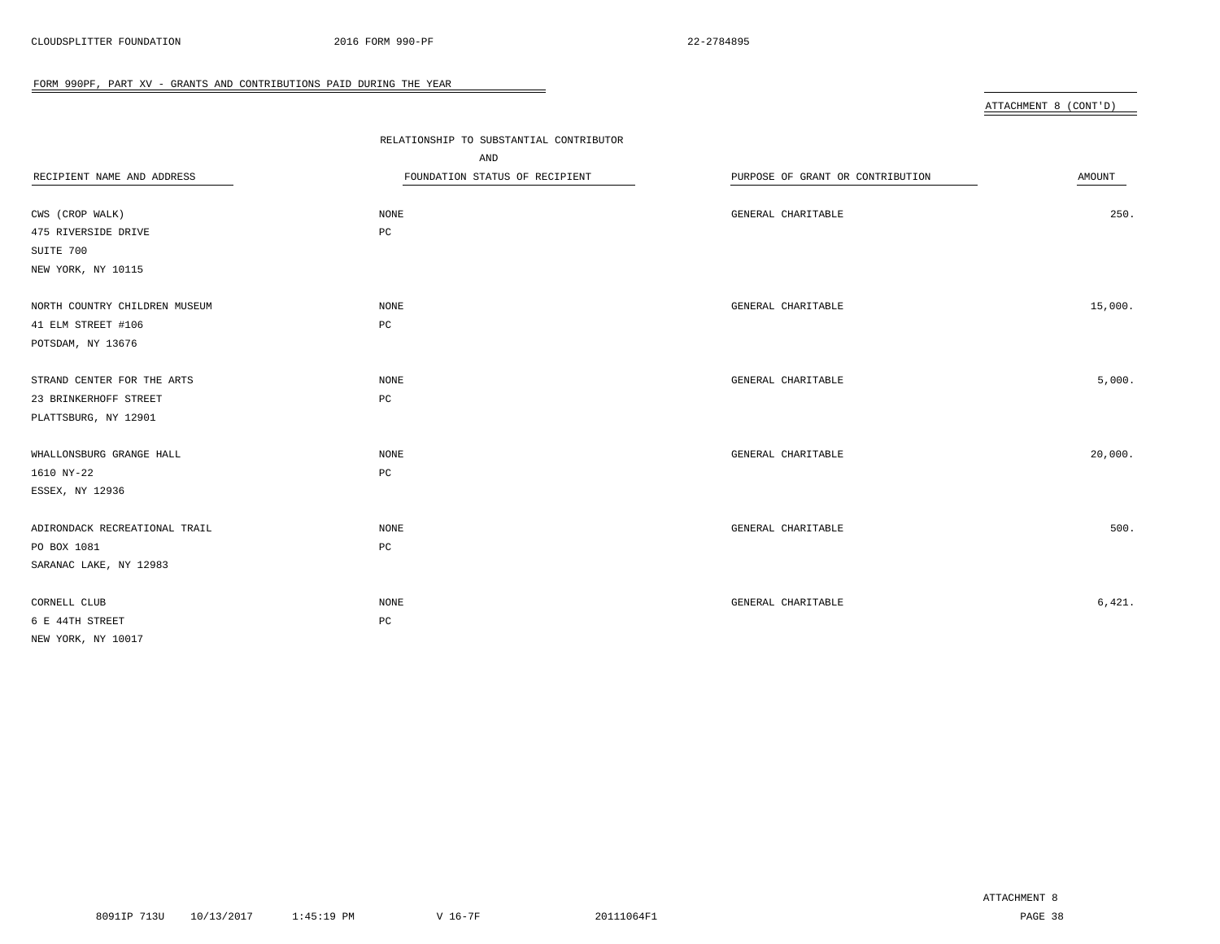## FORM 990PF, PART XV - GRANTS AND CONTRIBUTIONS PAID DURING THE YEAR

ATTACHMENT 8 (CONT'D)

| RECIPIENT NAME AND ADDRESS | RELATIONSHIP TO SUBSTANTIAL CONTRIBUTOR AND FOUNDATION STATUS OF RECIPIENT | PURPOSE OF GRANT OR CONTRIBUTION | AMOUNT |
|---|---|---|---|
| CWS (CROP WALK)<br>475 RIVERSIDE DRIVE<br>SUITE 700<br>NEW YORK, NY 10115 | NONE<br>PC | GENERAL CHARITABLE | 250. |
| NORTH COUNTRY CHILDREN MUSEUM<br>41 ELM STREET #106<br>POTSDAM, NY 13676 | NONE<br>PC | GENERAL CHARITABLE | 15,000. |
| STRAND CENTER FOR THE ARTS<br>23 BRINKERHOFF STREET<br>PLATTSBURG, NY 12901 | NONE<br>PC | GENERAL CHARITABLE | 5,000. |
| WHALLONSBURG GRANGE HALL<br>1610 NY-22<br>ESSEX, NY 12936 | NONE<br>PC | GENERAL CHARITABLE | 20,000. |
| ADIRONDACK RECREATIONAL TRAIL<br>PO BOX 1081<br>SARANAC LAKE, NY 12983 | NONE<br>PC | GENERAL CHARITABLE | 500. |
| CORNELL CLUB<br>6 E 44TH STREET<br>NEW YORK, NY 10017 | NONE<br>PC | GENERAL CHARITABLE | 6,421. |

ATTACHMENT 8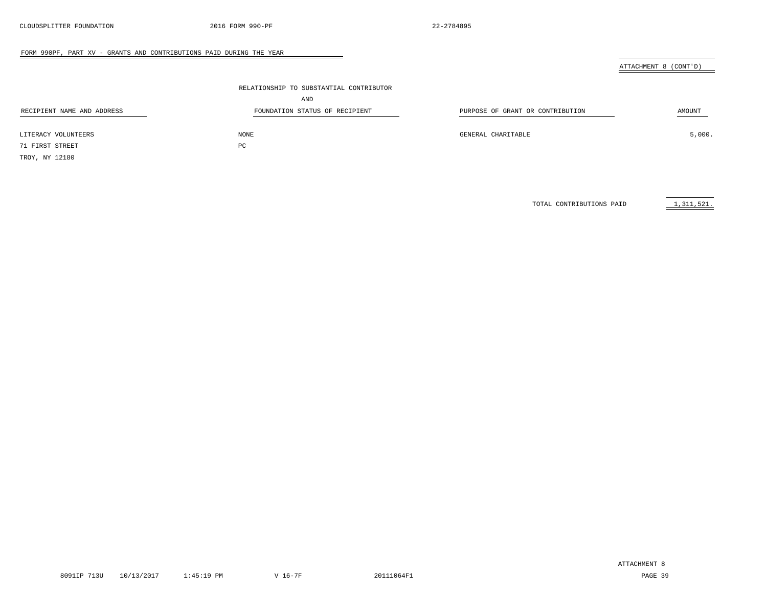## FORM 990PF, PART XV - GRANTS AND CONTRIBUTIONS PAID DURING THE YEAR

ATTACHMENT 8 (CONT'D)

| RECIPIENT NAME AND ADDRESS | RELATIONSHIP TO SUBSTANTIAL CONTRIBUTOR AND FOUNDATION STATUS OF RECIPIENT | PURPOSE OF GRANT OR CONTRIBUTION | AMOUNT |
|---|---|---|---|
| LITERACY VOLUNTEERS<br>71 FIRST STREET<br>TROY, NY 12180 | NONE<br>PC | GENERAL CHARITABLE | 5,000. |
| | | TOTAL CONTRIBUTIONS PAID | 1,311,521. |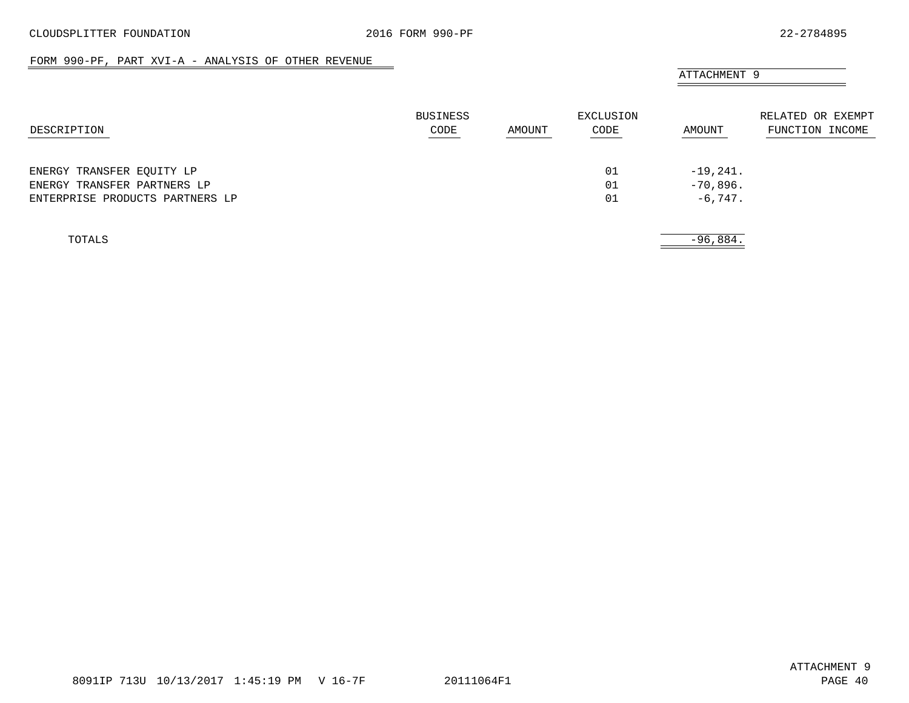CLOUDSPLITTER FOUNDATION 2016 FORM 990-PF 22-2784895

## FORM 990-PF, PART XVI-A - ANALYSIS OF OTHER REVENUE

ATTACHMENT 9

| DESCRIPTION | BUSINESS CODE | AMOUNT | EXCLUSION CODE | AMOUNT | RELATED OR EXEMPT FUNCTION INCOME |
|---|---|---|---|---|---|
| ENERGY TRANSFER EQUITY LP | | | 01 | -19,241. | |
| ENERGY TRANSFER PARTNERS LP | | | 01 | -70,896. | |
| ENTERPRISE PRODUCTS PARTNERS LP | | | 01 | -6,747. | |
| TOTALS | | | | -96,884. | |

8091IP 713U 10/13/2017 1:45:19 PM V 16-7F 20111064F1

ATTACHMENT 9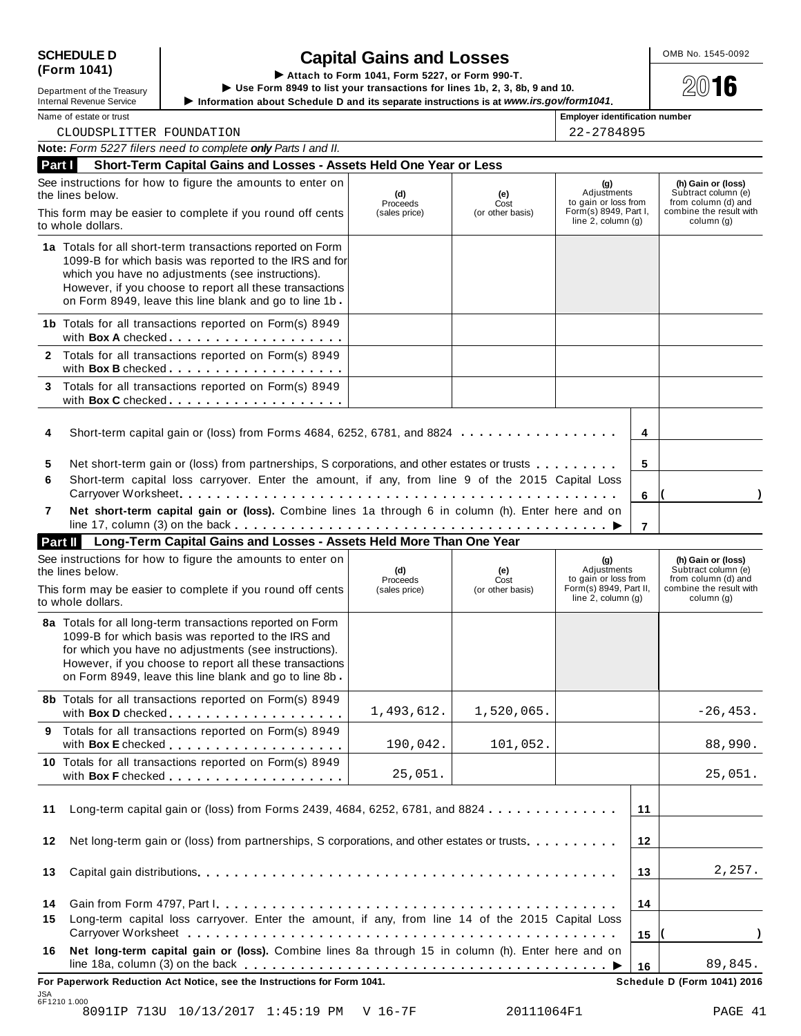**SCHEDULE D (Form 1041)**

Department of the Treasury
Internal Revenue Service

# Capital Gains and Losses

▶ Attach to Form 1041, Form 5227, or Form 990-T.
▶ Use Form 8949 to list your transactions for lines 1b, 2, 3, 8b, 9 and 10.
▶ Information about Schedule D and its separate instructions is at *www.irs.gov/form1041*.

OMB No. 1545-0092

**2016**

Name of estate or trust: CLOUDSPLITTER FOUNDATION

Employer identification number: 22-2784895

**Note:** *Form 5227 filers need to complete **only** Parts I and II.*

## Part I Short-Term Capital Gains and Losses - Assets Held One Year or Less

| See instructions for how to figure the amounts to enter on the lines below. This form may be easier to complete if you round off cents to whole dollars. | (d) Proceeds (sales price) | (e) Cost (or other basis) | (g) Adjustments to gain or loss from Form(s) 8949, Part I, line 2, column (g) | (h) Gain or (loss) Subtract column (e) from column (d) and combine the result with column (g) |
|---|---|---|---|---|
| **1a** Totals for all short-term transactions reported on Form 1099-B for which basis was reported to the IRS and for which you have no adjustments (see instructions). However, if you choose to report all these transactions on Form 8949, leave this line blank and go to line 1b | | | | |
| **1b** Totals for all transactions reported on Form(s) 8949 with **Box A** checked | | | | |
| **2** Totals for all transactions reported on Form(s) 8949 with **Box B** checked | | | | |
| **3** Totals for all transactions reported on Form(s) 8949 with **Box C** checked | | | | |

| | | Line | Amount |
|---|---|---|---|
| **4** | Short-term capital gain or (loss) from Forms 4684, 6252, 6781, and 8824 | 4 | |
| **5** | Net short-term gain or (loss) from partnerships, S corporations, and other estates or trusts | 5 | |
| **6** | Short-term capital loss carryover. Enter the amount, if any, from line 9 of the 2015 Capital Loss Carryover Worksheet | 6 | ( ) |
| **7** | **Net short-term capital gain or (loss).** Combine lines 1a through 6 in column (h). Enter here and on line 17, column (3) on the back ▶ | 7 | |

## Part II Long-Term Capital Gains and Losses - Assets Held More Than One Year

| See instructions for how to figure the amounts to enter on the lines below. This form may be easier to complete if you round off cents to whole dollars. | (d) Proceeds (sales price) | (e) Cost (or other basis) | (g) Adjustments to gain or loss from Form(s) 8949, Part II, line 2, column (g) | (h) Gain or (loss) Subtract column (e) from column (d) and combine the result with column (g) |
|---|---|---|---|---|
| **8a** Totals for all long-term transactions reported on Form 1099-B for which basis was reported to the IRS and for which you have no adjustments (see instructions). However, if you choose to report all these transactions on Form 8949, leave this line blank and go to line 8b | | | | |
| **8b** Totals for all transactions reported on Form(s) 8949 with **Box D** checked | 1,493,612. | 1,520,065. | | -26,453. |
| **9** Totals for all transactions reported on Form(s) 8949 with **Box E** checked | 190,042. | 101,052. | | 88,990. |
| **10** Totals for all transactions reported on Form(s) 8949 with **Box F** checked | 25,051. | | | 25,051. |

| | | Line | Amount |
|---|---|---|---|
| **11** | Long-term capital gain or (loss) from Forms 2439, 4684, 6252, 6781, and 8824 | 11 | |
| **12** | Net long-term gain or (loss) from partnerships, S corporations, and other estates or trusts | 12 | |
| **13** | Capital gain distributions | 13 | 2,257. |
| **14** | Gain from Form 4797, Part I | 14 | |
| **15** | Long-term capital loss carryover. Enter the amount, if any, from line 14 of the 2015 Capital Loss Carryover Worksheet | 15 | ( ) |
| **16** | **Net long-term capital gain or (loss).** Combine lines 8a through 15 in column (h). Enter here and on line 18a, column (3) on the back ▶ | 16 | 89,845. |

**For Paperwork Reduction Act Notice, see the Instructions for Form 1041.** **Schedule D (Form 1041) 2016**

JSA 6F1210 1.000

8091IP 713U 10/13/2017 1:45:19 PM V 16-7F 20111064F1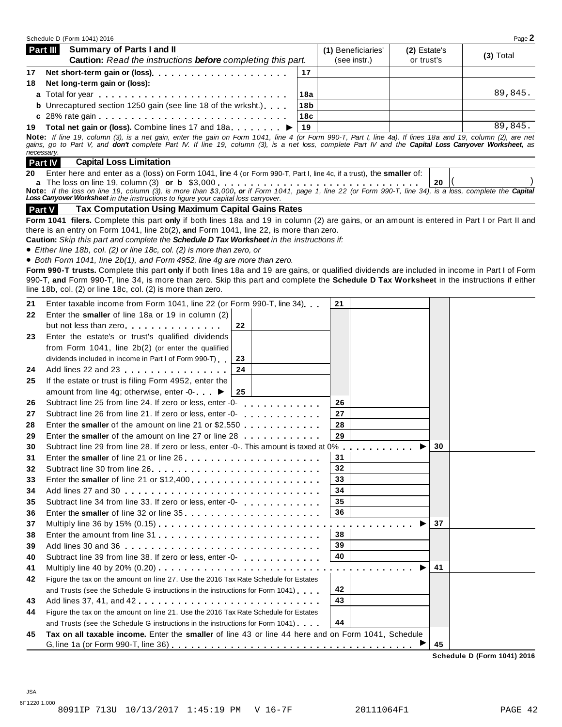Schedule D (Form 1041) 2016 Page **2**

## Part III Summary of Parts I and II

**Caution:** *Read the instructions* ***before*** *completing this part.*

| | | | (1) Beneficiaries' (see instr.) | (2) Estate's or trust's | (3) Total |
|---|---|---|---|---|---|
| 17 | **Net short-term gain or (loss)** | 17 | | | |
| 18 | **Net long-term gain or (loss):** | | | | |
| | **a** Total for year | 18a | | | 89,845. |
| | **b** Unrecaptured section 1250 gain (see line 18 of the wrksht.) | 18b | | | |
| | **c** 28% rate gain | 18c | | | |
| 19 | **Total net gain or (loss).** Combine lines 17 and 18a ▶ | 19 | | | 89,845. |

**Note:** *If line 19, column (3), is a net gain, enter the gain on Form 1041, line 4 (or Form 990-T, Part I, line 4a). If lines 18a and 19, column (2), are net gains, go to Part V, and* ***don't*** *complete Part IV. If line 19, column (3), is a net loss, complete Part IV and the* ***Capital Loss Carryover Worksheet,*** *as necessary.*

## Part IV Capital Loss Limitation

**20** Enter here and enter as a (loss) on Form 1041, line 4 (or Form 990-T, Part I, line 4c, if a trust), the **smaller** of:
**a** The loss on line 19, column (3) **or b** $3,000 . . . . . . . . . . **20** ( )

**Note:** *If the loss on line 19, column (3), is more than $3,000,* ***or*** *if Form 1041, page 1, line 22 (or Form 990-T, line 34), is a loss, complete the* ***Capital Loss Carryover Worksheet*** *in the instructions to figure your capital loss carryover.*

## Part V Tax Computation Using Maximum Capital Gains Rates

**Form 1041 filers.** Complete this part **only** if both lines 18a and 19 in column (2) are gains, or an amount is entered in Part I or Part II and there is an entry on Form 1041, line 2b(2), **and** Form 1041, line 22, is more than zero.

**Caution:** *Skip this part and complete the* ***Schedule D Tax Worksheet*** *in the instructions if:*

- *Either line 18b, col. (2) or line 18c, col. (2) is more than zero, or*
- *Both Form 1041, line 2b(1), and Form 4952, line 4g are more than zero.*

**Form 990-T trusts.** Complete this part **only** if both lines 18a and 19 are gains, or qualified dividends are included in income in Part I of Form 990-T, **and** Form 990-T, line 34, is more than zero. Skip this part and complete the **Schedule D Tax Worksheet** in the instructions if either line 18b, col. (2) or line 18c, col. (2) is more than zero.

| | | | |
|---|---|---|---|
| 21 | Enter taxable income from Form 1041, line 22 (or Form 990-T, line 34) | 21 | |
| 22 | Enter the **smaller** of line 18a or 19 in column (2) but not less than zero | 22 | |
| 23 | Enter the estate's or trust's qualified dividends from Form 1041, line 2b(2) (or enter the qualified dividends included in income in Part I of Form 990-T) | 23 | |
| 24 | Add lines 22 and 23 | 24 | |
| 25 | If the estate or trust is filing Form 4952, enter the amount from line 4g; otherwise, enter -0- ▶ | 25 | |
| 26 | Subtract line 25 from line 24. If zero or less, enter -0- | 26 | |
| 27 | Subtract line 26 from line 21. If zero or less, enter -0- | 27 | |
| 28 | Enter the **smaller** of the amount on line 21 or $2,550 | 28 | |
| 29 | Enter the **smaller** of the amount on line 27 or line 28 | 29 | |
| 30 | Subtract line 29 from line 28. If zero or less, enter -0-. This amount is taxed at 0% ▶ | 30 | |
| 31 | Enter the **smaller** of line 21 or line 26 | 31 | |
| 32 | Subtract line 30 from line 26 | 32 | |
| 33 | Enter the **smaller** of line 21 or $12,400 | 33 | |
| 34 | Add lines 27 and 30 | 34 | |
| 35 | Subtract line 34 from line 33. If zero or less, enter -0- | 35 | |
| 36 | Enter the **smaller** of line 32 or line 35 | 36 | |
| 37 | Multiply line 36 by 15% (0.15) ▶ | 37 | |
| 38 | Enter the amount from line 31 | 38 | |
| 39 | Add lines 30 and 36 | 39 | |
| 40 | Subtract line 39 from line 38. If zero or less, enter -0- | 40 | |
| 41 | Multiply line 40 by 20% (0.20) ▶ | 41 | |
| 42 | Figure the tax on the amount on line 27. Use the 2016 Tax Rate Schedule for Estates and Trusts (see the Schedule G instructions in the instructions for Form 1041) | 42 | |
| 43 | Add lines 37, 41, and 42 | 43 | |
| 44 | Figure the tax on the amount on line 21. Use the 2016 Tax Rate Schedule for Estates and Trusts (see the Schedule G instructions in the instructions for Form 1041) | 44 | |
| 45 | **Tax on all taxable income.** Enter the **smaller** of line 43 or line 44 here and on Form 1041, Schedule G, line 1a (or Form 990-T, line 36) ▶ | 45 | |

**Schedule D (Form 1041) 2016**

JSA
6F1220 1.000
8091IP 713U 10/13/2017 1:45:19 PM V 16-7F 20111064F1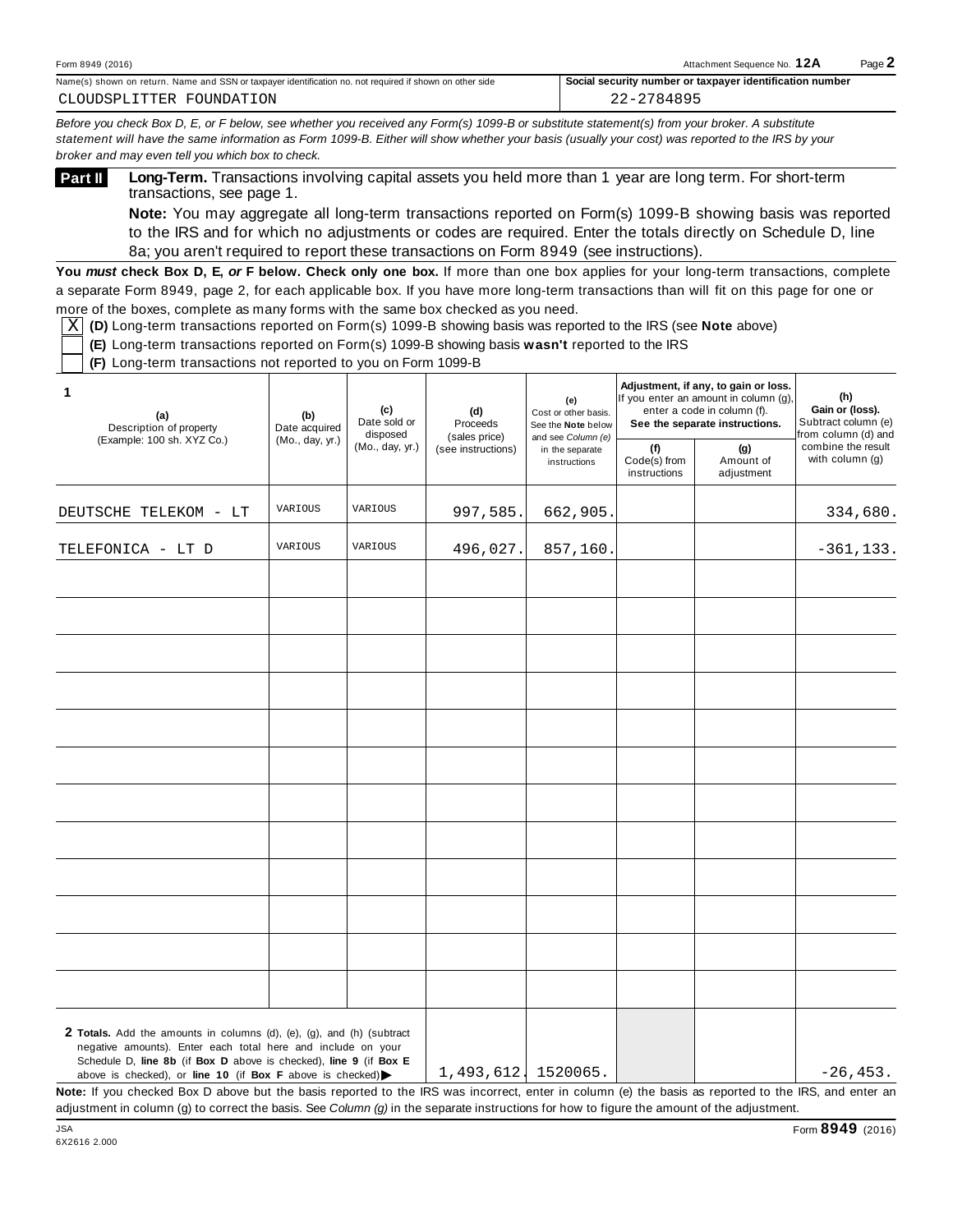Form 8949 (2016) Attachment Sequence No. **12A** Page **2**

| Name(s) shown on return. Name and SSN or taxpayer identification no. not required if shown on other side | Social security number or taxpayer identification number |
|---|---|
| CLOUDSPLITTER FOUNDATION | 22-2784895 |

*Before you check Box D, E, or F below, see whether you received any Form(s) 1099-B or substitute statement(s) from your broker. A substitute statement will have the same information as Form 1099-B. Either will show whether your basis (usually your cost) was reported to the IRS by your broker and may even tell you which box to check.*

**Part II** **Long-Term.** Transactions involving capital assets you held more than 1 year are long term. For short-term transactions, see page 1.

**Note:** You may aggregate all long-term transactions reported on Form(s) 1099-B showing basis was reported to the IRS and for which no adjustments or codes are required. Enter the totals directly on Schedule D, line 8a; you aren't required to report these transactions on Form 8949 (see instructions).

**You *must* check Box D, E, *or* F below. Check only one box.** If more than one box applies for your long-term transactions, complete a separate Form 8949, page 2, for each applicable box. If you have more long-term transactions than will fit on this page for one or more of the boxes, complete as many forms with the same box checked as you need.

- [X] **(D)** Long-term transactions reported on Form(s) 1099-B showing basis was reported to the IRS (see **Note** above)
- [ ] **(E)** Long-term transactions reported on Form(s) 1099-B showing basis **wasn't** reported to the IRS
- [ ] **(F)** Long-term transactions not reported to you on Form 1099-B

| **1** (a) Description of property (Example: 100 sh. XYZ Co.) | (b) Date acquired (Mo., day, yr.) | (c) Date sold or disposed (Mo., day, yr.) | (d) Proceeds (sales price) (see instructions) | (e) Cost or other basis. See the **Note** below and see *Column (e)* in the separate instructions | Adjustment, if any, to gain or loss. If you enter an amount in column (g), enter a code in column (f). **See the separate instructions.** (f) Code(s) from instructions | (g) Amount of adjustment | (h) Gain or (loss). Subtract column (e) from column (d) and combine the result with column (g) |
|---|---|---|---|---|---|---|---|
| DEUTSCHE TELEKOM - LT | VARIOUS | VARIOUS | 997,585. | 662,905. | | | 334,680. |
| TELEFONICA - LT D | VARIOUS | VARIOUS | 496,027. | 857,160. | | | -361,133. |
| | | | | | | | |
| | | | | | | | |
| | | | | | | | |
| | | | | | | | |
| | | | | | | | |
| | | | | | | | |
| | | | | | | | |
| | | | | | | | |
| | | | | | | | |
| | | | | | | | |
| | | | | | | | |
| | | | | | | | |
| **2 Totals.** Add the amounts in columns (d), (e), (g), and (h) (subtract negative amounts). Enter each total here and include on your Schedule D, **line 8b** (if **Box D** above is checked), **line 9** (if **Box E** above is checked), or **line 10** (if **Box F** above is checked) ▶ | | | 1,493,612. | 1520065. | | | -26,453. |

**Note:** If you checked Box D above but the basis reported to the IRS was incorrect, enter in column (e) the basis as reported to the IRS, and enter an adjustment in column (g) to correct the basis. See *Column (g)* in the separate instructions for how to figure the amount of the adjustment.

JSA
6X2616 2.000

Form **8949** (2016)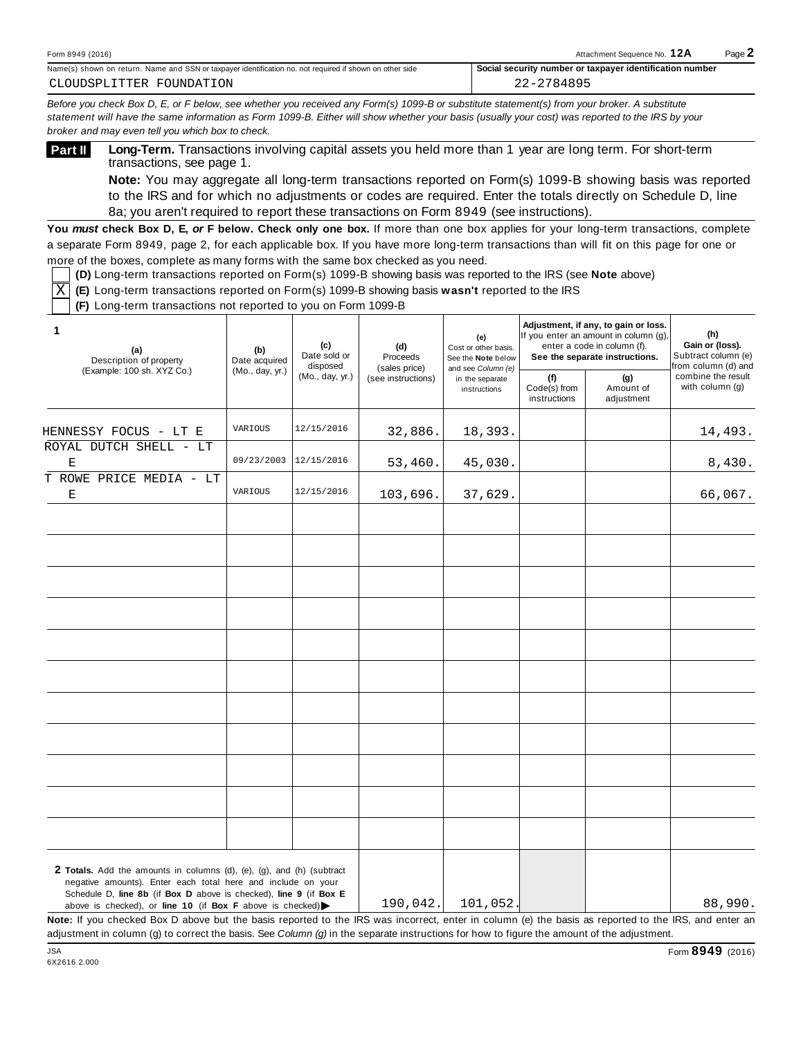Form 8949 (2016) Attachment Sequence No. **12A** Page **2**

Name(s) shown on return. Name and SSN or taxpayer identification no. not required if shown on other side: CLOUDSPLITTER FOUNDATION

**Social security number or taxpayer identification number**: 22-2784895

*Before you check Box D, E, or F below, see whether you received any Form(s) 1099-B or substitute statement(s) from your broker. A substitute statement will have the same information as Form 1099-B. Either will show whether your basis (usually your cost) was reported to the IRS by your broker and may even tell you which box to check.*

**Part II** **Long-Term.** Transactions involving capital assets you held more than 1 year are long term. For short-term transactions, see page 1.

**Note:** You may aggregate all long-term transactions reported on Form(s) 1099-B showing basis was reported to the IRS and for which no adjustments or codes are required. Enter the totals directly on Schedule D, line 8a; you aren't required to report these transactions on Form 8949 (see instructions).

**You *must* check Box D, E, *or* F below. Check only one box.** If more than one box applies for your long-term transactions, complete a separate Form 8949, page 2, for each applicable box. If you have more long-term transactions than will fit on this page for one or more of the boxes, complete as many forms with the same box checked as you need.

- [ ] **(D)** Long-term transactions reported on Form(s) 1099-B showing basis was reported to the IRS (see **Note** above)
- [X] **(E)** Long-term transactions reported on Form(s) 1099-B showing basis **wasn't** reported to the IRS
- [ ] **(F)** Long-term transactions not reported to you on Form 1099-B

| 1 (a) Description of property (Example: 100 sh. XYZ Co.) | (b) Date acquired (Mo., day, yr.) | (c) Date sold or disposed (Mo., day, yr.) | (d) Proceeds (sales price) (see instructions) | (e) Cost or other basis. See the **Note** below and see *Column (e)* in the separate instructions | Adjustment, if any, to gain or loss. If you enter an amount in column (g), enter a code in column (f). See the separate instructions. (f) Code(s) from instructions | (g) Amount of adjustment | (h) Gain or (loss). Subtract column (e) from column (d) and combine the result with column (g) |
|---|---|---|---|---|---|---|---|
| HENNESSY FOCUS - LT E | VARIOUS | 12/15/2016 | 32,886. | 18,393. | | | 14,493. |
| ROYAL DUTCH SHELL - LT E | 09/23/2003 | 12/15/2016 | 53,460. | 45,030. | | | 8,430. |
| T ROWE PRICE MEDIA - LT E | VARIOUS | 12/15/2016 | 103,696. | 37,629. | | | 66,067. |
| **2 Totals.** Add the amounts in columns (d), (e), (g), and (h) (subtract negative amounts). Enter each total here and include on your Schedule D, **line 8b** (if **Box D** above is checked), **line 9** (if **Box E** above is checked), or **line 10** (if **Box F** above is checked) ▶ | | | 190,042. | 101,052. | | | 88,990. |

**Note:** If you checked Box D above but the basis reported to the IRS was incorrect, enter in column (e) the basis as reported to the IRS, and enter an adjustment in column (g) to correct the basis. See *Column (g)* in the separate instructions for how to figure the amount of the adjustment.

JSA 6X2616 2.000 Form **8949** (2016)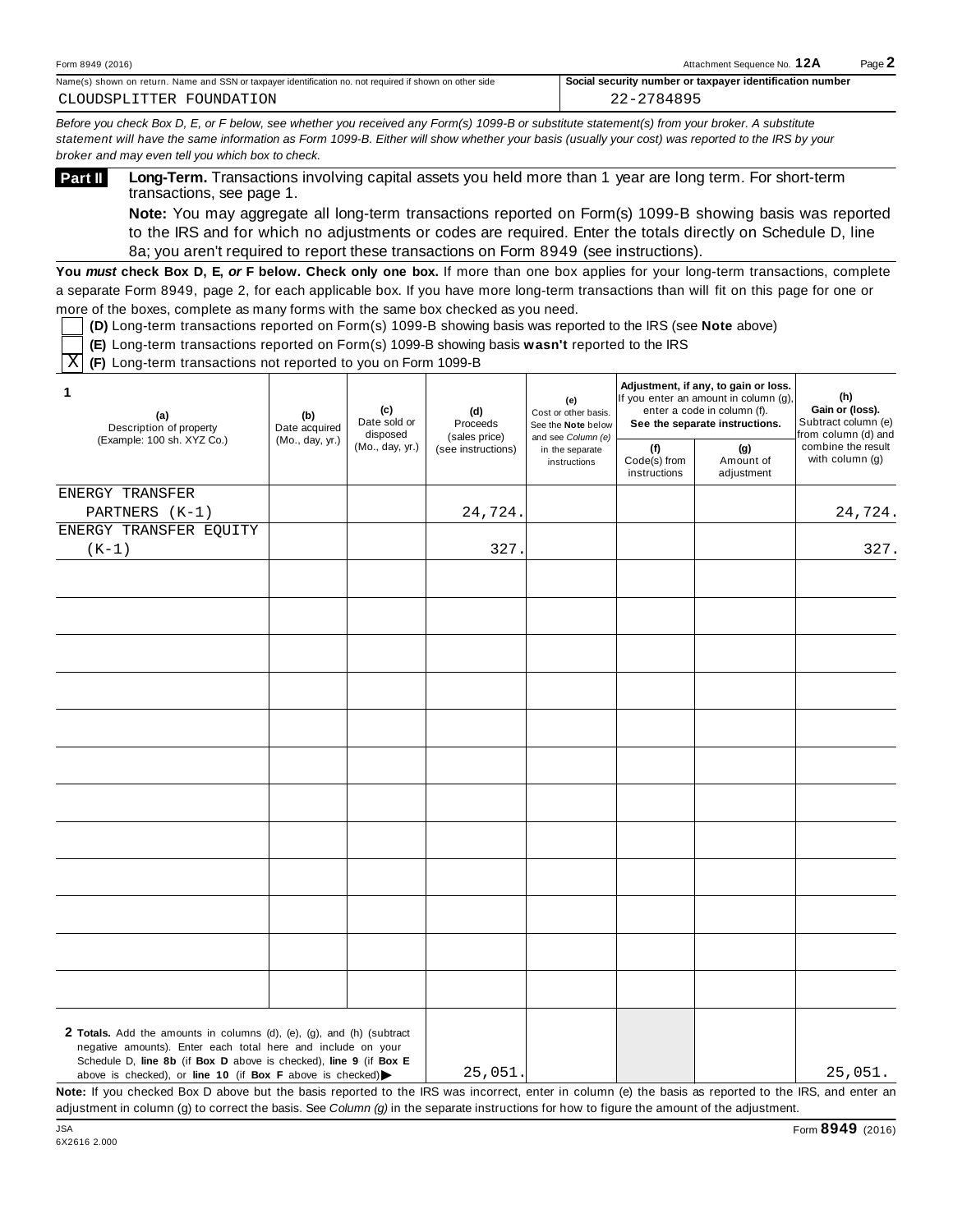Form 8949 (2016) Attachment Sequence No. **12A** Page **2**

Name(s) shown on return. Name and SSN or taxpayer identification no. not required if shown on other side: CLOUDSPLITTER FOUNDATION

**Social security number or taxpayer identification number:** 22-2784895

*Before you check Box D, E, or F below, see whether you received any Form(s) 1099-B or substitute statement(s) from your broker. A substitute statement will have the same information as Form 1099-B. Either will show whether your basis (usually your cost) was reported to the IRS by your broker and may even tell you which box to check.*

## Part II Long-Term.

**Long-Term.** Transactions involving capital assets you held more than 1 year are long term. For short-term transactions, see page 1.

**Note:** You may aggregate all long-term transactions reported on Form(s) 1099-B showing basis was reported to the IRS and for which no adjustments or codes are required. Enter the totals directly on Schedule D, line 8a; you aren't required to report these transactions on Form 8949 (see instructions).

**You *must* check Box D, E, *or* F below. Check only one box.** If more than one box applies for your long-term transactions, complete a separate Form 8949, page 2, for each applicable box. If you have more long-term transactions than will fit on this page for one or more of the boxes, complete as many forms with the same box checked as you need.

- [ ] **(D)** Long-term transactions reported on Form(s) 1099-B showing basis was reported to the IRS (see **Note** above)
- [ ] **(E)** Long-term transactions reported on Form(s) 1099-B showing basis **wasn't** reported to the IRS
- [X] **(F)** Long-term transactions not reported to you on Form 1099-B

| 1 (a) Description of property (Example: 100 sh. XYZ Co.) | (b) Date acquired (Mo., day, yr.) | (c) Date sold or disposed (Mo., day, yr.) | (d) Proceeds (sales price) (see instructions) | (e) Cost or other basis. See the **Note** below and see *Column (e)* in the separate instructions | Adjustment, if any, to gain or loss. If you enter an amount in column (g), enter a code in column (f). **See the separate instructions.** | | (h) **Gain or (loss).** Subtract column (e) from column (d) and combine the result with column (g) |
|---|---|---|---|---|---|---|---|
| | | | | | (f) Code(s) from instructions | (g) Amount of adjustment | |
| ENERGY TRANSFER PARTNERS (K-1) | | | 24,724. | | | | 24,724. |
| ENERGY TRANSFER EQUITY (K-1) | | | 327. | | | | 327. |
| | | | | | | | |
| | | | | | | | |
| | | | | | | | |
| | | | | | | | |
| | | | | | | | |
| | | | | | | | |
| | | | | | | | |
| | | | | | | | |
| | | | | | | | |
| | | | | | | | |
| | | | | | | | |
| | | | | | | | |
| **2 Totals.** Add the amounts in columns (d), (e), (g), and (h) (subtract negative amounts). Enter each total here and include on your Schedule D, **line 8b** (if **Box D** above is checked), **line 9** (if **Box E** above is checked), or **line 10** (if **Box F** above is checked) ▶ | | | 25,051. | | | | 25,051. |

**Note:** If you checked Box D above but the basis reported to the IRS was incorrect, enter in column (e) the basis as reported to the IRS, and enter an adjustment in column (g) to correct the basis. See *Column (g)* in the separate instructions for how to figure the amount of the adjustment.

JSA
6X2616 2.000

Form **8949** (2016)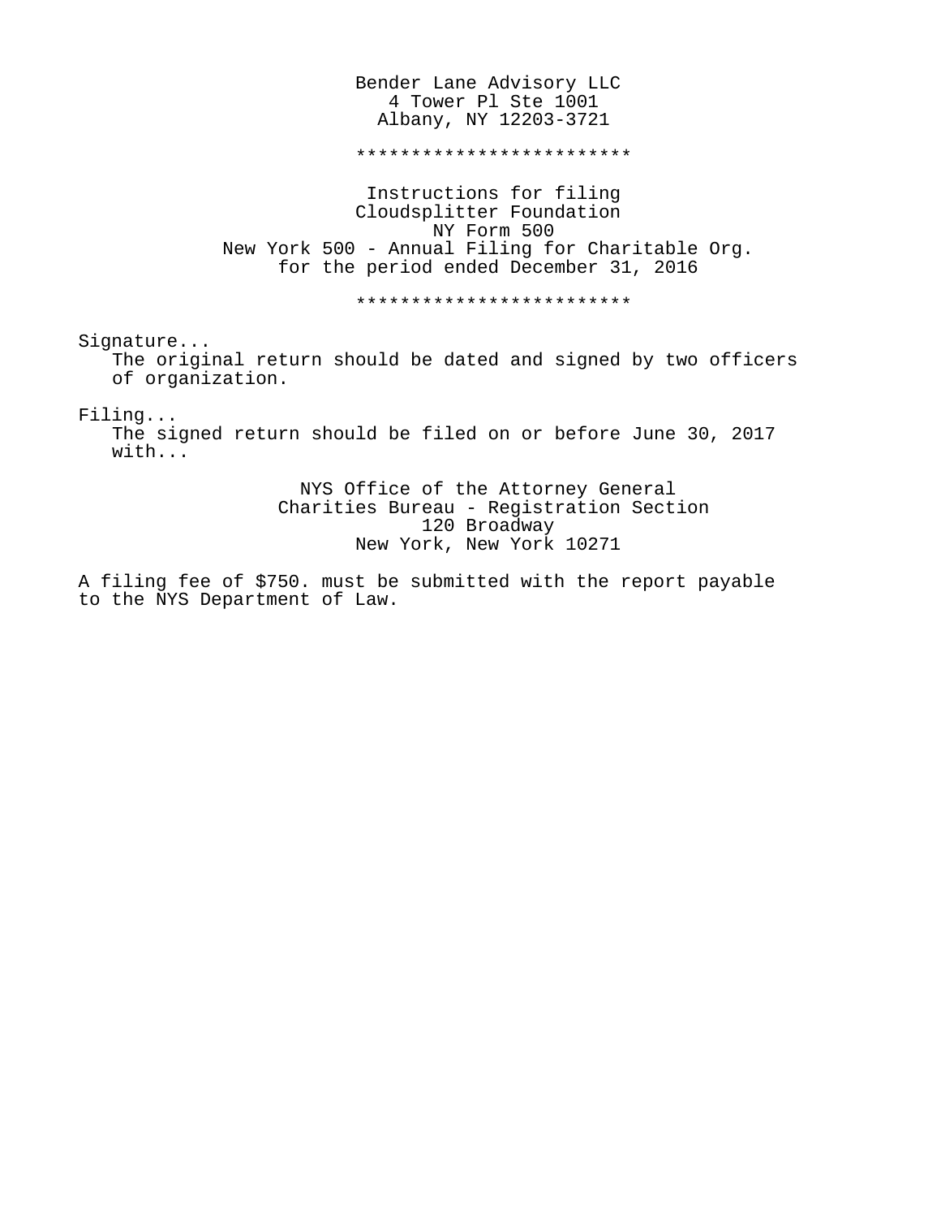Bender Lane Advisory LLC
4 Tower Pl Ste 1001
Albany, NY 12203-3721

*************************

Instructions for filing
Cloudsplitter Foundation
NY Form 500
New York 500 - Annual Filing for Charitable Org.
for the period ended December 31, 2016

*************************

Signature...
The original return should be dated and signed by two officers of organization.

Filing...
The signed return should be filed on or before June 30, 2017 with...

NYS Office of the Attorney General
Charities Bureau - Registration Section
120 Broadway
New York, New York 10271

A filing fee of $750. must be submitted with the report payable to the NYS Department of Law.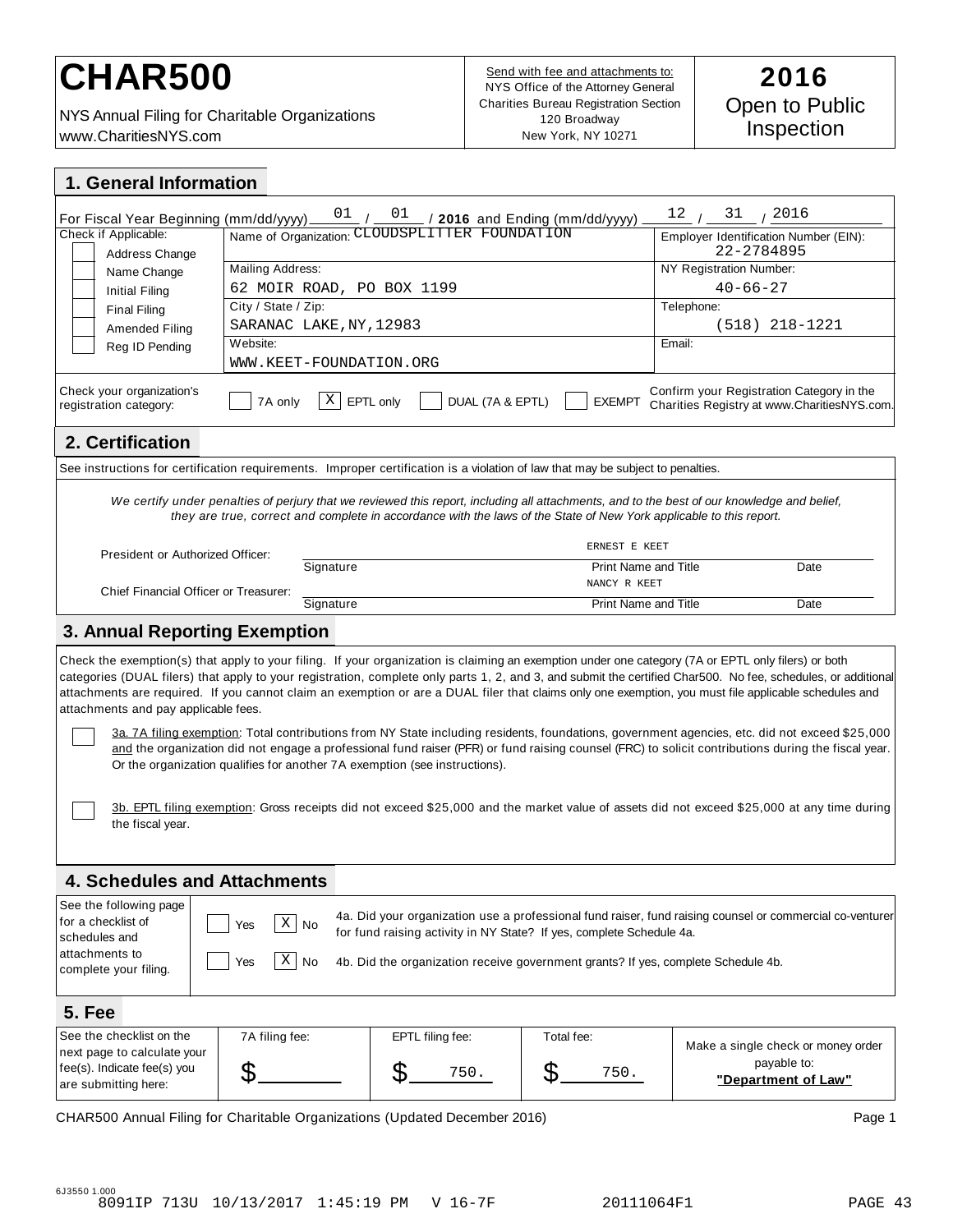# CHAR500

NYS Annual Filing for Charitable Organizations
www.CharitiesNYS.com

Send with fee and attachments to:
NYS Office of the Attorney General
Charities Bureau Registration Section
120 Broadway
New York, NY 10271

**2016**
Open to Public Inspection

## 1. General Information

For Fiscal Year Beginning (mm/dd/yyyy) 01 / 01 / **2016** and Ending (mm/dd/yyyy) 12 / 31 / 2016

| Check if Applicable: | | |
|---|---|---|
| [ ] Address Change<br>[ ] Name Change<br>[ ] Initial Filing<br>[ ] Final Filing<br>[ ] Amended Filing<br>[ ] Reg ID Pending | Name of Organization: CLOUDSPLITTER FOUNDATION | Employer Identification Number (EIN): 22-2784895 |
| | Mailing Address: 62 MOIR ROAD, PO BOX 1199 | NY Registration Number: 40-66-27 |
| | City / State / Zip: SARANAC LAKE,NY,12983 | Telephone: (518) 218-1221 |
| | Website: WWW.KEET-FOUNDATION.ORG | Email: |

Check your organization's registration category: [ ] 7A only [X] EPTL only [ ] DUAL (7A & EPTL) [ ] EXEMPT

Confirm your Registration Category in the Charities Registry at www.CharitiesNYS.com.

## 2. Certification

See instructions for certification requirements. Improper certification is a violation of law that may be subject to penalties.

*We certify under penalties of perjury that we reviewed this report, including all attachments, and to the best of our knowledge and belief, they are true, correct and complete in accordance with the laws of the State of New York applicable to this report.*

| | Signature | Print Name and Title | Date |
|---|---|---|---|
| President or Authorized Officer: | | ERNEST E KEET | |
| Chief Financial Officer or Treasurer: | | NANCY R KEET | |

## 3. Annual Reporting Exemption

Check the exemption(s) that apply to your filing. If your organization is claiming an exemption under one category (7A or EPTL only filers) or both categories (DUAL filers) that apply to your registration, complete only parts 1, 2, and 3, and submit the certified Char500. No fee, schedules, or additional attachments are required. If you cannot claim an exemption or are a DUAL filer that claims only one exemption, you must file applicable schedules and attachments and pay applicable fees.

[ ] 3a. 7A filing exemption: Total contributions from NY State including residents, foundations, government agencies, etc. did not exceed $25,000 and the organization did not engage a professional fund raiser (PFR) or fund raising counsel (FRC) to solicit contributions during the fiscal year. Or the organization qualifies for another 7A exemption (see instructions).

[ ] 3b. EPTL filing exemption: Gross receipts did not exceed $25,000 and the market value of assets did not exceed $25,000 at any time during the fiscal year.

## 4. Schedules and Attachments

See the following page for a checklist of schedules and attachments to complete your filing.

[ ] Yes [X] No 4a. Did your organization use a professional fund raiser, fund raising counsel or commercial co-venturer for fund raising activity in NY State? If yes, complete Schedule 4a.

[ ] Yes [X] No 4b. Did the organization receive government grants? If yes, complete Schedule 4b.

## 5. Fee

| See the checklist on the next page to calculate your fee(s). Indicate fee(s) you are submitting here: | 7A filing fee: | EPTL filing fee: | Total fee: | Make a single check or money order payable to: **"Department of Law"** |
|---|---|---|---|---|
| | $ | $ 750. | $ 750. | |

CHAR500 Annual Filing for Charitable Organizations (Updated December 2016)

6J3550 1.000
8091IP 713U 10/13/2017 1:45:19 PM V 16-7F 20111064F1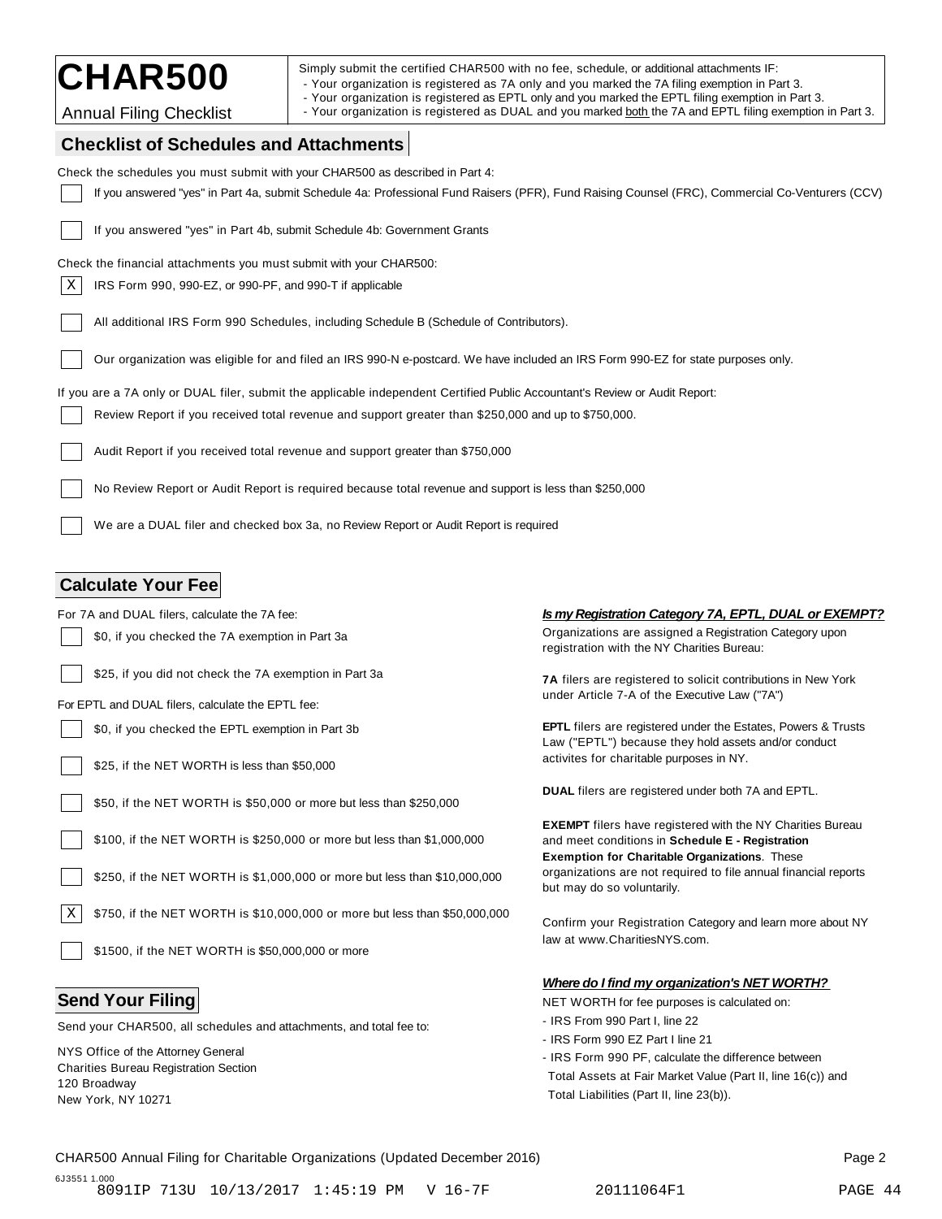# CHAR500

Annual Filing Checklist

Simply submit the certified CHAR500 with no fee, schedule, or additional attachments IF:
- Your organization is registered as 7A only and you marked the 7A filing exemption in Part 3.
- Your organization is registered as EPTL only and you marked the EPTL filing exemption in Part 3.
- Your organization is registered as DUAL and you marked both the 7A and EPTL filing exemption in Part 3.

## Checklist of Schedules and Attachments

Check the schedules you must submit with your CHAR500 as described in Part 4:

- [ ] If you answered "yes" in Part 4a, submit Schedule 4a: Professional Fund Raisers (PFR), Fund Raising Counsel (FRC), Commercial Co-Venturers (CCV)
- [ ] If you answered "yes" in Part 4b, submit Schedule 4b: Government Grants

Check the financial attachments you must submit with your CHAR500:

- [X] IRS Form 990, 990-EZ, or 990-PF, and 990-T if applicable
- [ ] All additional IRS Form 990 Schedules, including Schedule B (Schedule of Contributors).
- [ ] Our organization was eligible for and filed an IRS 990-N e-postcard. We have included an IRS Form 990-EZ for state purposes only.

If you are a 7A only or DUAL filer, submit the applicable independent Certified Public Accountant's Review or Audit Report:

- [ ] Review Report if you received total revenue and support greater than $250,000 and up to $750,000.
- [ ] Audit Report if you received total revenue and support greater than $750,000
- [ ] No Review Report or Audit Report is required because total revenue and support is less than $250,000
- [ ] We are a DUAL filer and checked box 3a, no Review Report or Audit Report is required

## Calculate Your Fee

For 7A and DUAL filers, calculate the 7A fee:

- [ ] $0, if you checked the 7A exemption in Part 3a
- [ ] $25, if you did not check the 7A exemption in Part 3a

For EPTL and DUAL filers, calculate the EPTL fee:

- [ ] $0, if you checked the EPTL exemption in Part 3b
- [ ] $25, if the NET WORTH is less than $50,000
- [ ] $50, if the NET WORTH is $50,000 or more but less than $250,000
- [ ] $100, if the NET WORTH is $250,000 or more but less than $1,000,000
- [ ] $250, if the NET WORTH is $1,000,000 or more but less than $10,000,000
- [X] $750, if the NET WORTH is $10,000,000 or more but less than $50,000,000
- [ ] $1500, if the NET WORTH is $50,000,000 or more

***Is my Registration Category 7A, EPTL, DUAL or EXEMPT?***

Organizations are assigned a Registration Category upon registration with the NY Charities Bureau:

**7A** filers are registered to solicit contributions in New York under Article 7-A of the Executive Law ("7A")

**EPTL** filers are registered under the Estates, Powers & Trusts Law ("EPTL") because they hold assets and/or conduct activites for charitable purposes in NY.

**DUAL** filers are registered under both 7A and EPTL.

**EXEMPT** filers have registered with the NY Charities Bureau and meet conditions in **Schedule E - Registration Exemption for Charitable Organizations**. These organizations are not required to file annual financial reports but may do so voluntarily.

Confirm your Registration Category and learn more about NY law at www.CharitiesNYS.com.

## Send Your Filing

Send your CHAR500, all schedules and attachments, and total fee to:

NYS Office of the Attorney General
Charities Bureau Registration Section
120 Broadway
New York, NY 10271

***Where do I find my organization's NET WORTH?***

NET WORTH for fee purposes is calculated on:
- IRS From 990 Part I, line 22
- IRS Form 990 EZ Part I line 21
- IRS Form 990 PF, calculate the difference between Total Assets at Fair Market Value (Part II, line 16(c)) and Total Liabilities (Part II, line 23(b)).

CHAR500 Annual Filing for Charitable Organizations (Updated December 2016)

6J3551 1.000
8091IP 713U 10/13/2017 1:45:19 PM V 16-7F 20111064F1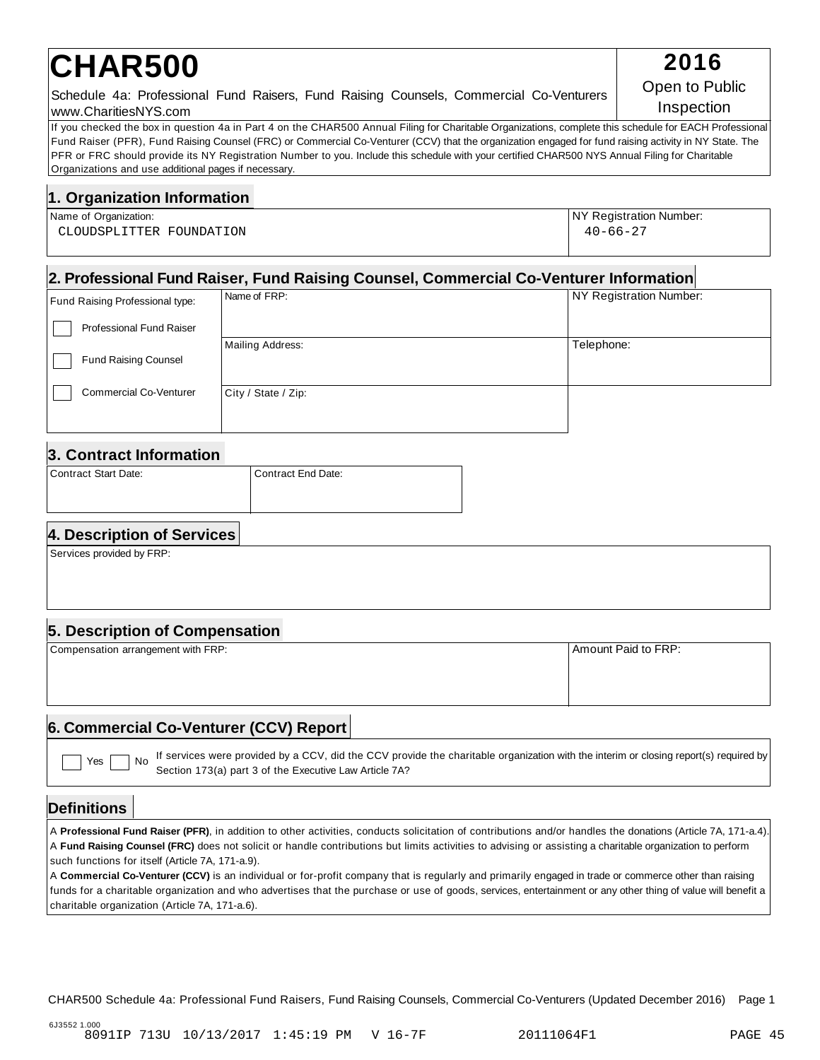# CHAR500

**2016**
Open to Public Inspection

Schedule 4a: Professional Fund Raisers, Fund Raising Counsels, Commercial Co-Venturers
www.CharitiesNYS.com

If you checked the box in question 4a in Part 4 on the CHAR500 Annual Filing for Charitable Organizations, complete this schedule for EACH Professional Fund Raiser (PFR), Fund Raising Counsel (FRC) or Commercial Co-Venturer (CCV) that the organization engaged for fund raising activity in NY State. The PFR or FRC should provide its NY Registration Number to you. Include this schedule with your certified CHAR500 NYS Annual Filing for Charitable Organizations and use additional pages if necessary.

## 1. Organization Information

| Name of Organization: | NY Registration Number: |
|---|---|
| CLOUDSPLITTER FOUNDATION | 40-66-27 |

## 2. Professional Fund Raiser, Fund Raising Counsel, Commercial Co-Venturer Information

| Fund Raising Professional type: | | |
|---|---|---|
| ☐ Professional Fund Raiser | Name of FRP: | NY Registration Number: |
| ☐ Fund Raising Counsel | Mailing Address: | Telephone: |
| ☐ Commercial Co-Venturer | City / State / Zip: | |

## 3. Contract Information

| Contract Start Date: | Contract End Date: |
|---|---|
| | |

## 4. Description of Services

Services provided by FRP:

## 5. Description of Compensation

| Compensation arrangement with FRP: | Amount Paid to FRP: |
|---|---|
| | |

## 6. Commercial Co-Venturer (CCV) Report

☐ Yes ☐ No If services were provided by a CCV, did the CCV provide the charitable organization with the interim or closing report(s) required by Section 173(a) part 3 of the Executive Law Article 7A?

## Definitions

A **Professional Fund Raiser (PFR)**, in addition to other activities, conducts solicitation of contributions and/or handles the donations (Article 7A, 171-a.4).
A **Fund Raising Counsel (FRC)** does not solicit or handle contributions but limits activities to advising or assisting a charitable organization to perform such functions for itself (Article 7A, 171-a.9).
A **Commercial Co-Venturer (CCV)** is an individual or for-profit company that is regularly and primarily engaged in trade or commerce other than raising funds for a charitable organization and who advertises that the purchase or use of goods, services, entertainment or any other thing of value will benefit a charitable organization (Article 7A, 171-a.6).

CHAR500 Schedule 4a: Professional Fund Raisers, Fund Raising Counsels, Commercial Co-Venturers (Updated December 2016)

6J3552 1.000
8091IP 713U 10/13/2017 1:45:19 PM V 16-7F 20111064F1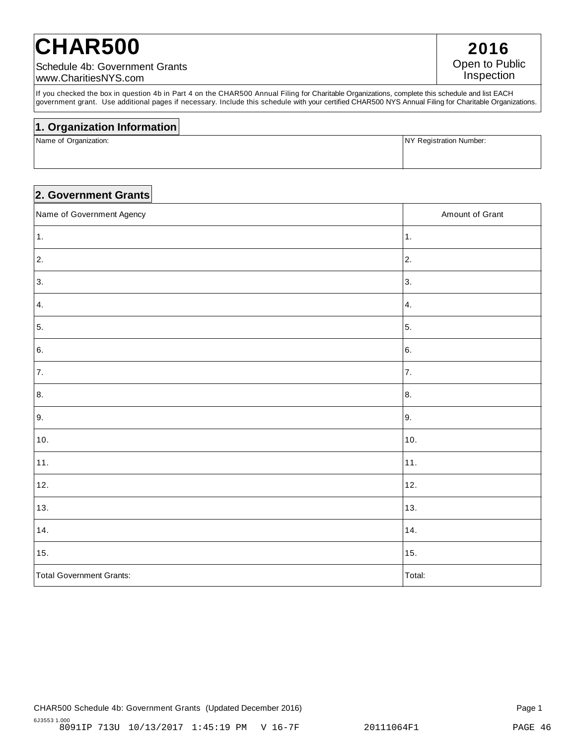# CHAR500

Schedule 4b: Government Grants
www.CharitiesNYS.com

**2016**
Open to Public Inspection

If you checked the box in question 4b in Part 4 on the CHAR500 Annual Filing for Charitable Organizations, complete this schedule and list EACH government grant. Use additional pages if necessary. Include this schedule with your certified CHAR500 NYS Annual Filing for Charitable Organizations.

## 1. Organization Information

| Name of Organization: | NY Registration Number: |
|---|---|
| | |

## 2. Government Grants

| Name of Government Agency | Amount of Grant |
|---|---|
| 1. | 1. |
| 2. | 2. |
| 3. | 3. |
| 4. | 4. |
| 5. | 5. |
| 6. | 6. |
| 7. | 7. |
| 8. | 8. |
| 9. | 9. |
| 10. | 10. |
| 11. | 11. |
| 12. | 12. |
| 13. | 13. |
| 14. | 14. |
| 15. | 15. |
| Total Government Grants: | Total: |

CHAR500 Schedule 4b: Government Grants (Updated December 2016)

6J3553 1.000
8091IP 713U 10/13/2017 1:45:19 PM V 16-7F 20111064F1